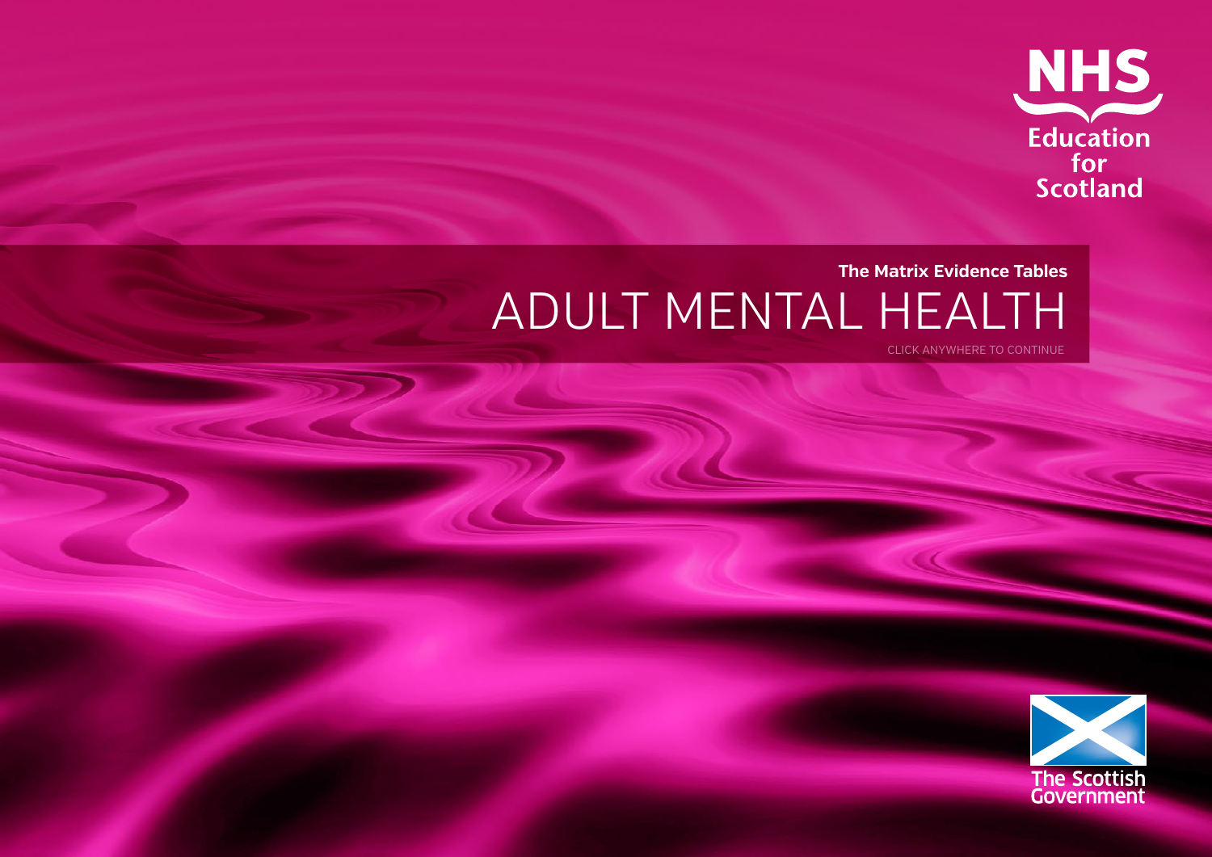NHS Education for Scotland

**The Matrix Evidence Tables**

# ADULT MENTAL HEALTH

CLICK ANYWHERE TO CONTINUE

The Scottish Government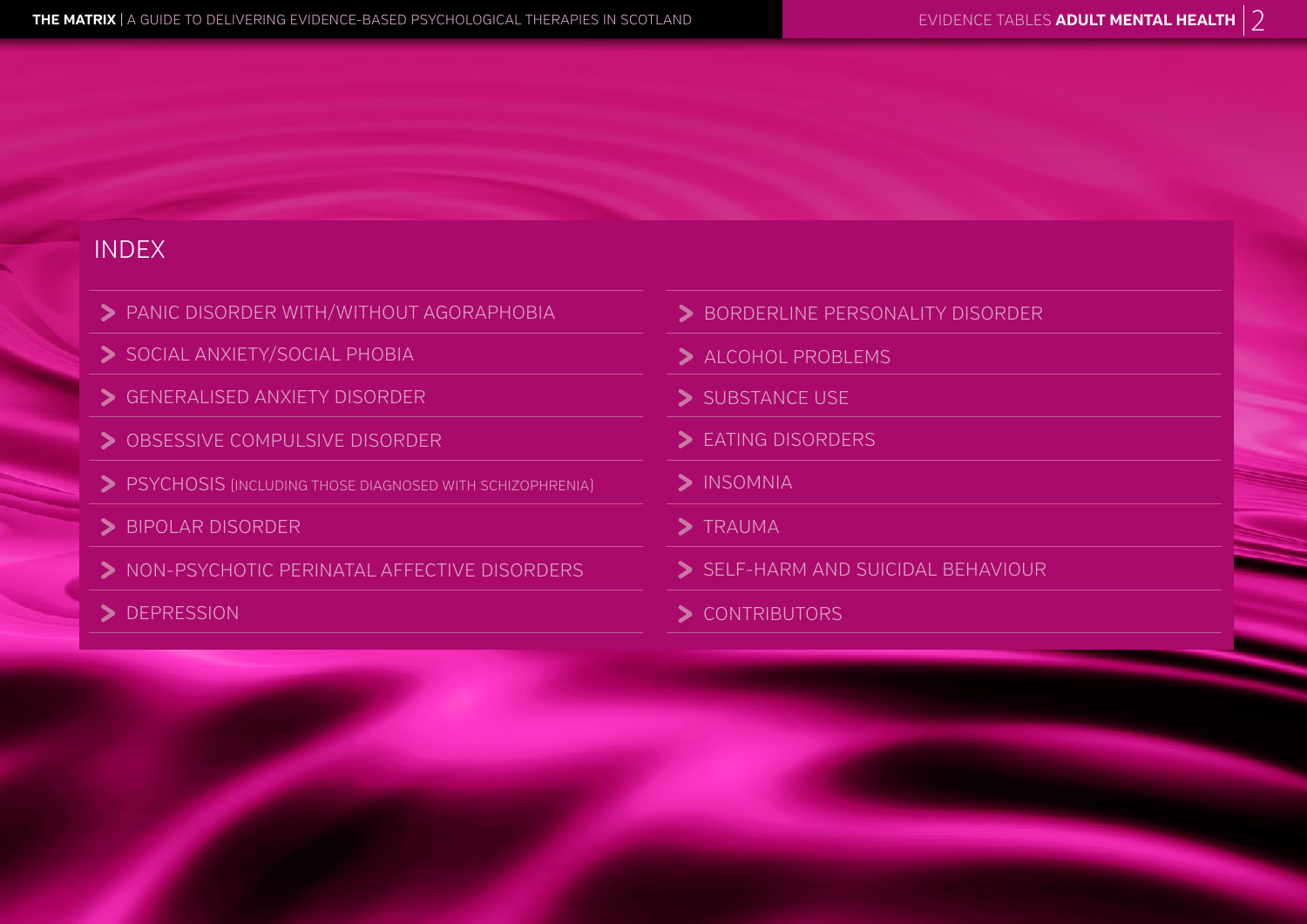# INDEX

- PANIC DISORDER WITH/WITHOUT AGORAPHOBIA
- SOCIAL ANXIETY/SOCIAL PHOBIA
- GENERALISED ANXIETY DISORDER
- OBSESSIVE COMPULSIVE DISORDER
- PSYCHOSIS (INCLUDING THOSE DIAGNOSED WITH SCHIZOPHRENIA)
- BIPOLAR DISORDER
- NON-PSYCHOTIC PERINATAL AFFECTIVE DISORDERS
- DEPRESSION
- BORDERLINE PERSONALITY DISORDER
- ALCOHOL PROBLEMS
- SUBSTANCE USE
- EATING DISORDERS
- INSOMNIA
- TRAUMA
- SELF-HARM AND SUICIDAL BEHAVIOUR
- CONTRIBUTORS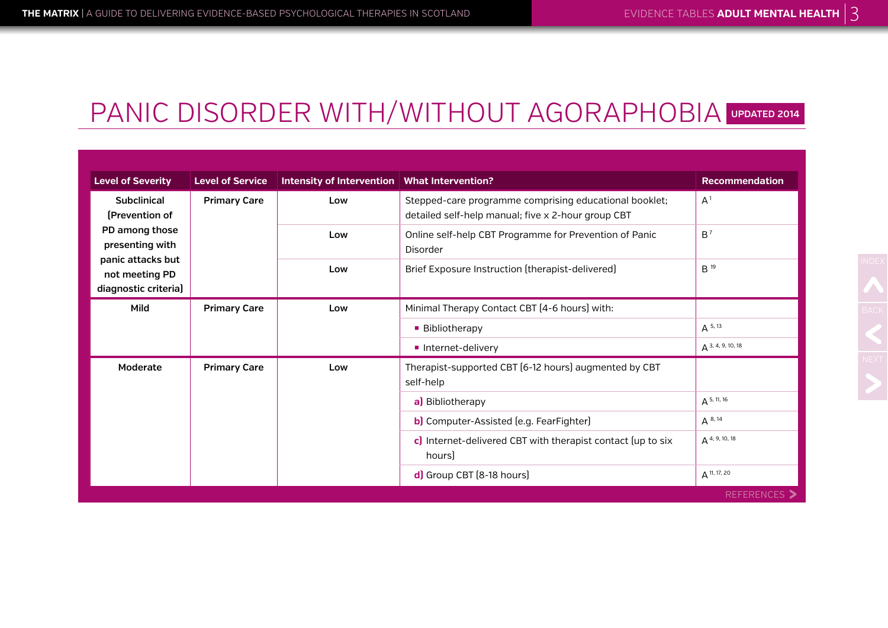# PANIC DISORDER WITH/WITHOUT AGORAPHOBIA UPDATED 2014

| Level of Severity | Level of Service | Intensity of Intervention | What Intervention? | Recommendation |
|---|---|---|---|---|
| Subclinical (Prevention of PD among those presenting with panic attacks but not meeting PD diagnostic criteria) | Primary Care | Low | Stepped-care programme comprising educational booklet; detailed self-help manual; five x 2-hour group CBT | A [1] |
| | | Low | Online self-help CBT Programme for Prevention of Panic Disorder | B [7] |
| | | Low | Brief Exposure Instruction (therapist-delivered) | B [19] |
| Mild | Primary Care | Low | Minimal Therapy Contact CBT (4-6 hours) with: | |
| | | | ▪ Bibliotherapy | A [5, 13] |
| | | | ▪ Internet-delivery | A [3, 4, 9, 10, 18] |
| Moderate | Primary Care | Low | Therapist-supported CBT (6-12 hours) augmented by CBT self-help | |
| | | | **a)** Bibliotherapy | A [5, 11, 16] |
| | | | **b)** Computer-Assisted (e.g. FearFighter) | A [8, 14] |
| | | | **c)** Internet-delivered CBT with therapist contact (up to six hours) | A [4, 9, 10, 18] |
| | | | **d)** Group CBT (8-18 hours) | A [11, 17, 20] |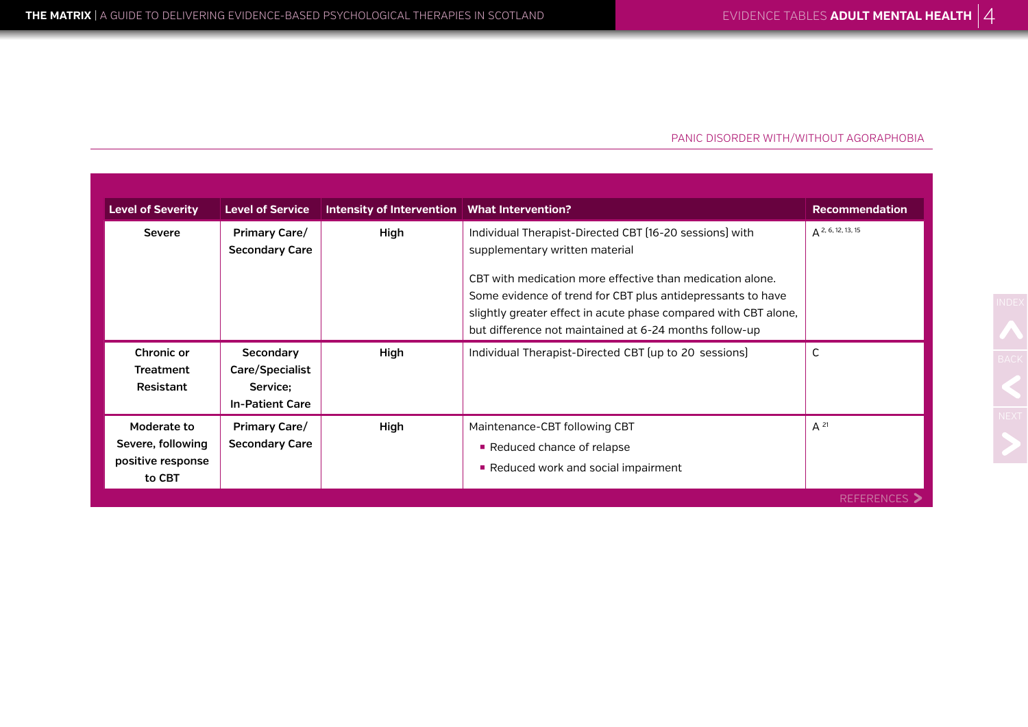PANIC DISORDER WITH/WITHOUT AGORAPHOBIA

| Level of Severity | Level of Service | Intensity of Intervention | What Intervention? | Recommendation |
|---|---|---|---|---|
| Severe | Primary Care/ Secondary Care | High | Individual Therapist-Directed CBT (16-20 sessions) with supplementary written material<br><br>CBT with medication more effective than medication alone. Some evidence of trend for CBT plus antidepressants to have slightly greater effect in acute phase compared with CBT alone, but difference not maintained at 6-24 months follow-up | A [2, 6, 12, 13, 15] |
| Chronic or Treatment Resistant | Secondary Care/Specialist Service; In-Patient Care | High | Individual Therapist-Directed CBT (up to 20 sessions) | C |
| Moderate to Severe, following positive response to CBT | Primary Care/ Secondary Care | High | Maintenance-CBT following CBT<br>▪ Reduced chance of relapse<br>▪ Reduced work and social impairment | A [21] |

REFERENCES >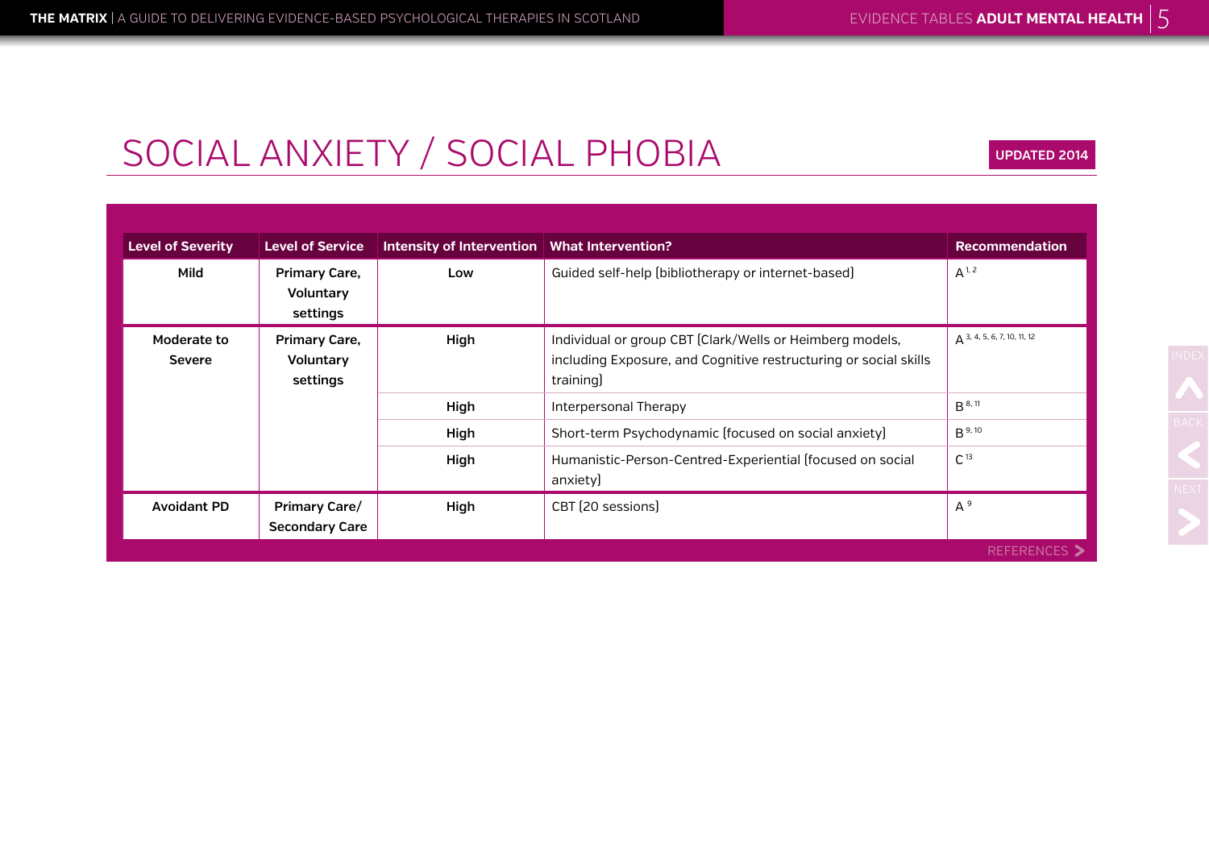# SOCIAL ANXIETY / SOCIAL PHOBIA

UPDATED 2014

| Level of Severity | Level of Service | Intensity of Intervention | What Intervention? | Recommendation |
|---|---|---|---|---|
| Mild | Primary Care, Voluntary settings | Low | Guided self-help (bibliotherapy or internet-based) | A [1, 2] |
| Moderate to Severe | Primary Care, Voluntary settings | High | Individual or group CBT (Clark/Wells or Heimberg models, including Exposure, and Cognitive restructuring or social skills training) | A [3, 4, 5, 6, 7, 10, 11, 12] |
| | | High | Interpersonal Therapy | B [8, 11] |
| | | High | Short-term Psychodynamic (focused on social anxiety) | B [9, 10] |
| | | High | Humanistic-Person-Centred-Experiential (focused on social anxiety) | C [13] |
| Avoidant PD | Primary Care/ Secondary Care | High | CBT (20 sessions) | A [9] |

REFERENCES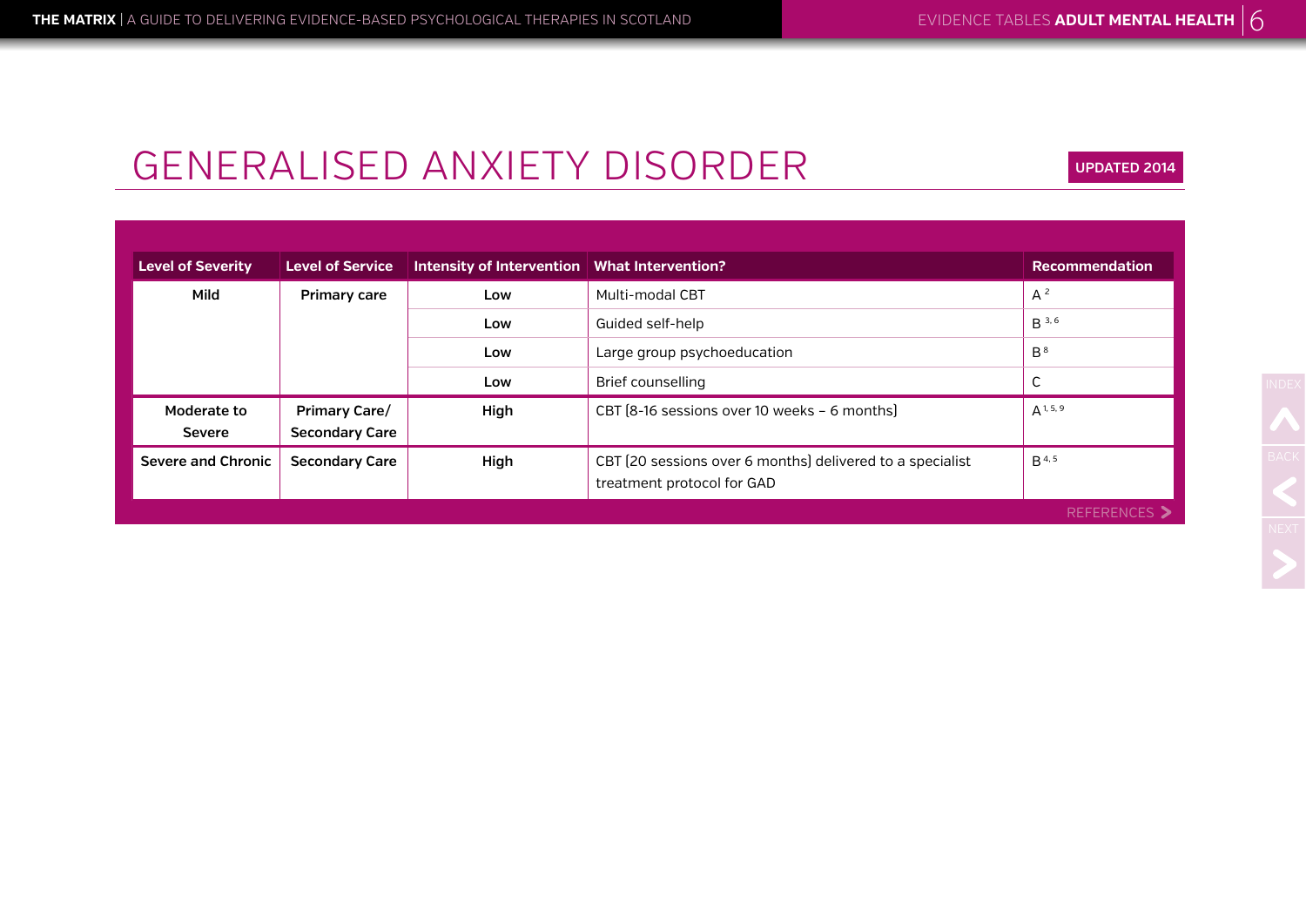# GENERALISED ANXIETY DISORDER

**UPDATED 2014**

| Level of Severity | Level of Service | Intensity of Intervention | What Intervention? | Recommendation |
|---|---|---|---|---|
| Mild | Primary care | Low | Multi-modal CBT | A [2] |
| | | Low | Guided self-help | B [3, 6] |
| | | Low | Large group psychoeducation | B [8] |
| | | Low | Brief counselling | C |
| Moderate to Severe | Primary Care/ Secondary Care | High | CBT (8-16 sessions over 10 weeks – 6 months) | A [1, 5, 9] |
| Severe and Chronic | Secondary Care | High | CBT (20 sessions over 6 months) delivered to a specialist treatment protocol for GAD | B [4, 5] |

REFERENCES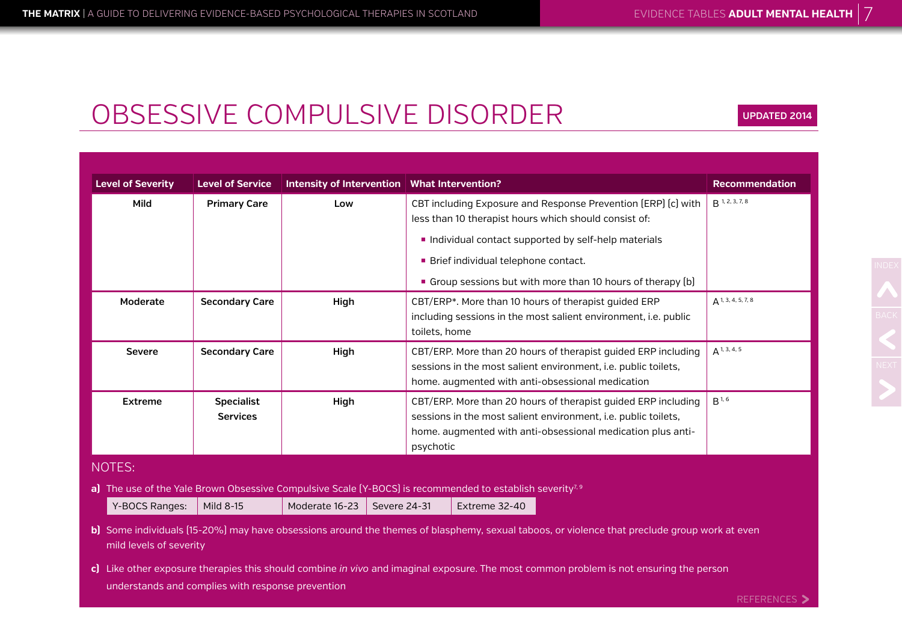# OBSESSIVE COMPULSIVE DISORDER

**UPDATED 2014**

| Level of Severity | Level of Service | Intensity of Intervention | What Intervention? | Recommendation |
|---|---|---|---|---|
| Mild | Primary Care | Low | CBT including Exposure and Response Prevention (ERP) (c) with less than 10 therapist hours which should consist of: <br>▪ Individual contact supported by self-help materials <br>▪ Brief individual telephone contact. <br>▪ Group sessions but with more than 10 hours of therapy (b) | B [1, 2, 3, 7, 8] |
| Moderate | Secondary Care | High | CBT/ERP*. More than 10 hours of therapist guided ERP including sessions in the most salient environment, i.e. public toilets, home | A [1, 3, 4, 5, 7, 8] |
| Severe | Secondary Care | High | CBT/ERP. More than 20 hours of therapist guided ERP including sessions in the most salient environment, i.e. public toilets, home. augmented with anti-obsessional medication | A [1, 3, 4, 5] |
| Extreme | Specialist Services | High | CBT/ERP. More than 20 hours of therapist guided ERP including sessions in the most salient environment, i.e. public toilets, home. augmented with anti-obsessional medication plus anti-psychotic | B [1, 6] |

## NOTES:

**a)** The use of the Yale Brown Obsessive Compulsive Scale (Y-BOCS) is recommended to establish severity[7, 9]

| Y-BOCS Ranges: | Mild 8-15 | Moderate 16-23 | Severe 24-31 | Extreme 32-40 |
|---|---|---|---|---|

**b)** Some individuals (15-20%) may have obsessions around the themes of blasphemy, sexual taboos, or violence that preclude group work at even mild levels of severity

**c)** Like other exposure therapies this should combine *in vivo* and imaginal exposure. The most common problem is not ensuring the person understands and complies with response prevention

REFERENCES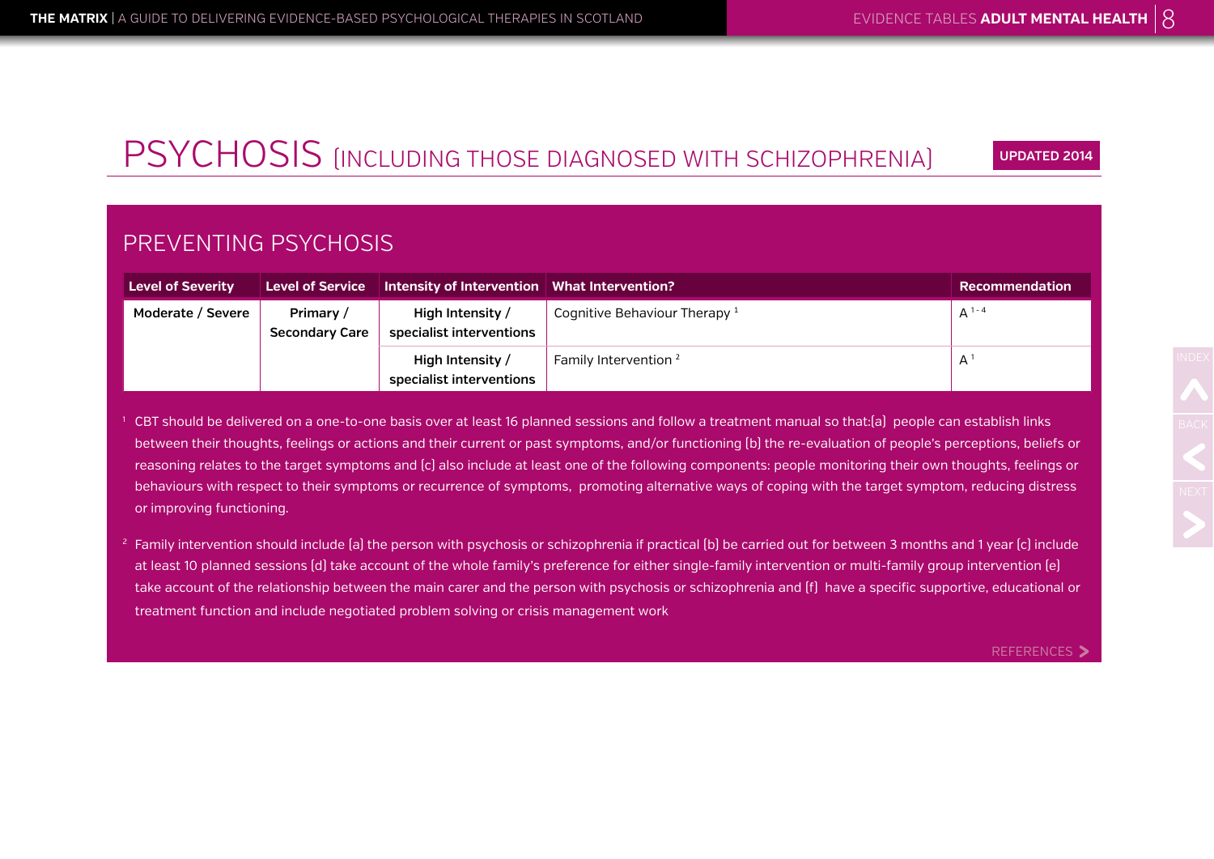# PSYCHOSIS (INCLUDING THOSE DIAGNOSED WITH SCHIZOPHRENIA)

UPDATED 2014

## PREVENTING PSYCHOSIS

| Level of Severity | Level of Service | Intensity of Intervention | What Intervention? | Recommendation |
|---|---|---|---|---|
| Moderate / Severe | Primary / Secondary Care | High Intensity / specialist interventions | Cognitive Behaviour Therapy [1] | A [1-4] |
| | | High Intensity / specialist interventions | Family Intervention [2] | A [1] |

[1] CBT should be delivered on a one-to-one basis over at least 16 planned sessions and follow a treatment manual so that:(a) people can establish links between their thoughts, feelings or actions and their current or past symptoms, and/or functioning (b) the re-evaluation of people's perceptions, beliefs or reasoning relates to the target symptoms and (c) also include at least one of the following components: people monitoring their own thoughts, feelings or behaviours with respect to their symptoms or recurrence of symptoms, promoting alternative ways of coping with the target symptom, reducing distress or improving functioning.

[2] Family intervention should include (a) the person with psychosis or schizophrenia if practical (b) be carried out for between 3 months and 1 year (c) include at least 10 planned sessions (d) take account of the whole family's preference for either single-family intervention or multi-family group intervention (e) take account of the relationship between the main carer and the person with psychosis or schizophrenia and (f) have a specific supportive, educational or treatment function and include negotiated problem solving or crisis management work

REFERENCES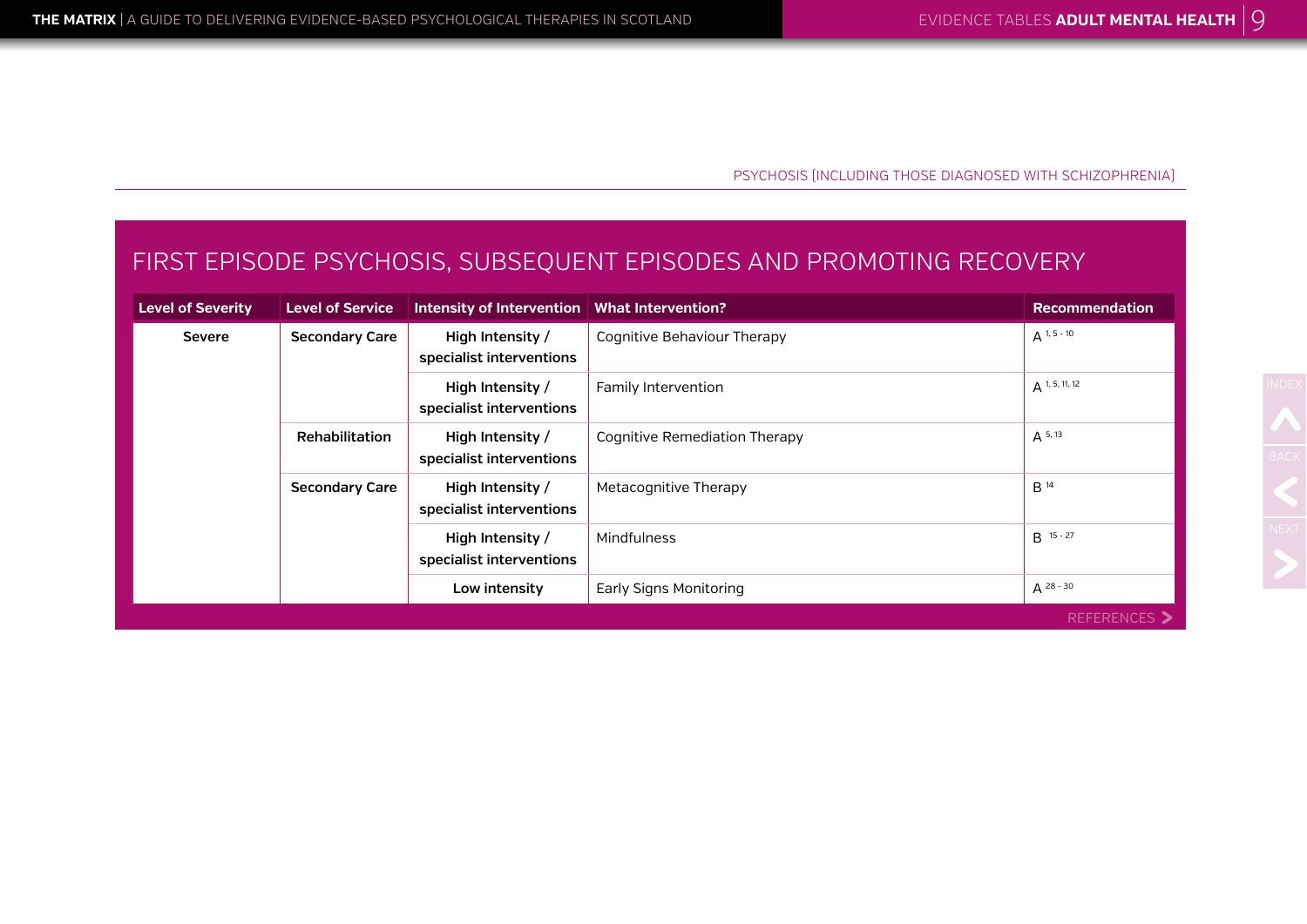PSYCHOSIS [INCLUDING THOSE DIAGNOSED WITH SCHIZOPHRENIA]

## FIRST EPISODE PSYCHOSIS, SUBSEQUENT EPISODES AND PROMOTING RECOVERY

| Level of Severity | Level of Service | Intensity of Intervention | What Intervention? | Recommendation |
|---|---|---|---|---|
| Severe | Secondary Care | High Intensity / specialist interventions | Cognitive Behaviour Therapy | A [1, 5 - 10] |
| | | High Intensity / specialist interventions | Family Intervention | A [1, 5, 11, 12] |
| | Rehabilitation | High Intensity / specialist interventions | Cognitive Remediation Therapy | A [5, 13] |
| | Secondary Care | High Intensity / specialist interventions | Metacognitive Therapy | B [14] |
| | | High Intensity / specialist interventions | Mindfulness | B [15 - 27] |
| | | Low intensity | Early Signs Monitoring | A [28 - 30] |

REFERENCES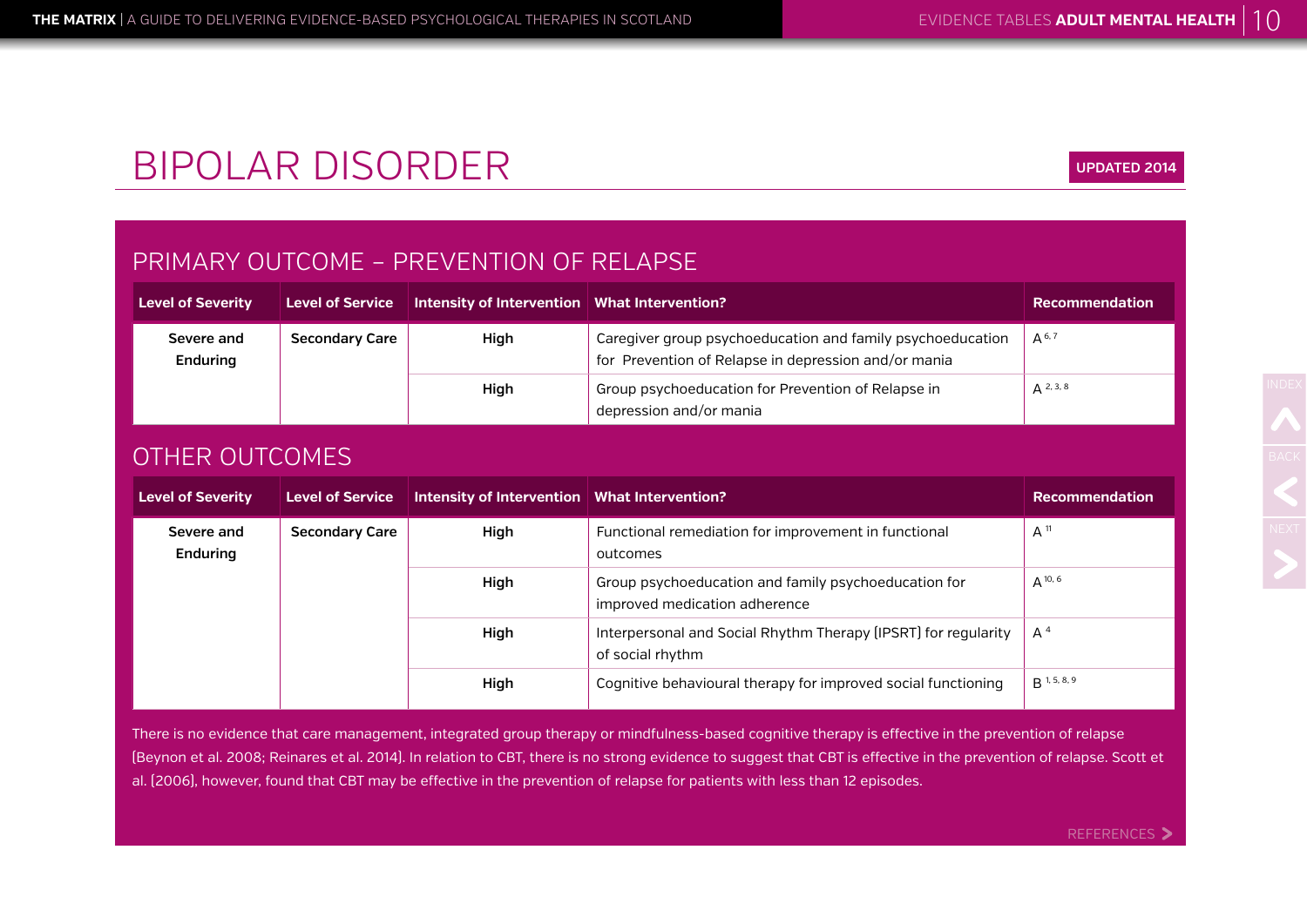# BIPOLAR DISORDER

UPDATED 2014

## PRIMARY OUTCOME – PREVENTION OF RELAPSE

| Level of Severity | Level of Service | Intensity of Intervention | What Intervention? | Recommendation |
|---|---|---|---|---|
| Severe and Enduring | Secondary Care | High | Caregiver group psychoeducation and family psychoeducation for Prevention of Relapse in depression and/or mania | A [6, 7] |
| | | High | Group psychoeducation for Prevention of Relapse in depression and/or mania | A [2, 3, 8] |

## OTHER OUTCOMES

| Level of Severity | Level of Service | Intensity of Intervention | What Intervention? | Recommendation |
|---|---|---|---|---|
| Severe and Enduring | Secondary Care | High | Functional remediation for improvement in functional outcomes | A [11] |
| | | High | Group psychoeducation and family psychoeducation for improved medication adherence | A [10, 6] |
| | | High | Interpersonal and Social Rhythm Therapy (IPSRT) for regularity of social rhythm | A [4] |
| | | High | Cognitive behavioural therapy for improved social functioning | B [1, 5, 8, 9] |

There is no evidence that care management, integrated group therapy or mindfulness-based cognitive therapy is effective in the prevention of relapse (Beynon et al. 2008; Reinares et al. 2014). In relation to CBT, there is no strong evidence to suggest that CBT is effective in the prevention of relapse. Scott et al. (2006), however, found that CBT may be effective in the prevention of relapse for patients with less than 12 episodes.

REFERENCES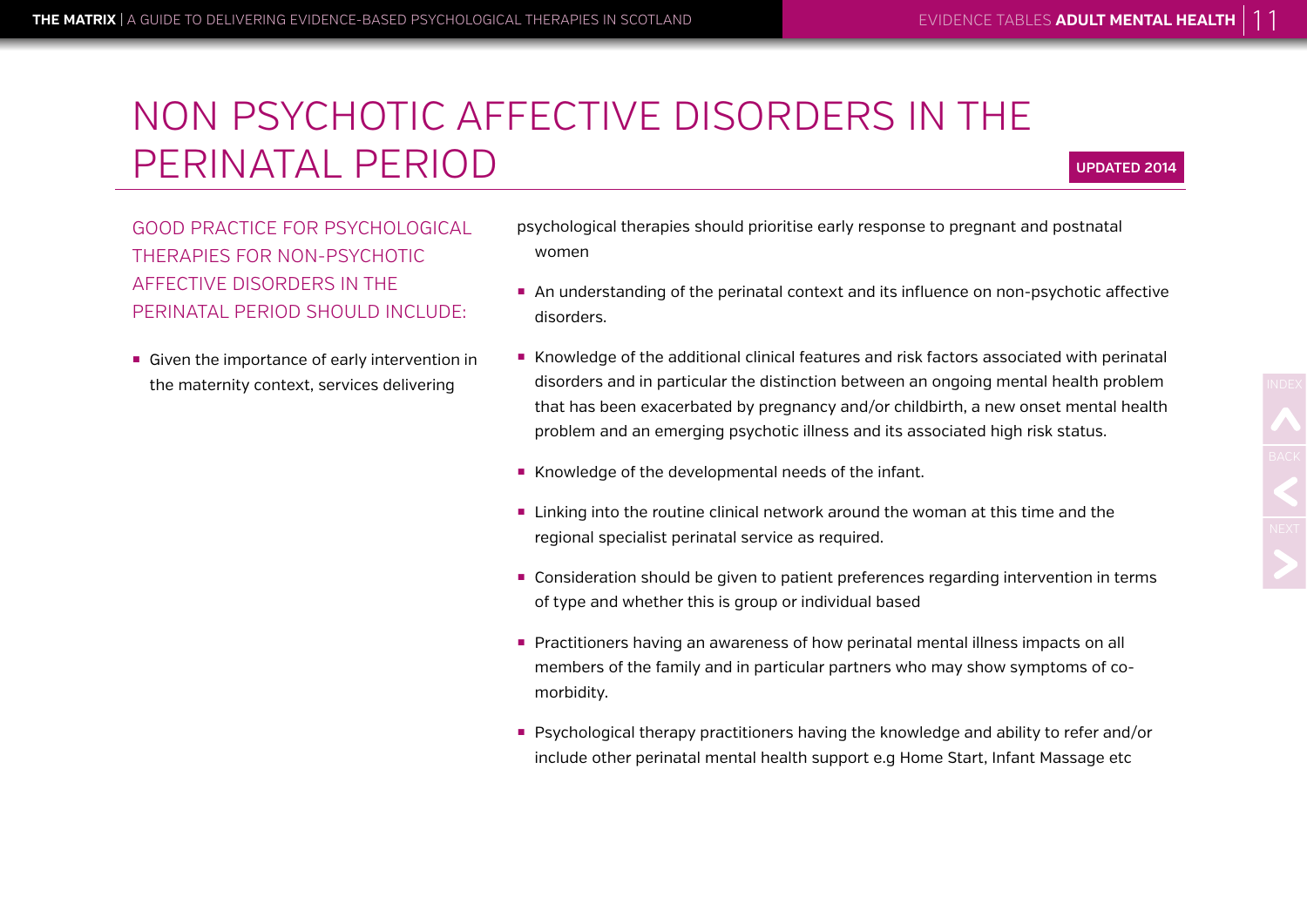# NON PSYCHOTIC AFFECTIVE DISORDERS IN THE PERINATAL PERIOD

UPDATED 2014

## GOOD PRACTICE FOR PSYCHOLOGICAL THERAPIES FOR NON-PSYCHOTIC AFFECTIVE DISORDERS IN THE PERINATAL PERIOD SHOULD INCLUDE:

- Given the importance of early intervention in the maternity context, services delivering psychological therapies should prioritise early response to pregnant and postnatal women
- An understanding of the perinatal context and its influence on non-psychotic affective disorders.
- Knowledge of the additional clinical features and risk factors associated with perinatal disorders and in particular the distinction between an ongoing mental health problem that has been exacerbated by pregnancy and/or childbirth, a new onset mental health problem and an emerging psychotic illness and its associated high risk status.
- Knowledge of the developmental needs of the infant.
- Linking into the routine clinical network around the woman at this time and the regional specialist perinatal service as required.
- Consideration should be given to patient preferences regarding intervention in terms of type and whether this is group or individual based
- Practitioners having an awareness of how perinatal mental illness impacts on all members of the family and in particular partners who may show symptoms of co-morbidity.
- Psychological therapy practitioners having the knowledge and ability to refer and/or include other perinatal mental health support e.g Home Start, Infant Massage etc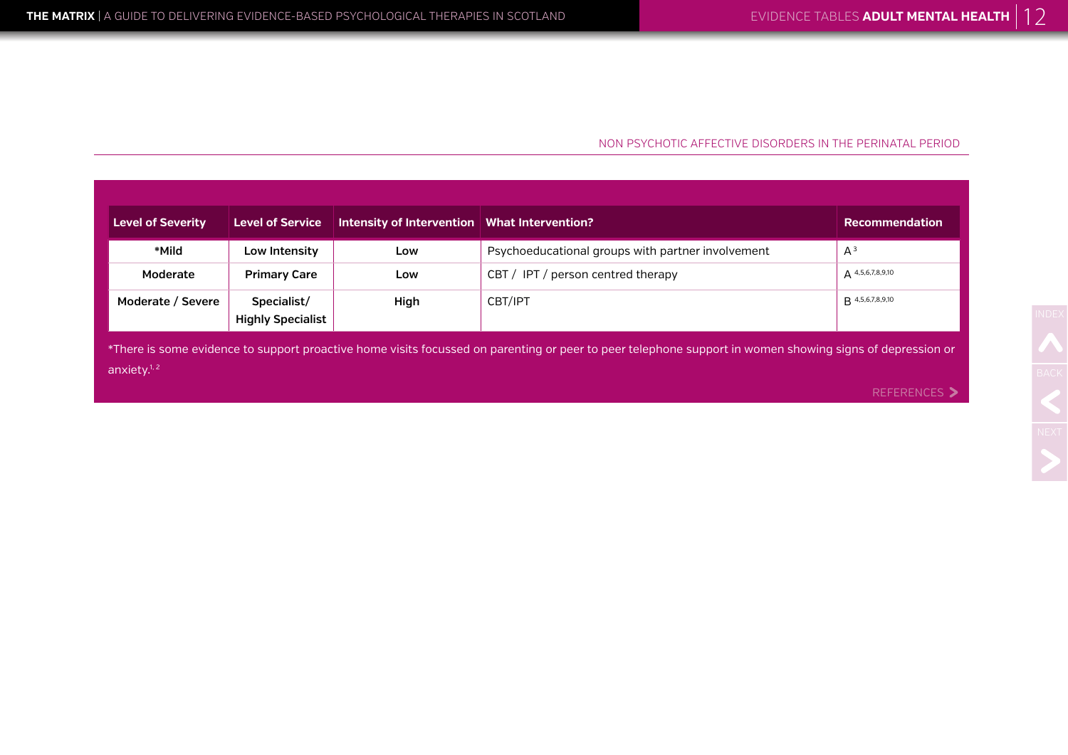## NON PSYCHOTIC AFFECTIVE DISORDERS IN THE PERINATAL PERIOD

| Level of Severity | Level of Service | Intensity of Intervention | What Intervention? | Recommendation |
|---|---|---|---|---|
| *Mild | Low Intensity | Low | Psychoeducational groups with partner involvement | A [3] |
| Moderate | Primary Care | Low | CBT / IPT / person centred therapy | A [4,5,6,7,8,9,10] |
| Moderate / Severe | Specialist/ Highly Specialist | High | CBT/IPT | B [4,5,6,7,8,9,10] |

*There is some evidence to support proactive home visits focussed on parenting or peer to peer telephone support in women showing signs of depression or anxiety.[1, 2]

REFERENCES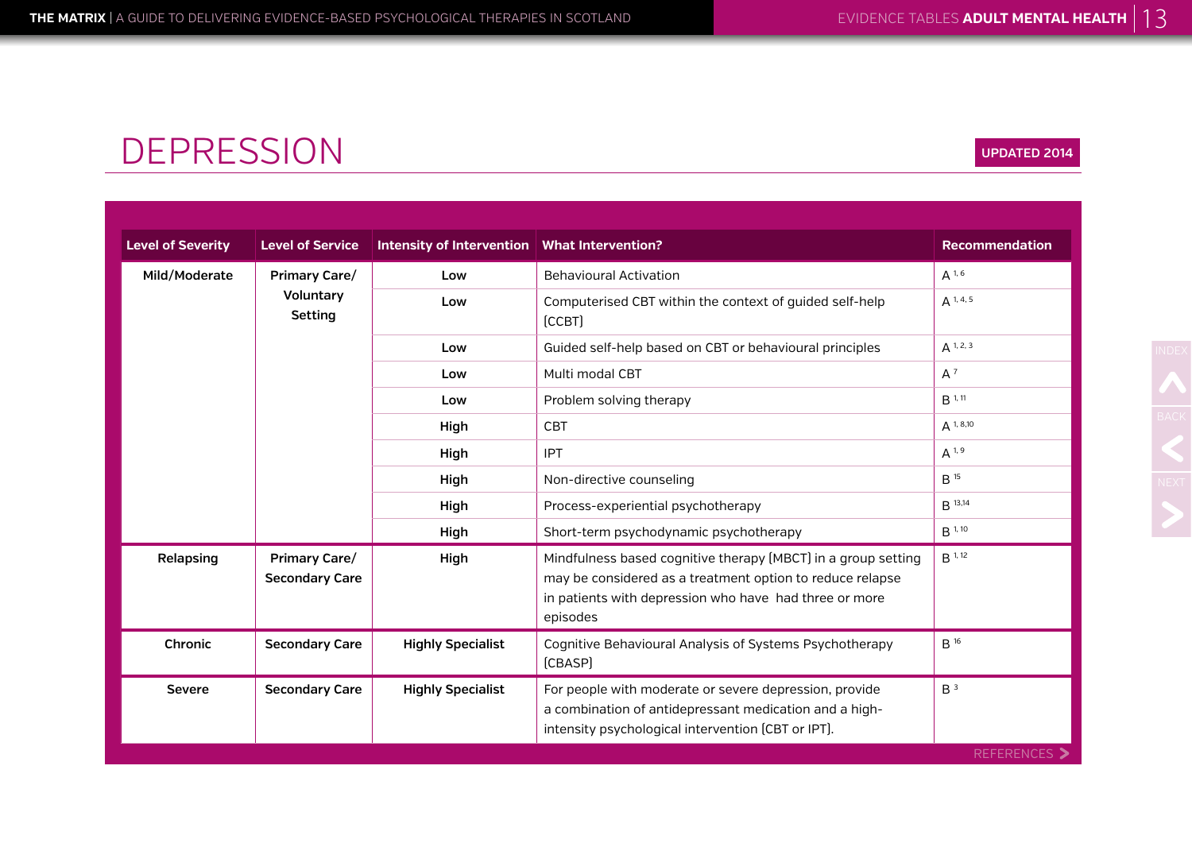# DEPRESSION

UPDATED 2014

| Level of Severity | Level of Service | Intensity of Intervention | What Intervention? | Recommendation |
|---|---|---|---|---|
| Mild/Moderate | Primary Care/ Voluntary Setting | Low | Behavioural Activation | A [1, 6] |
| | | Low | Computerised CBT within the context of guided self-help (CCBT) | A [1, 4, 5] |
| | | Low | Guided self-help based on CBT or behavioural principles | A [1, 2, 3] |
| | | Low | Multi modal CBT | A [7] |
| | | Low | Problem solving therapy | B [1, 11] |
| | | High | CBT | A [1, 8,10] |
| | | High | IPT | A [1, 9] |
| | | High | Non-directive counseling | B [15] |
| | | High | Process-experiential psychotherapy | B [13,14] |
| | | High | Short-term psychodynamic psychotherapy | B [1, 10] |
| Relapsing | Primary Care/ Secondary Care | High | Mindfulness based cognitive therapy (MBCT) in a group setting may be considered as a treatment option to reduce relapse in patients with depression who have had three or more episodes | B [1, 12] |
| Chronic | Secondary Care | Highly Specialist | Cognitive Behavioural Analysis of Systems Psychotherapy (CBASP) | B [16] |
| Severe | Secondary Care | Highly Specialist | For people with moderate or severe depression, provide a combination of antidepressant medication and a high-intensity psychological intervention (CBT or IPT). | B [3] |

REFERENCES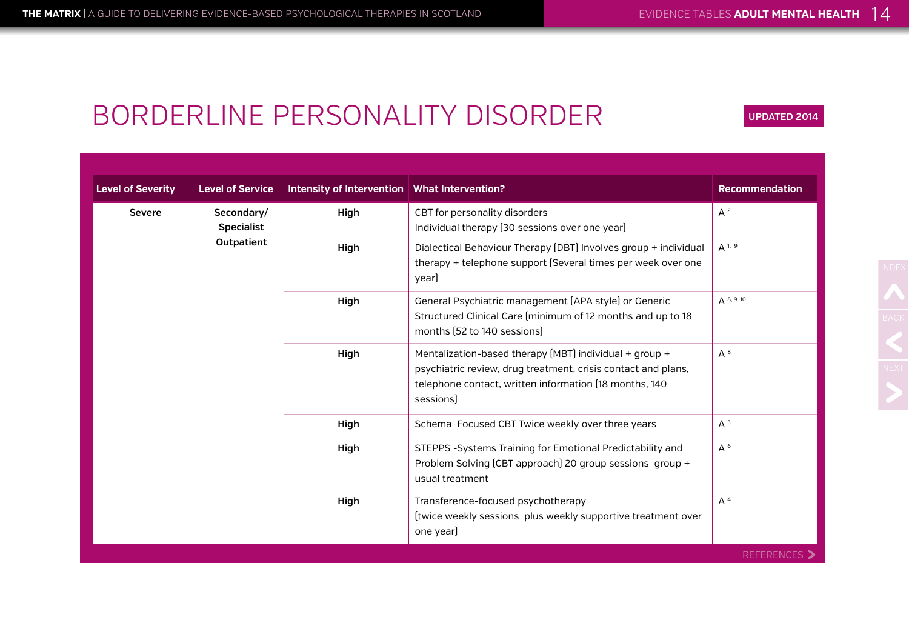# BORDERLINE PERSONALITY DISORDER

UPDATED 2014

| Level of Severity | Level of Service | Intensity of Intervention | What Intervention? | Recommendation |
|---|---|---|---|---|
| Severe | Secondary/ Specialist Outpatient | High | CBT for personality disorders<br>Individual therapy (30 sessions over one year) | A [2] |
| | | High | Dialectical Behaviour Therapy (DBT) Involves group + individual therapy + telephone support (Several times per week over one year) | A [1, 9] |
| | | High | General Psychiatric management (APA style) or Generic Structured Clinical Care (minimum of 12 months and up to 18 months (52 to 140 sessions) | A [8, 9, 10] |
| | | High | Mentalization-based therapy (MBT) individual + group + psychiatric review, drug treatment, crisis contact and plans, telephone contact, written information (18 months, 140 sessions) | A [8] |
| | | High | Schema Focused CBT Twice weekly over three years | A [3] |
| | | High | STEPPS -Systems Training for Emotional Predictability and Problem Solving (CBT approach) 20 group sessions group + usual treatment | A [6] |
| | | High | Transference-focused psychotherapy<br>(twice weekly sessions plus weekly supportive treatment over one year) | A [4] |

REFERENCES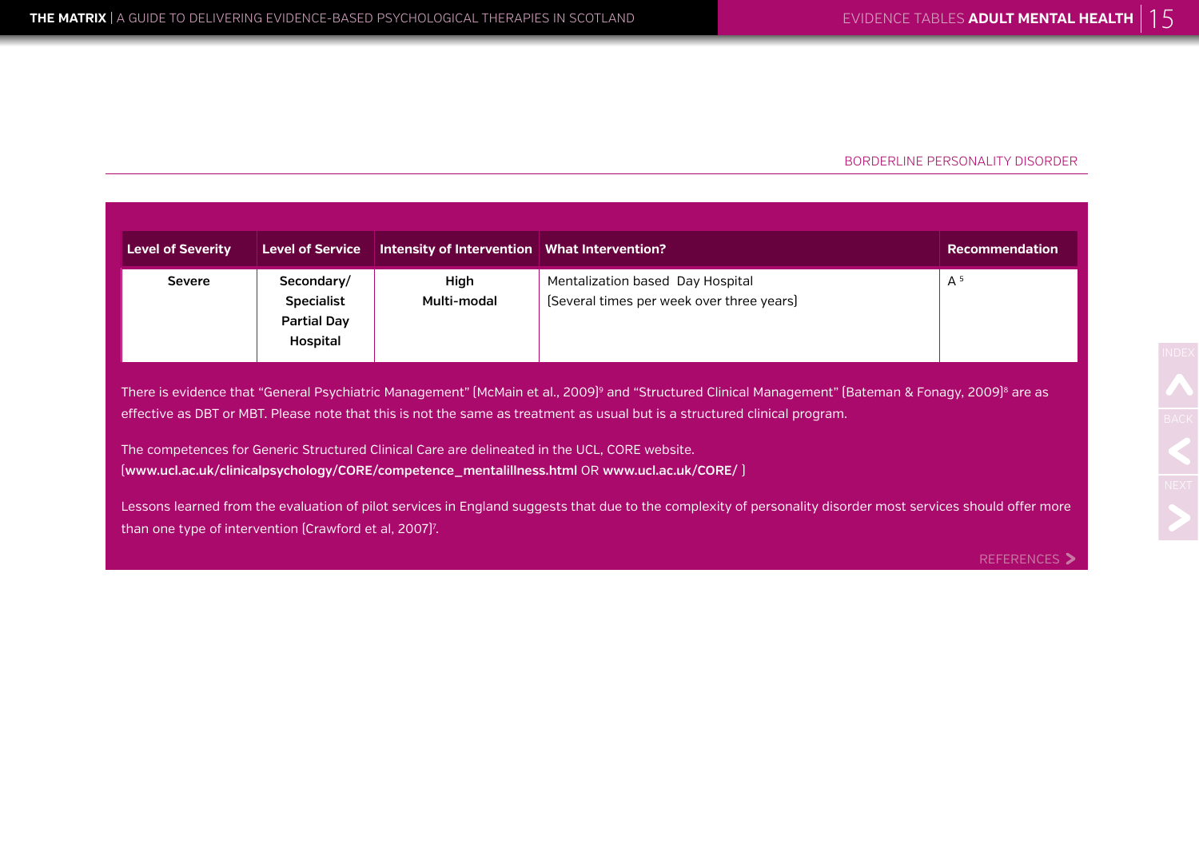BORDERLINE PERSONALITY DISORDER

| Level of Severity | Level of Service | Intensity of Intervention | What Intervention? | Recommendation |
|---|---|---|---|---|
| Severe | Secondary/ Specialist Partial Day Hospital | High Multi-modal | Mentalization based Day Hospital (Several times per week over three years) | A [5] |

There is evidence that "General Psychiatric Management" (McMain et al., 2009)[9] and "Structured Clinical Management" (Bateman & Fonagy, 2009)[8] are as effective as DBT or MBT. Please note that this is not the same as treatment as usual but is a structured clinical program.

The competences for Generic Structured Clinical Care are delineated in the UCL, CORE website. (**www.ucl.ac.uk/clinicalpsychology/CORE/competence_mentalillness.html** OR **www.ucl.ac.uk/CORE/** )

Lessons learned from the evaluation of pilot services in England suggests that due to the complexity of personality disorder most services should offer more than one type of intervention (Crawford et al, 2007)[7].

REFERENCES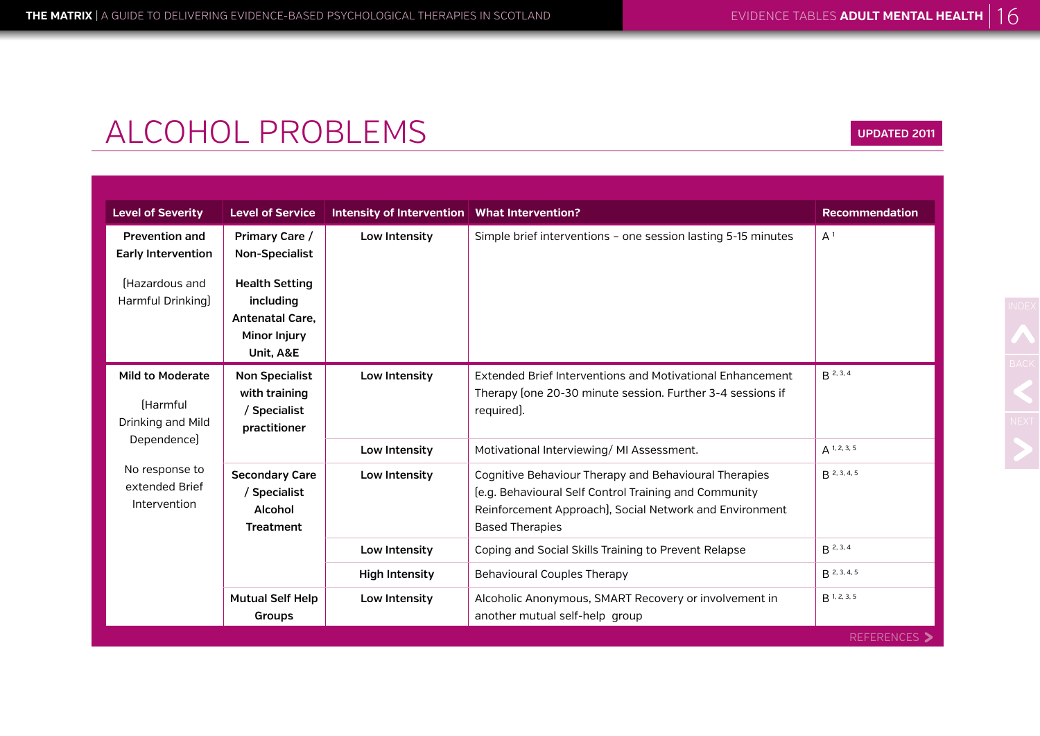# ALCOHOL PROBLEMS

UPDATED 2011

| Level of Severity | Level of Service | Intensity of Intervention | What Intervention? | Recommendation |
|---|---|---|---|---|
| **Prevention and Early Intervention** (Hazardous and Harmful Drinking) | **Primary Care / Non-Specialist** **Health Setting including Antenatal Care, Minor Injury Unit, A&E** | **Low Intensity** | Simple brief interventions – one session lasting 5-15 minutes | A [1] |
| **Mild to Moderate** (Harmful Drinking and Mild Dependence) No response to extended Brief Intervention | **Non Specialist with training / Specialist practitioner** | **Low Intensity** | Extended Brief Interventions and Motivational Enhancement Therapy (one 20-30 minute session. Further 3-4 sessions if required). | B [2,3,4] |
| | | **Low Intensity** | Motivational Interviewing/ MI Assessment. | A [1,2,3,5] |
| | **Secondary Care / Specialist Alcohol Treatment** | **Low Intensity** | Cognitive Behaviour Therapy and Behavioural Therapies (e.g. Behavioural Self Control Training and Community Reinforcement Approach), Social Network and Environment Based Therapies | B [2,3,4,5] |
| | | **Low Intensity** | Coping and Social Skills Training to Prevent Relapse | B [2,3,4] |
| | | **High Intensity** | Behavioural Couples Therapy | B [2,3,4,5] |
| | **Mutual Self Help Groups** | **Low Intensity** | Alcoholic Anonymous, SMART Recovery or involvement in another mutual self-help group | B [1,2,3,5] |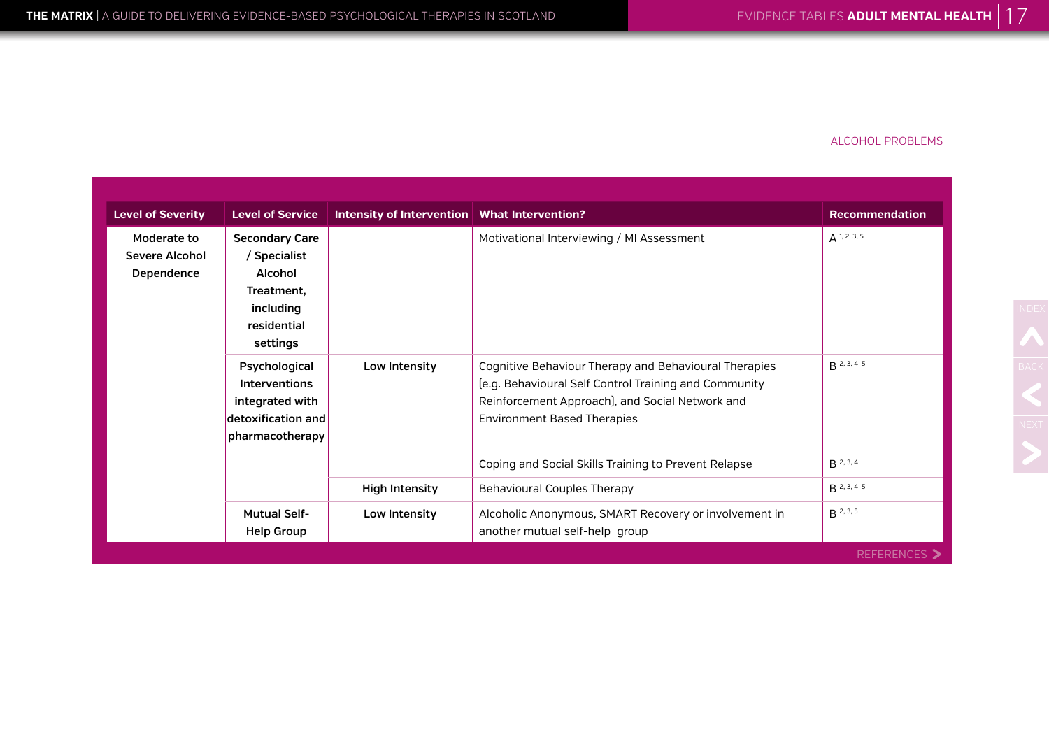ALCOHOL PROBLEMS

| Level of Severity | Level of Service | Intensity of Intervention | What Intervention? | Recommendation |
|---|---|---|---|---|
| Moderate to Severe Alcohol Dependence | Secondary Care / Specialist Alcohol Treatment, including residential settings | | Motivational Interviewing / MI Assessment | A [1, 2, 3, 5] |
| | Psychological Interventions integrated with detoxification and pharmacotherapy | Low Intensity | Cognitive Behaviour Therapy and Behavioural Therapies [e.g. Behavioural Self Control Training and Community Reinforcement Approach], and Social Network and Environment Based Therapies | B [2, 3, 4, 5] |
| | | | Coping and Social Skills Training to Prevent Relapse | B [2, 3, 4] |
| | | High Intensity | Behavioural Couples Therapy | B [2, 3, 4, 5] |
| | Mutual Self-Help Group | Low Intensity | Alcoholic Anonymous, SMART Recovery or involvement in another mutual self-help group | B [2, 3, 5] |

REFERENCES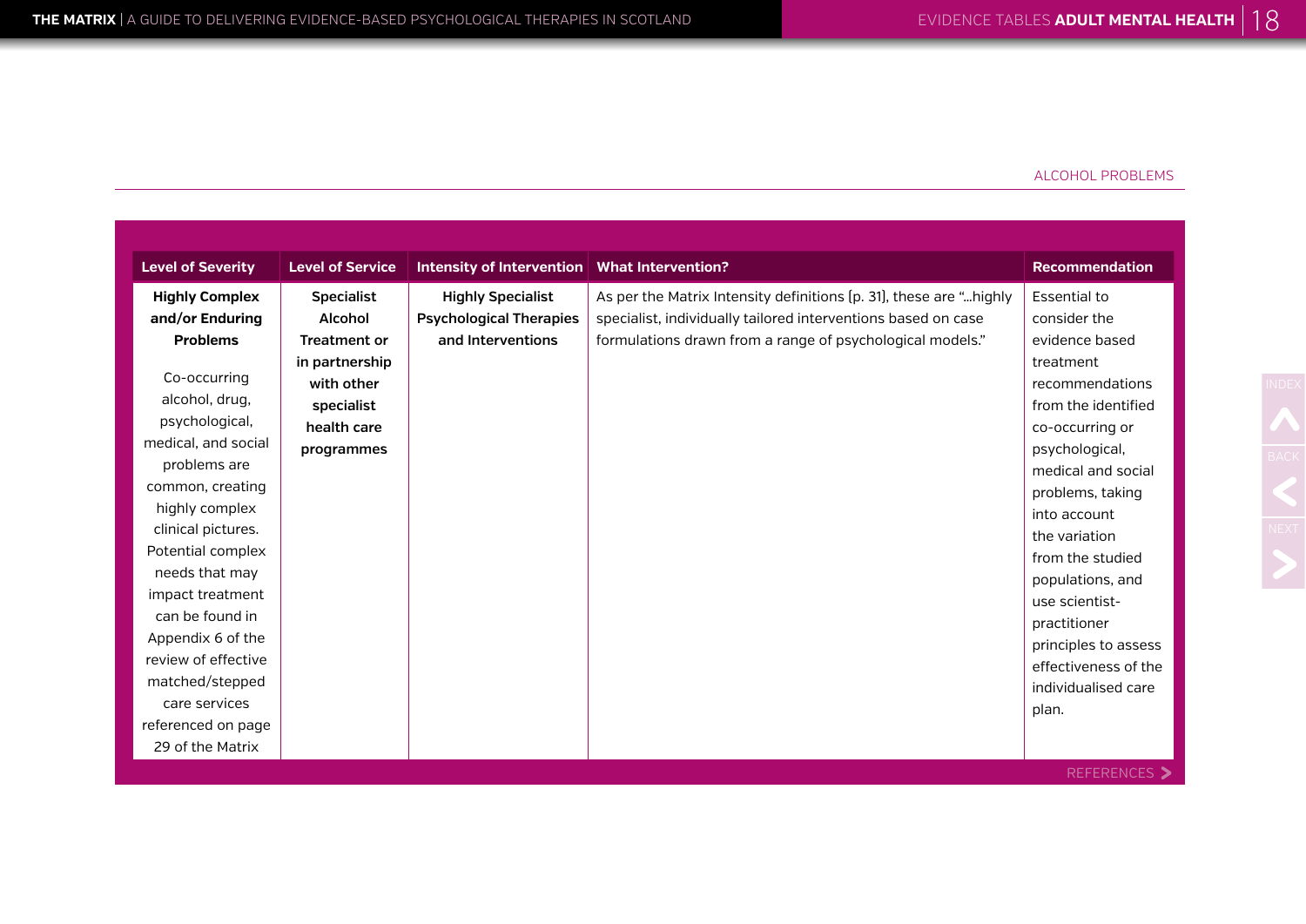ALCOHOL PROBLEMS

| Level of Severity | Level of Service | Intensity of Intervention | What Intervention? | Recommendation |
|---|---|---|---|---|
| **Highly Complex and/or Enduring Problems**<br><br>Co-occurring alcohol, drug, psychological, medical, and social problems are common, creating highly complex clinical pictures. Potential complex needs that may impact treatment can be found in Appendix 6 of the review of effective matched/stepped care services referenced on page 29 of the Matrix | **Specialist Alcohol Treatment or in partnership with other specialist health care programmes** | **Highly Specialist Psychological Therapies and Interventions** | As per the Matrix Intensity definitions [p. 31], these are "...highly specialist, individually tailored interventions based on case formulations drawn from a range of psychological models." | Essential to consider the evidence based treatment recommendations from the identified co-occurring or psychological, medical and social problems, taking into account the variation from the studied populations, and use scientist-practitioner principles to assess effectiveness of the individualised care plan. |

REFERENCES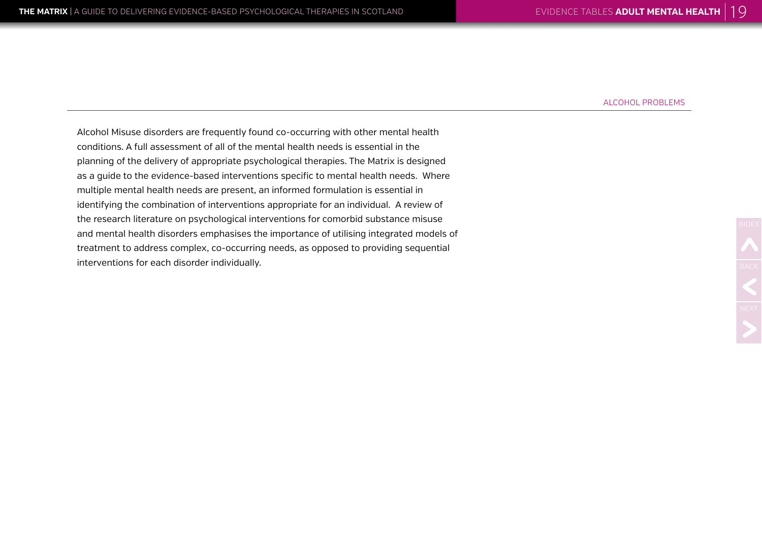## ALCOHOL PROBLEMS

Alcohol Misuse disorders are frequently found co-occurring with other mental health conditions. A full assessment of all of the mental health needs is essential in the planning of the delivery of appropriate psychological therapies. The Matrix is designed as a guide to the evidence-based interventions specific to mental health needs. Where multiple mental health needs are present, an informed formulation is essential in identifying the combination of interventions appropriate for an individual. A review of the research literature on psychological interventions for comorbid substance misuse and mental health disorders emphasises the importance of utilising integrated models of treatment to address complex, co-occurring needs, as opposed to providing sequential interventions for each disorder individually.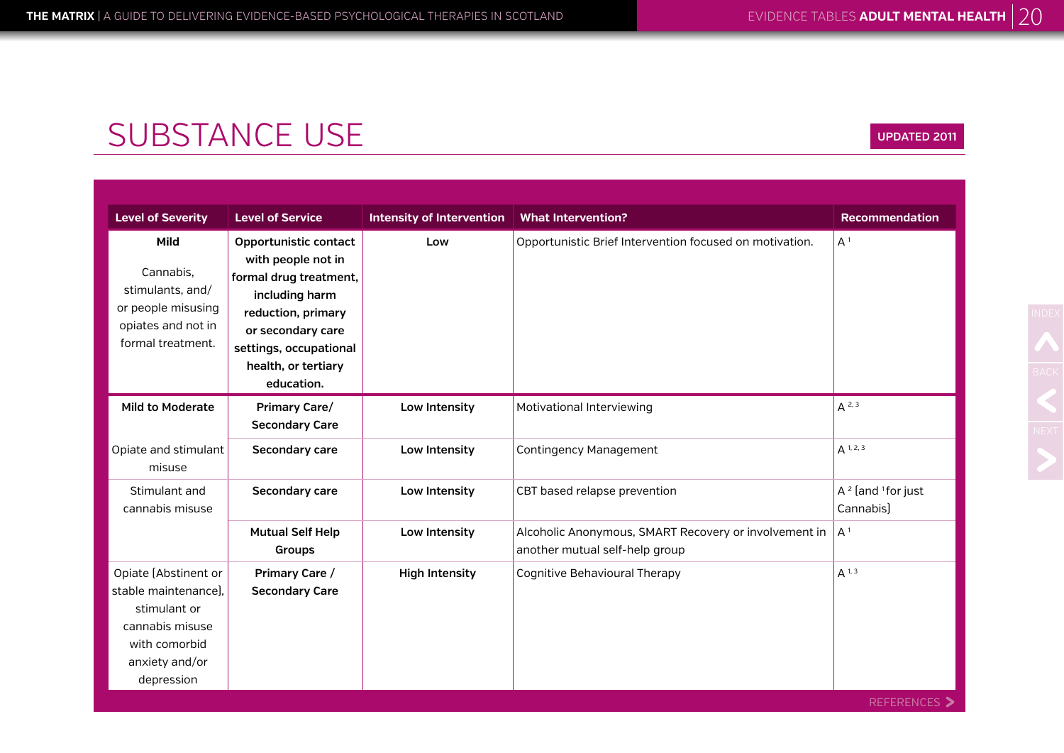# SUBSTANCE USE

UPDATED 2011

| Level of Severity | Level of Service | Intensity of Intervention | What Intervention? | Recommendation |
|---|---|---|---|---|
| **Mild** Cannabis, stimulants, and/ or people misusing opiates and not in formal treatment. | **Opportunistic contact with people not in formal drug treatment, including harm reduction, primary or secondary care settings, occupational health, or tertiary education.** | **Low** | Opportunistic Brief Intervention focused on motivation. | A [1] |
| **Mild to Moderate** | **Primary Care/ Secondary Care** | **Low Intensity** | Motivational Interviewing | A [2, 3] |
| Opiate and stimulant misuse | **Secondary care** | **Low Intensity** | Contingency Management | A [1, 2, 3] |
| Stimulant and cannabis misuse | **Secondary care** | **Low Intensity** | CBT based relapse prevention | A [2] [and [1] for just Cannabis] |
| | **Mutual Self Help Groups** | **Low Intensity** | Alcoholic Anonymous, SMART Recovery or involvement in another mutual self-help group | A [1] |
| Opiate [Abstinent or stable maintenance], stimulant or cannabis misuse with comorbid anxiety and/or depression | **Primary Care / Secondary Care** | **High Intensity** | Cognitive Behavioural Therapy | A [1, 3] |

REFERENCES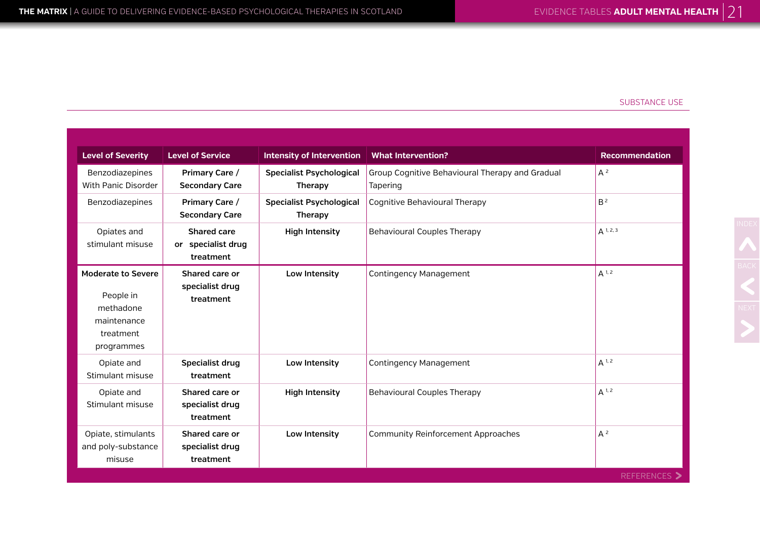SUBSTANCE USE

| Level of Severity | Level of Service | Intensity of Intervention | What Intervention? | Recommendation |
|---|---|---|---|---|
| Benzodiazepines With Panic Disorder | **Primary Care / Secondary Care** | **Specialist Psychological Therapy** | Group Cognitive Behavioural Therapy and Gradual Tapering | A [2] |
| Benzodiazepines | **Primary Care / Secondary Care** | **Specialist Psychological Therapy** | Cognitive Behavioural Therapy | B [2] |
| Opiates and stimulant misuse | **Shared care or specialist drug treatment** | **High Intensity** | Behavioural Couples Therapy | A [1, 2, 3] |
| **Moderate to Severe** People in methadone maintenance treatment programmes | **Shared care or specialist drug treatment** | **Low Intensity** | Contingency Management | A [1, 2] |
| Opiate and Stimulant misuse | **Specialist drug treatment** | **Low Intensity** | Contingency Management | A [1, 2] |
| Opiate and Stimulant misuse | **Shared care or specialist drug treatment** | **High Intensity** | Behavioural Couples Therapy | A [1, 2] |
| Opiate, stimulants and poly-substance misuse | **Shared care or specialist drug treatment** | **Low Intensity** | Community Reinforcement Approaches | A [2] |

REFERENCES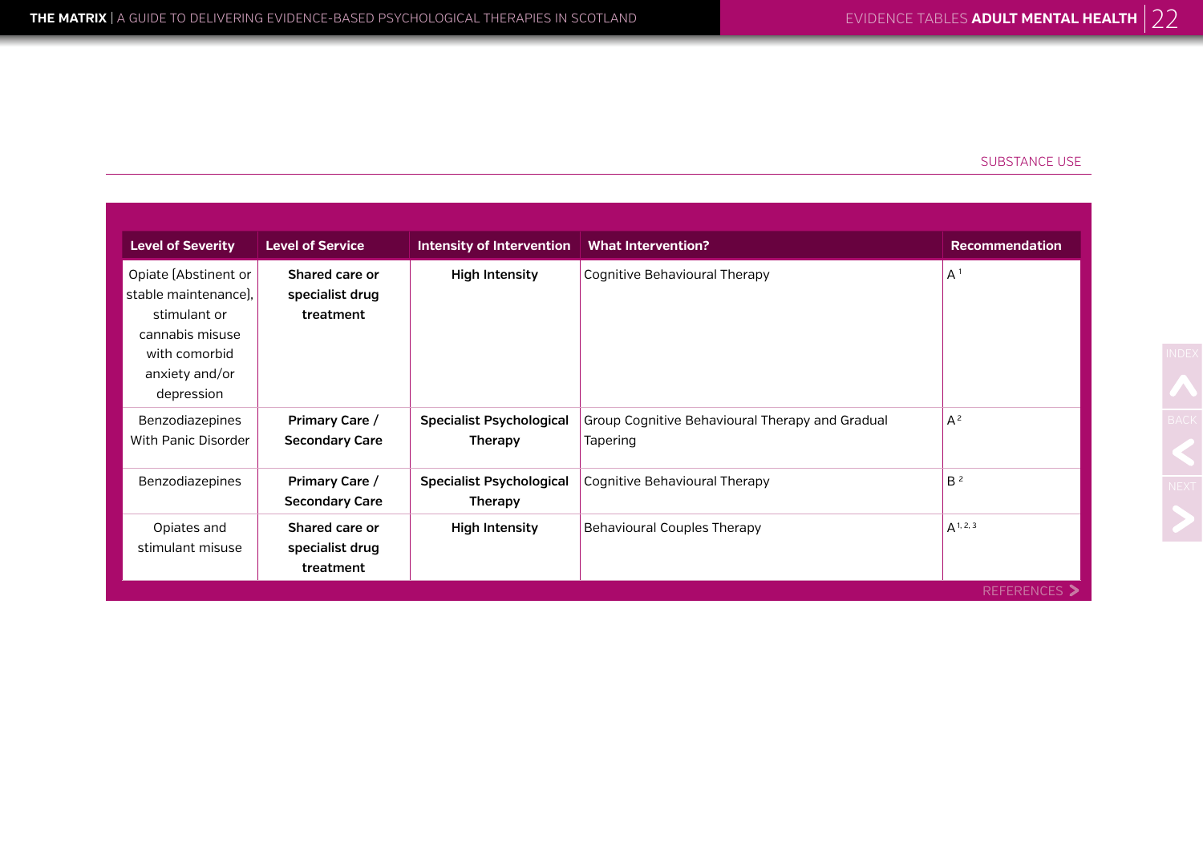SUBSTANCE USE

| Level of Severity | Level of Service | Intensity of Intervention | What Intervention? | Recommendation |
|---|---|---|---|---|
| Opiate [Abstinent or stable maintenance], stimulant or cannabis misuse with comorbid anxiety and/or depression | **Shared care or specialist drug treatment** | **High Intensity** | Cognitive Behavioural Therapy | A [1] |
| Benzodiazepines With Panic Disorder | **Primary Care / Secondary Care** | **Specialist Psychological Therapy** | Group Cognitive Behavioural Therapy and Gradual Tapering | A [2] |
| Benzodiazepines | **Primary Care / Secondary Care** | **Specialist Psychological Therapy** | Cognitive Behavioural Therapy | B [2] |
| Opiates and stimulant misuse | **Shared care or specialist drug treatment** | **High Intensity** | Behavioural Couples Therapy | A [1, 2, 3] |

REFERENCES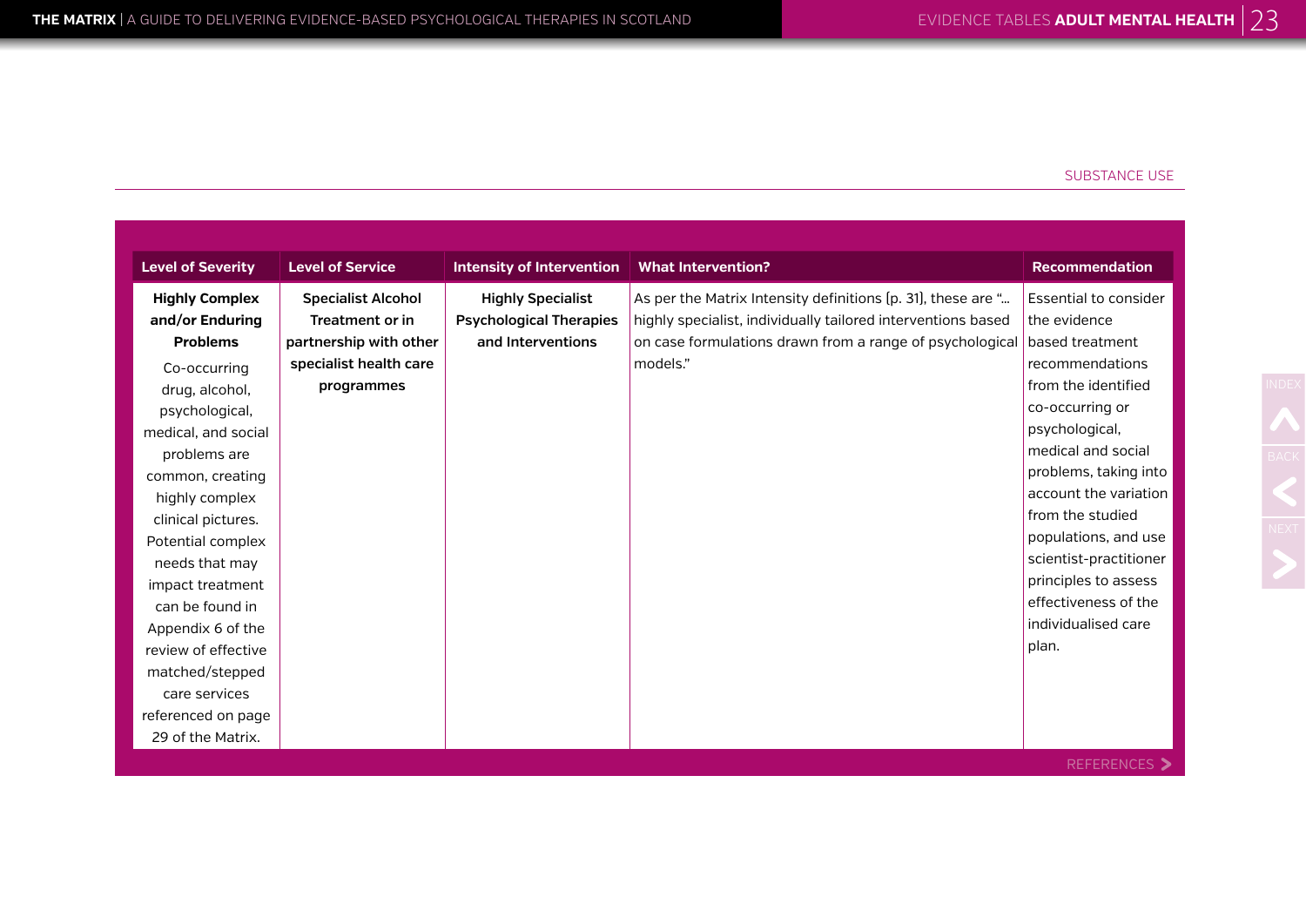SUBSTANCE USE

| Level of Severity | Level of Service | Intensity of Intervention | What Intervention? | Recommendation |
|---|---|---|---|---|
| **Highly Complex and/or Enduring Problems** Co-occurring drug, alcohol, psychological, medical, and social problems are common, creating highly complex clinical pictures. Potential complex needs that may impact treatment can be found in Appendix 6 of the review of effective matched/stepped care services referenced on page 29 of the Matrix. | **Specialist Alcohol Treatment or in partnership with other specialist health care programmes** | **Highly Specialist Psychological Therapies and Interventions** | As per the Matrix Intensity definitions [p. 31], these are "… highly specialist, individually tailored interventions based on case formulations drawn from a range of psychological models." | Essential to consider the evidence based treatment recommendations from the identified co-occurring or psychological, medical and social problems, taking into account the variation from the studied populations, and use scientist-practitioner principles to assess effectiveness of the individualised care plan. |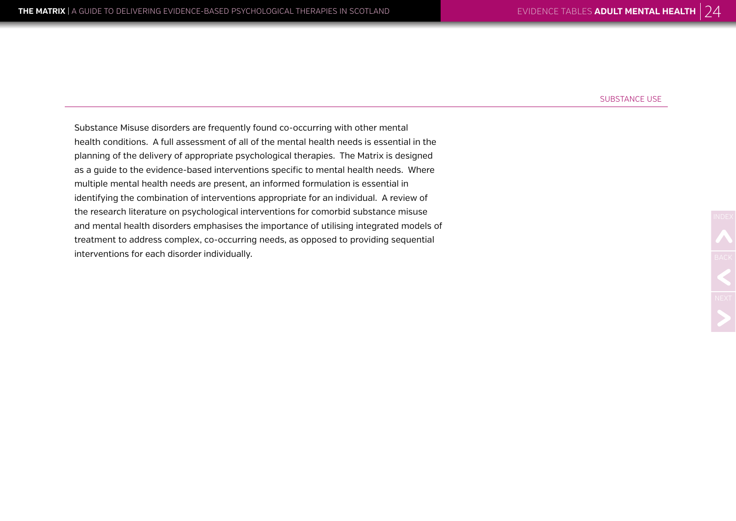## SUBSTANCE USE

Substance Misuse disorders are frequently found co-occurring with other mental health conditions. A full assessment of all of the mental health needs is essential in the planning of the delivery of appropriate psychological therapies. The Matrix is designed as a guide to the evidence-based interventions specific to mental health needs. Where multiple mental health needs are present, an informed formulation is essential in identifying the combination of interventions appropriate for an individual. A review of the research literature on psychological interventions for comorbid substance misuse and mental health disorders emphasises the importance of utilising integrated models of treatment to address complex, co-occurring needs, as opposed to providing sequential interventions for each disorder individually.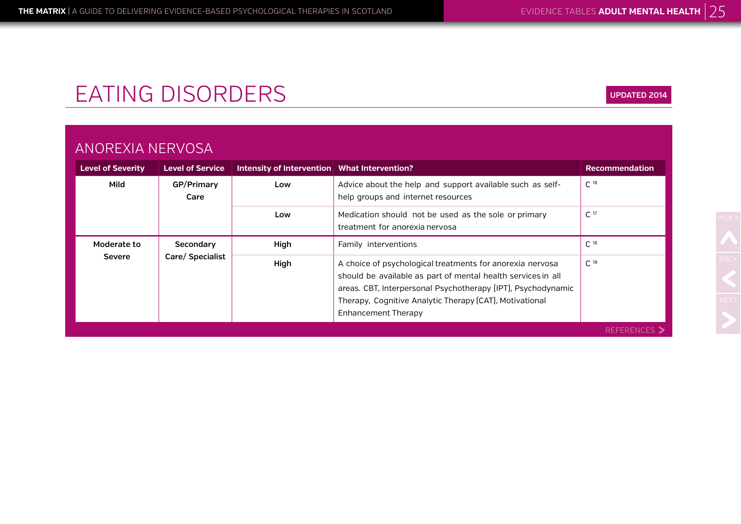# EATING DISORDERS

UPDATED 2014

## ANOREXIA NERVOSA

| Level of Severity | Level of Service | Intensity of Intervention | What Intervention? | Recommendation |
|---|---|---|---|---|
| Mild | GP/Primary Care | Low | Advice about the help and support available such as self-help groups and internet resources | C [18] |
| | | Low | Medication should not be used as the sole or primary treatment for anorexia nervosa | C [17] |
| Moderate to Severe | Secondary Care/ Specialist | High | Family interventions | C [18] |
| | | High | A choice of psychological treatments for anorexia nervosa should be available as part of mental health services in all areas. CBT, Interpersonal Psychotherapy (IPT), Psychodynamic Therapy, Cognitive Analytic Therapy (CAT), Motivational Enhancement Therapy | C [18] |

REFERENCES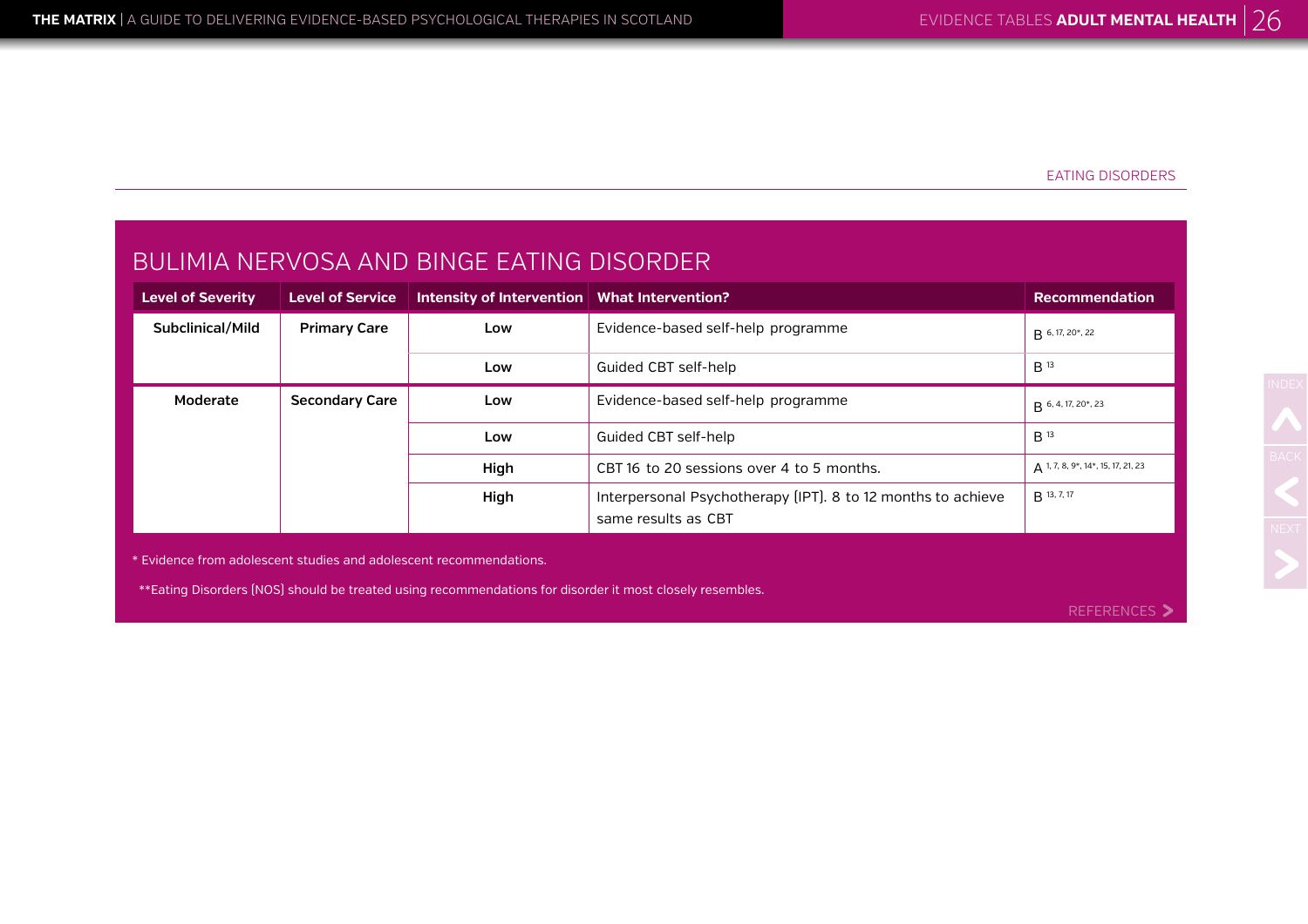EATING DISORDERS

## BULIMIA NERVOSA AND BINGE EATING DISORDER

| Level of Severity | Level of Service | Intensity of Intervention | What Intervention? | Recommendation |
| --- | --- | --- | --- | --- |
| Subclinical/Mild | Primary Care | Low | Evidence-based self-help programme | B [6, 17, 20*, 22] |
| | | Low | Guided CBT self-help | B [13] |
| Moderate | Secondary Care | Low | Evidence-based self-help programme | B [6, 4, 17, 20*, 23] |
| | | Low | Guided CBT self-help | B [13] |
| | | High | CBT 16 to 20 sessions over 4 to 5 months. | A [1, 7, 8, 9*, 14*, 15, 17, 21, 23] |
| | | High | Interpersonal Psychotherapy (IPT). 8 to 12 months to achieve same results as CBT | B [13, 7, 17] |

* Evidence from adolescent studies and adolescent recommendations.

**Eating Disorders (NOS) should be treated using recommendations for disorder it most closely resembles.

REFERENCES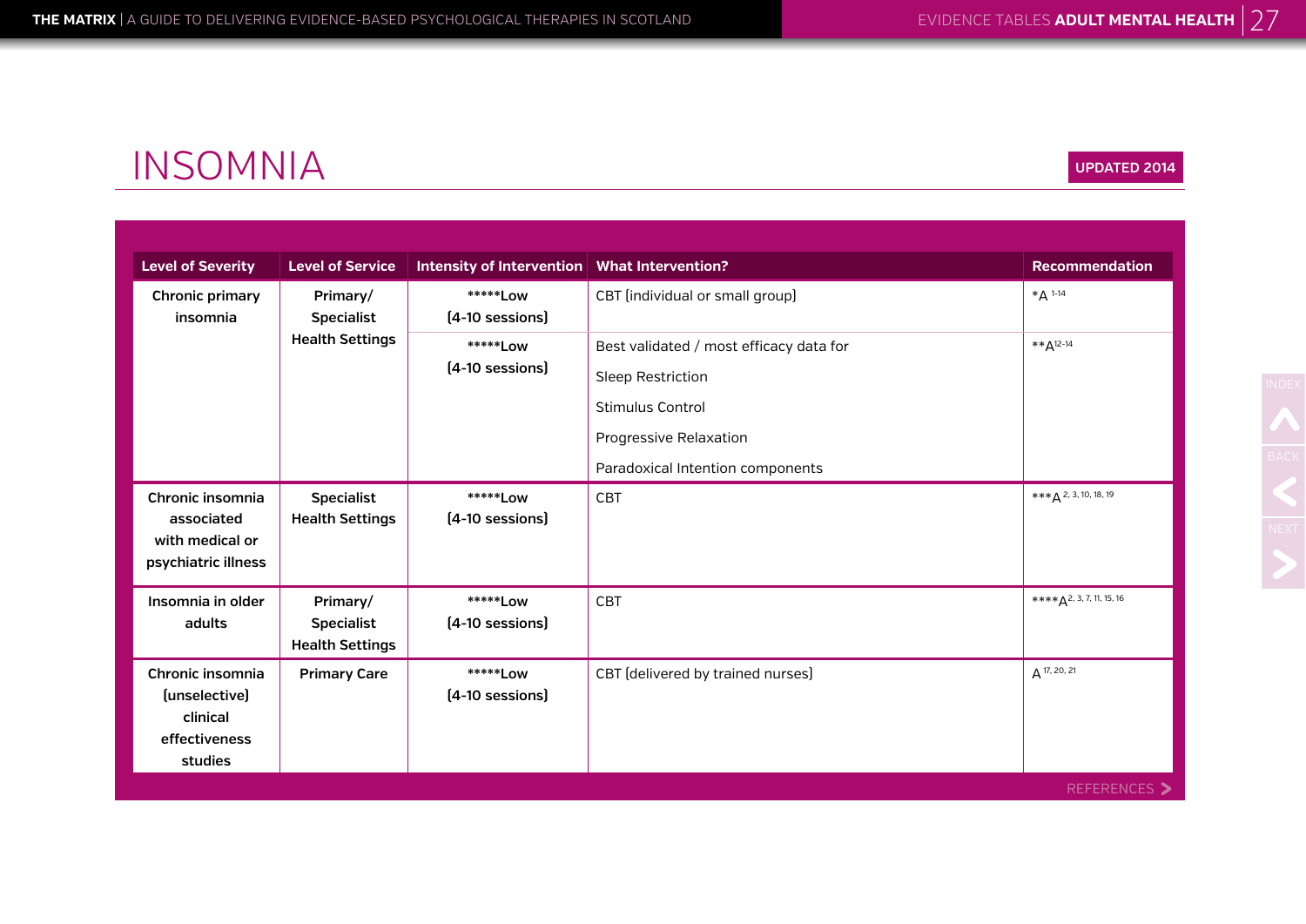# INSOMNIA

UPDATED 2014

| Level of Severity | Level of Service | Intensity of Intervention | What Intervention? | Recommendation |
|---|---|---|---|---|
| Chronic primary insomnia | Primary/ Specialist Health Settings | *****Low (4-10 sessions) | CBT (individual or small group) | *A [1-14] |
| | | *****Low (4-10 sessions) | Best validated / most efficacy data for Sleep Restriction Stimulus Control Progressive Relaxation Paradoxical Intention components | **A[12-14] |
| Chronic insomnia associated with medical or psychiatric illness | Specialist Health Settings | *****Low (4-10 sessions) | CBT | ***A [2, 3, 10, 18, 19] |
| Insomnia in older adults | Primary/ Specialist Health Settings | *****Low (4-10 sessions) | CBT | ****A[2, 3, 7, 11, 15, 16] |
| Chronic insomnia (unselective) clinical effectiveness studies | Primary Care | *****Low (4-10 sessions) | CBT (delivered by trained nurses) | A [17, 20, 21] |

REFERENCES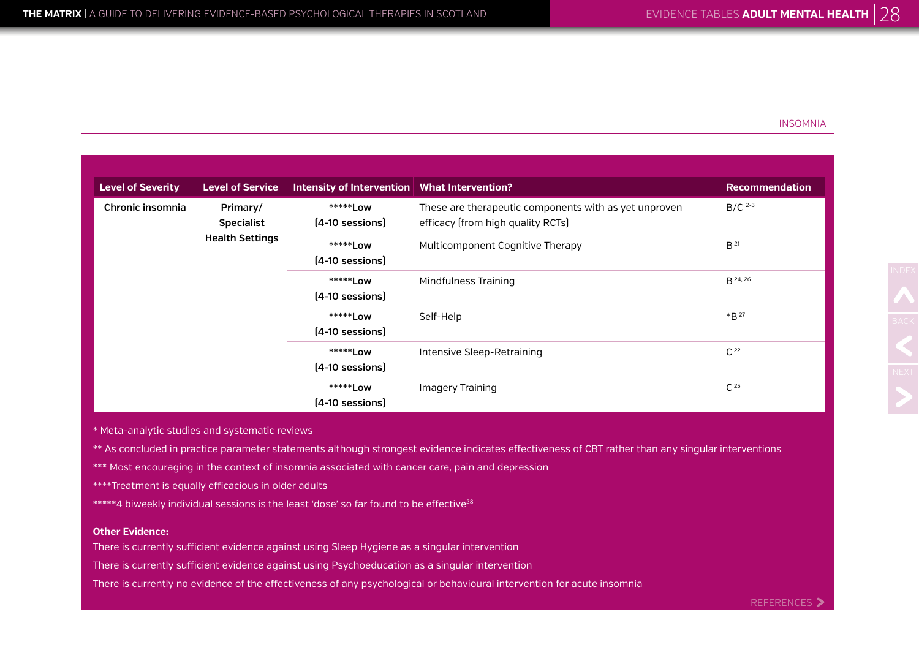INSOMNIA

| Level of Severity | Level of Service | Intensity of Intervention | What Intervention? | Recommendation |
|---|---|---|---|---|
| Chronic insomnia | Primary/ Specialist Health Settings | *****Low (4-10 sessions) | These are therapeutic components with as yet unproven efficacy (from high quality RCTs) | B/C [2-3] |
| | | *****Low (4-10 sessions) | Multicomponent Cognitive Therapy | B [21] |
| | | *****Low (4-10 sessions) | Mindfulness Training | B [24, 26] |
| | | *****Low (4-10 sessions) | Self-Help | *B [27] |
| | | *****Low (4-10 sessions) | Intensive Sleep-Retraining | C [22] |
| | | *****Low (4-10 sessions) | Imagery Training | C [25] |

* Meta-analytic studies and systematic reviews

** As concluded in practice parameter statements although strongest evidence indicates effectiveness of CBT rather than any singular interventions

*** Most encouraging in the context of insomnia associated with cancer care, pain and depression

****Treatment is equally efficacious in older adults

*****4 biweekly individual sessions is the least 'dose' so far found to be effective[28]

**Other Evidence:**

There is currently sufficient evidence against using Sleep Hygiene as a singular intervention

There is currently sufficient evidence against using Psychoeducation as a singular intervention

There is currently no evidence of the effectiveness of any psychological or behavioural intervention for acute insomnia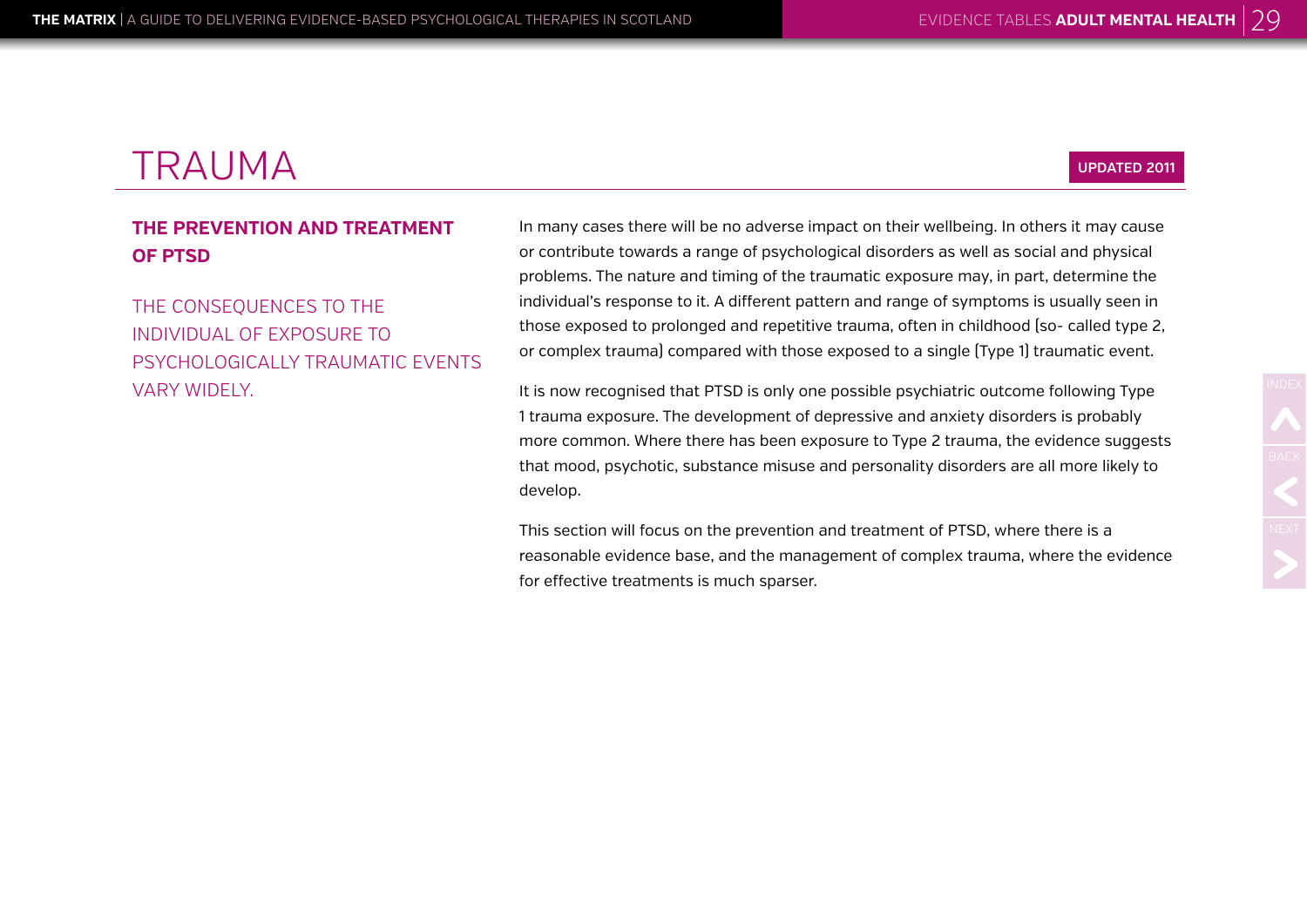# TRAUMA

**UPDATED 2011**

## THE PREVENTION AND TREATMENT OF PTSD

THE CONSEQUENCES TO THE INDIVIDUAL OF EXPOSURE TO PSYCHOLOGICALLY TRAUMATIC EVENTS VARY WIDELY.

In many cases there will be no adverse impact on their wellbeing. In others it may cause or contribute towards a range of psychological disorders as well as social and physical problems. The nature and timing of the traumatic exposure may, in part, determine the individual's response to it. A different pattern and range of symptoms is usually seen in those exposed to prolonged and repetitive trauma, often in childhood (so- called type 2, or complex trauma) compared with those exposed to a single (Type 1) traumatic event.

It is now recognised that PTSD is only one possible psychiatric outcome following Type 1 trauma exposure. The development of depressive and anxiety disorders is probably more common. Where there has been exposure to Type 2 trauma, the evidence suggests that mood, psychotic, substance misuse and personality disorders are all more likely to develop.

This section will focus on the prevention and treatment of PTSD, where there is a reasonable evidence base, and the management of complex trauma, where the evidence for effective treatments is much sparser.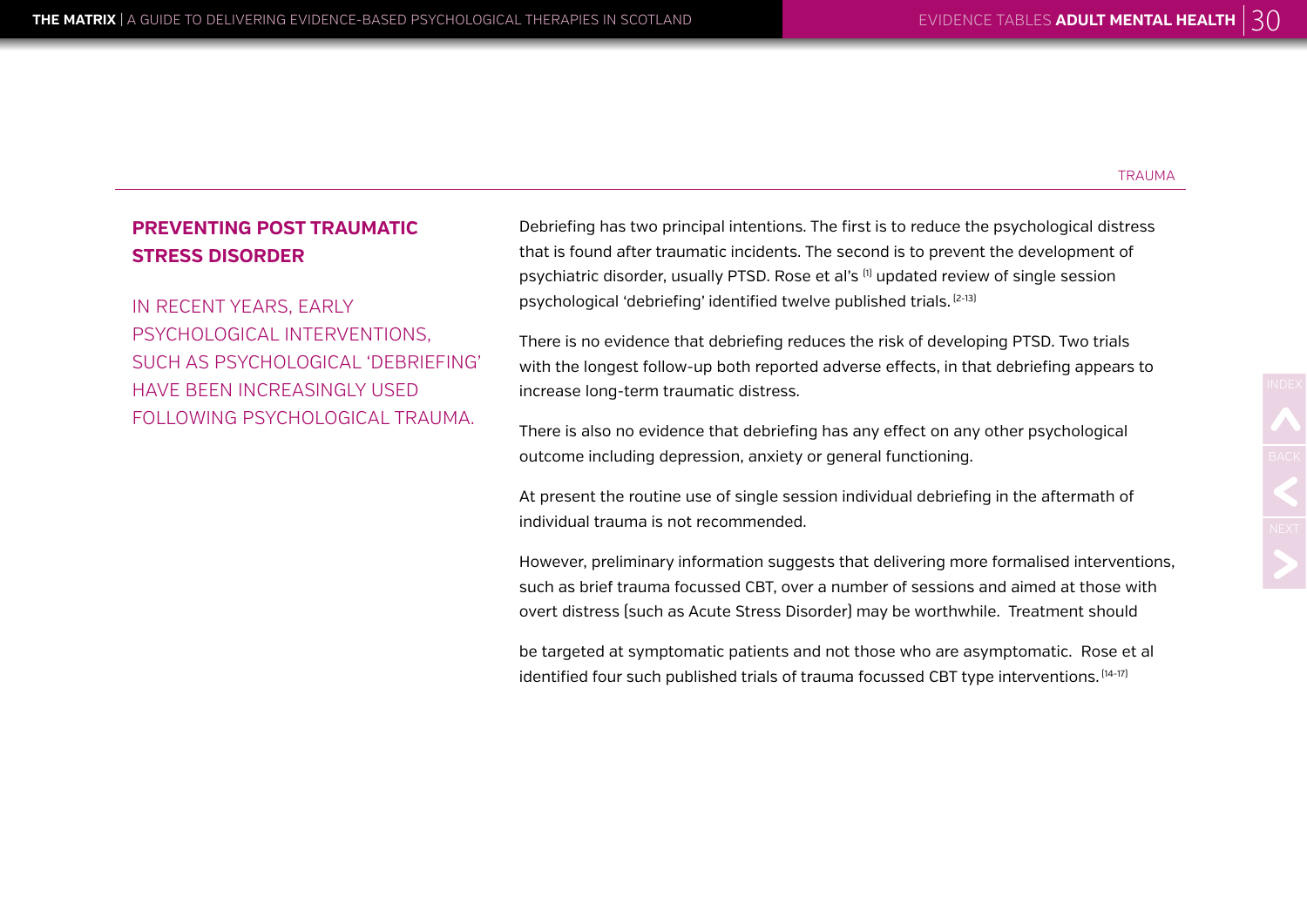TRAUMA

## PREVENTING POST TRAUMATIC STRESS DISORDER

IN RECENT YEARS, EARLY PSYCHOLOGICAL INTERVENTIONS, SUCH AS PSYCHOLOGICAL 'DEBRIEFING' HAVE BEEN INCREASINGLY USED FOLLOWING PSYCHOLOGICAL TRAUMA.

Debriefing has two principal intentions. The first is to reduce the psychological distress that is found after traumatic incidents. The second is to prevent the development of psychiatric disorder, usually PTSD. Rose et al's [1] updated review of single session psychological 'debriefing' identified twelve published trials. [2-13]

There is no evidence that debriefing reduces the risk of developing PTSD. Two trials with the longest follow-up both reported adverse effects, in that debriefing appears to increase long-term traumatic distress.

There is also no evidence that debriefing has any effect on any other psychological outcome including depression, anxiety or general functioning.

At present the routine use of single session individual debriefing in the aftermath of individual trauma is not recommended.

However, preliminary information suggests that delivering more formalised interventions, such as brief trauma focussed CBT, over a number of sessions and aimed at those with overt distress (such as Acute Stress Disorder) may be worthwhile. Treatment should be targeted at symptomatic patients and not those who are asymptomatic. Rose et al identified four such published trials of trauma focussed CBT type interventions. [14-17]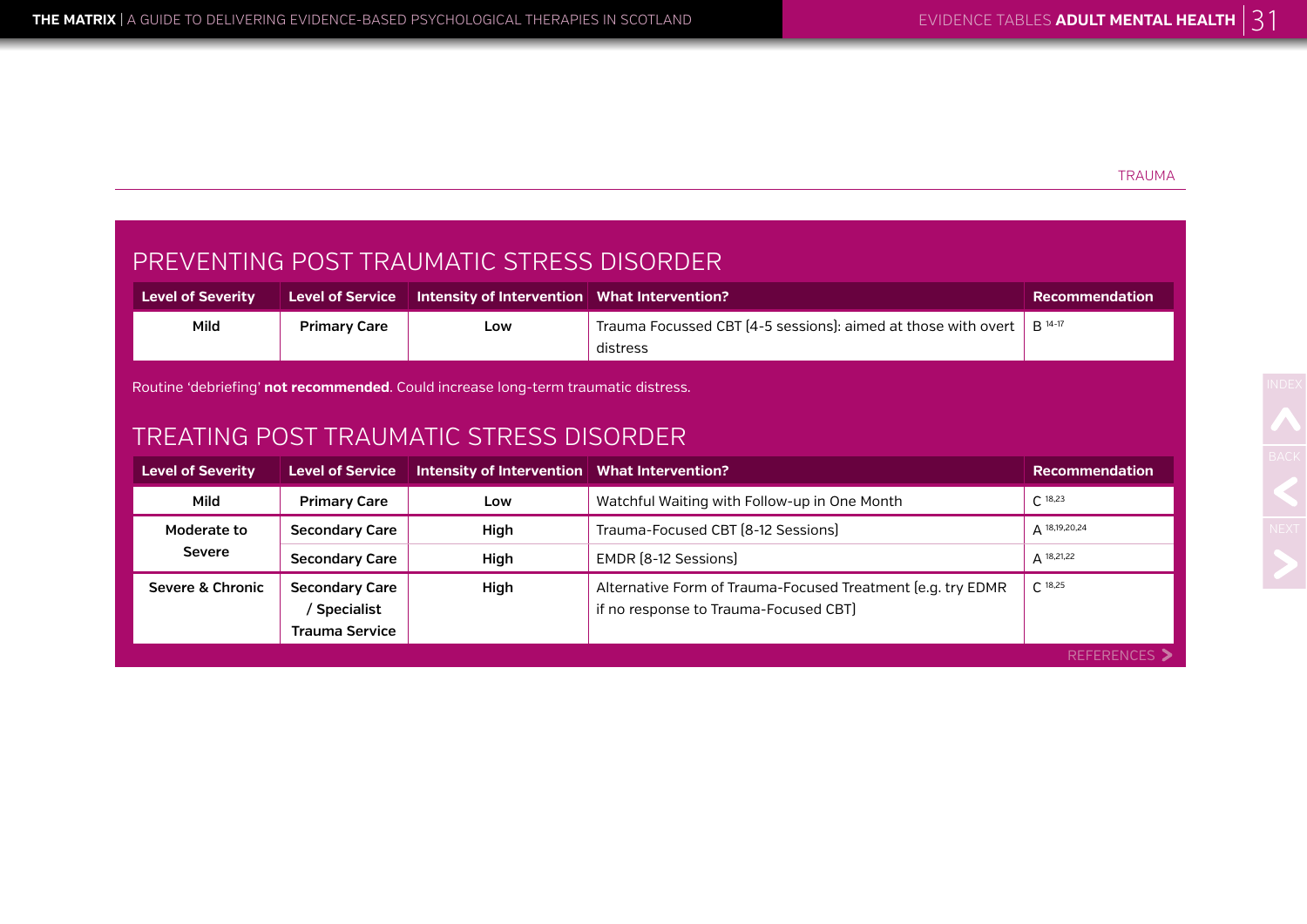TRAUMA

## PREVENTING POST TRAUMATIC STRESS DISORDER

| Level of Severity | Level of Service | Intensity of Intervention | What Intervention? | Recommendation |
|---|---|---|---|---|
| Mild | Primary Care | Low | Trauma Focussed CBT (4-5 sessions): aimed at those with overt distress | B [14-17] |

Routine 'debriefing' **not recommended**. Could increase long-term traumatic distress.

## TREATING POST TRAUMATIC STRESS DISORDER

| Level of Severity | Level of Service | Intensity of Intervention | What Intervention? | Recommendation |
|---|---|---|---|---|
| Mild | Primary Care | Low | Watchful Waiting with Follow-up in One Month | C [18,23] |
| Moderate to Severe | Secondary Care | High | Trauma-Focused CBT (8-12 Sessions) | A [18,19,20,24] |
| | Secondary Care | High | EMDR (8-12 Sessions) | A [18,21,22] |
| Severe & Chronic | Secondary Care / Specialist Trauma Service | High | Alternative Form of Trauma-Focused Treatment (e.g. try EDMR if no response to Trauma-Focused CBT) | C [18,25] |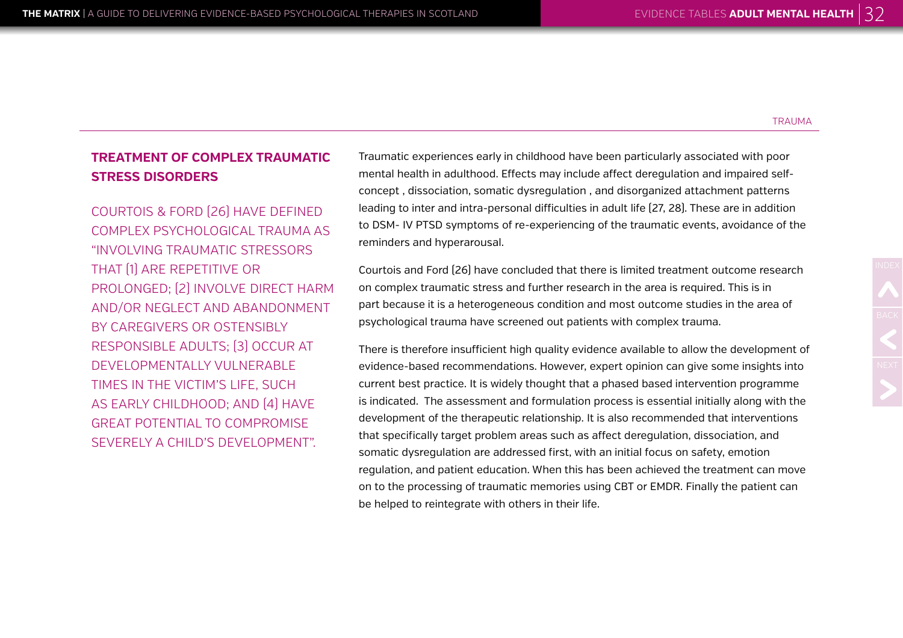TRAUMA

## TREATMENT OF COMPLEX TRAUMATIC STRESS DISORDERS

COURTOIS & FORD (26) HAVE DEFINED COMPLEX PSYCHOLOGICAL TRAUMA AS "INVOLVING TRAUMATIC STRESSORS THAT (1) ARE REPETITIVE OR PROLONGED; (2) INVOLVE DIRECT HARM AND/OR NEGLECT AND ABANDONMENT BY CAREGIVERS OR OSTENSIBLY RESPONSIBLE ADULTS; (3) OCCUR AT DEVELOPMENTALLY VULNERABLE TIMES IN THE VICTIM'S LIFE, SUCH AS EARLY CHILDHOOD; AND (4) HAVE GREAT POTENTIAL TO COMPROMISE SEVERELY A CHILD'S DEVELOPMENT".

Traumatic experiences early in childhood have been particularly associated with poor mental health in adulthood. Effects may include affect deregulation and impaired self-concept , dissociation, somatic dysregulation , and disorganized attachment patterns leading to inter and intra-personal difficulties in adult life (27, 28). These are in addition to DSM- IV PTSD symptoms of re-experiencing of the traumatic events, avoidance of the reminders and hyperarousal.

Courtois and Ford (26) have concluded that there is limited treatment outcome research on complex traumatic stress and further research in the area is required. This is in part because it is a heterogeneous condition and most outcome studies in the area of psychological trauma have screened out patients with complex trauma.

There is therefore insufficient high quality evidence available to allow the development of evidence-based recommendations. However, expert opinion can give some insights into current best practice. It is widely thought that a phased based intervention programme is indicated. The assessment and formulation process is essential initially along with the development of the therapeutic relationship. It is also recommended that interventions that specifically target problem areas such as affect deregulation, dissociation, and somatic dysregulation are addressed first, with an initial focus on safety, emotion regulation, and patient education. When this has been achieved the treatment can move on to the processing of traumatic memories using CBT or EMDR. Finally the patient can be helped to reintegrate with others in their life.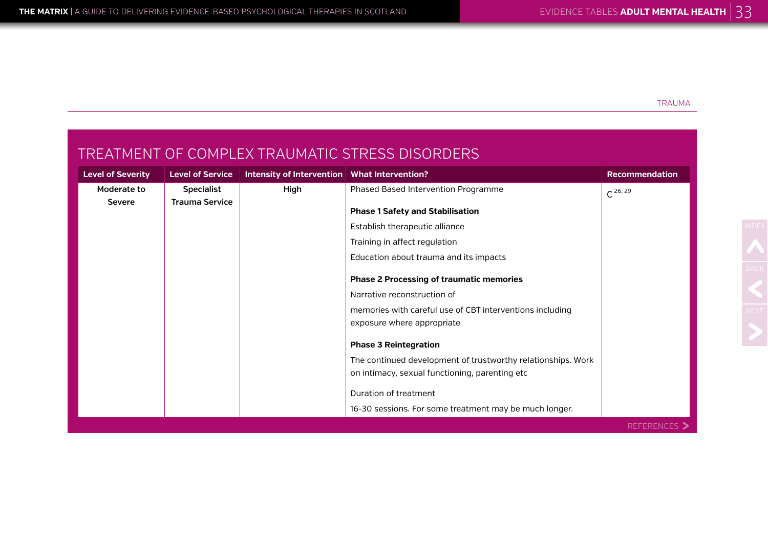TRAUMA

## TREATMENT OF COMPLEX TRAUMATIC STRESS DISORDERS

| Level of Severity | Level of Service | Intensity of Intervention | What Intervention? | Recommendation |
|---|---|---|---|---|
| Moderate to Severe | Specialist Trauma Service | High | Phased Based Intervention Programme<br><br>**Phase 1 Safety and Stabilisation**<br>Establish therapeutic alliance<br>Training in affect regulation<br>Education about trauma and its impacts<br><br>**Phase 2 Processing of traumatic memories**<br>Narrative reconstruction of<br>memories with careful use of CBT interventions including exposure where appropriate<br><br>**Phase 3 Reintegration**<br>The continued development of trustworthy relationships. Work on intimacy, sexual functioning, parenting etc<br><br>Duration of treatment<br>16-30 sessions. For some treatment may be much longer. | C [26, 29] |

REFERENCES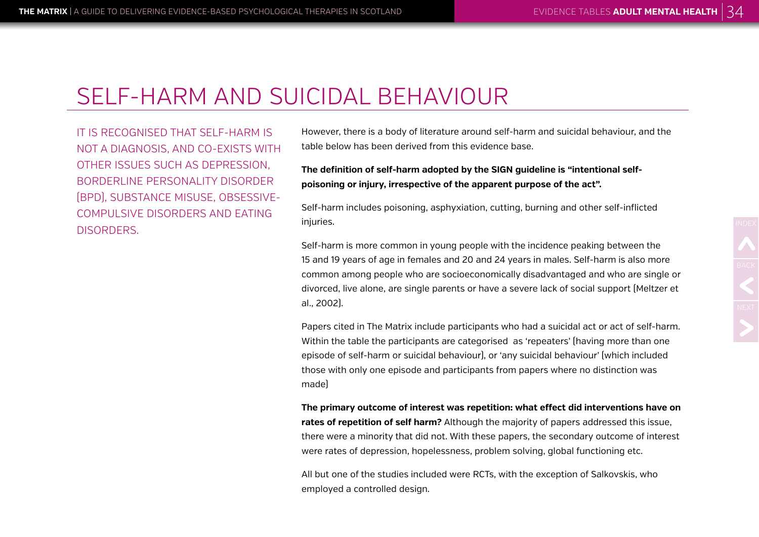# SELF-HARM AND SUICIDAL BEHAVIOUR

IT IS RECOGNISED THAT SELF-HARM IS NOT A DIAGNOSIS, AND CO-EXISTS WITH OTHER ISSUES SUCH AS DEPRESSION, BORDERLINE PERSONALITY DISORDER (BPD), SUBSTANCE MISUSE, OBSESSIVE-COMPULSIVE DISORDERS AND EATING DISORDERS.

However, there is a body of literature around self-harm and suicidal behaviour, and the table below has been derived from this evidence base.

**The definition of self-harm adopted by the SIGN guideline is "intentional self-poisoning or injury, irrespective of the apparent purpose of the act".**

Self-harm includes poisoning, asphyxiation, cutting, burning and other self-inflicted injuries.

Self-harm is more common in young people with the incidence peaking between the 15 and 19 years of age in females and 20 and 24 years in males. Self-harm is also more common among people who are socioeconomically disadvantaged and who are single or divorced, live alone, are single parents or have a severe lack of social support (Meltzer et al., 2002).

Papers cited in The Matrix include participants who had a suicidal act or act of self-harm. Within the table the participants are categorised as 'repeaters' (having more than one episode of self-harm or suicidal behaviour), or 'any suicidal behaviour' (which included those with only one episode and participants from papers where no distinction was made)

**The primary outcome of interest was repetition: what effect did interventions have on rates of repetition of self harm?** Although the majority of papers addressed this issue, there were a minority that did not. With these papers, the secondary outcome of interest were rates of depression, hopelessness, problem solving, global functioning etc.

All but one of the studies included were RCTs, with the exception of Salkovskis, who employed a controlled design.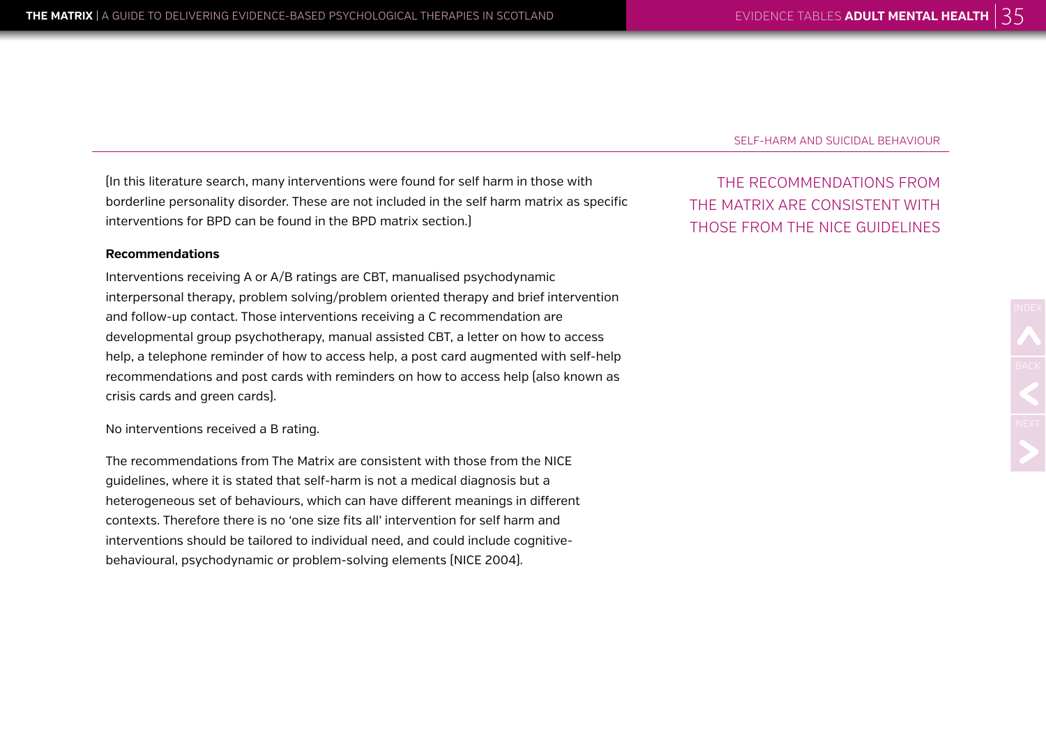SELF-HARM AND SUICIDAL BEHAVIOUR

(In this literature search, many interventions were found for self harm in those with borderline personality disorder. These are not included in the self harm matrix as specific interventions for BPD can be found in the BPD matrix section.)

**Recommendations**

Interventions receiving A or A/B ratings are CBT, manualised psychodynamic interpersonal therapy, problem solving/problem oriented therapy and brief intervention and follow-up contact. Those interventions receiving a C recommendation are developmental group psychotherapy, manual assisted CBT, a letter on how to access help, a telephone reminder of how to access help, a post card augmented with self-help recommendations and post cards with reminders on how to access help (also known as crisis cards and green cards).

No interventions received a B rating.

The recommendations from The Matrix are consistent with those from the NICE guidelines, where it is stated that self-harm is not a medical diagnosis but a heterogeneous set of behaviours, which can have different meanings in different contexts. Therefore there is no 'one size fits all' intervention for self harm and interventions should be tailored to individual need, and could include cognitive-behavioural, psychodynamic or problem-solving elements (NICE 2004).

THE RECOMMENDATIONS FROM THE MATRIX ARE CONSISTENT WITH THOSE FROM THE NICE GUIDELINES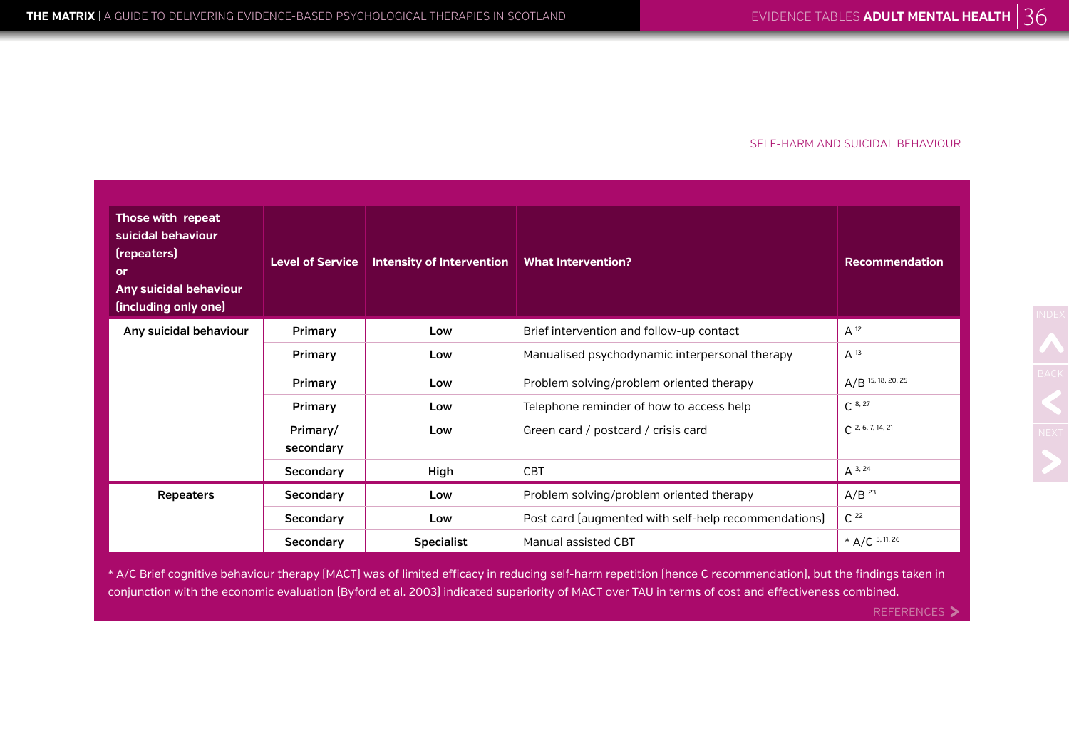## SELF-HARM AND SUICIDAL BEHAVIOUR

| Those with repeat suicidal behaviour (repeaters) or Any suicidal behaviour (including only one) | Level of Service | Intensity of Intervention | What Intervention? | Recommendation |
|---|---|---|---|---|
| Any suicidal behaviour | Primary | Low | Brief intervention and follow-up contact | A [12] |
| | Primary | Low | Manualised psychodynamic interpersonal therapy | A [13] |
| | Primary | Low | Problem solving/problem oriented therapy | A/B [15, 18, 20, 25] |
| | Primary | Low | Telephone reminder of how to access help | C [8, 27] |
| | Primary/ secondary | Low | Green card / postcard / crisis card | C [2, 6, 7, 14, 21] |
| | Secondary | High | CBT | A [3, 24] |
| Repeaters | Secondary | Low | Problem solving/problem oriented therapy | A/B [23] |
| | Secondary | Low | Post card (augmented with self-help recommendations) | C [22] |
| | Secondary | Specialist | Manual assisted CBT | * A/C [5, 11, 26] |

* A/C Brief cognitive behaviour therapy (MACT) was of limited efficacy in reducing self-harm repetition (hence C recommendation), but the findings taken in conjunction with the economic evaluation (Byford et al. 2003) indicated superiority of MACT over TAU in terms of cost and effectiveness combined.

REFERENCES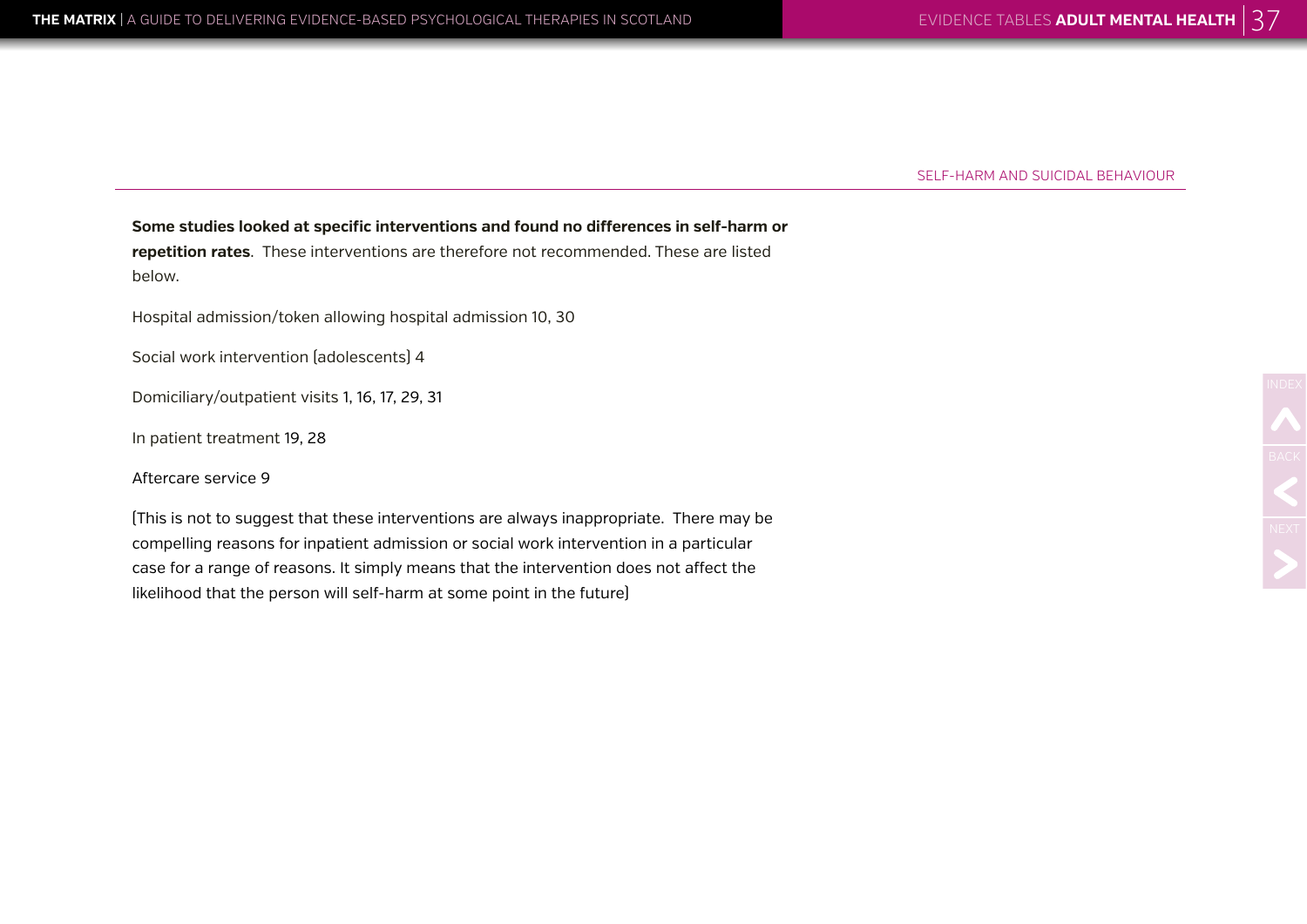SELF-HARM AND SUICIDAL BEHAVIOUR

**Some studies looked at specific interventions and found no differences in self-harm or repetition rates**. These interventions are therefore not recommended. These are listed below.

Hospital admission/token allowing hospital admission 10, 30

Social work intervention (adolescents) 4

Domiciliary/outpatient visits 1, 16, 17, 29, 31

In patient treatment 19, 28

Aftercare service 9

(This is not to suggest that these interventions are always inappropriate. There may be compelling reasons for inpatient admission or social work intervention in a particular case for a range of reasons. It simply means that the intervention does not affect the likelihood that the person will self-harm at some point in the future)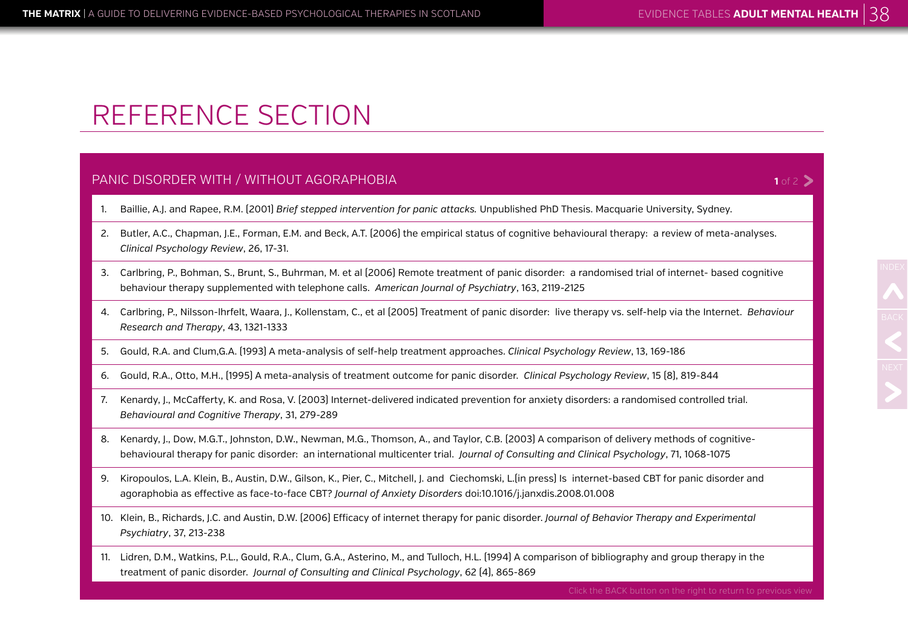# REFERENCE SECTION

## PANIC DISORDER WITH / WITHOUT AGORAPHOBIA

1. Baillie, A.J. and Rapee, R.M. (2001) *Brief stepped intervention for panic attacks.* Unpublished PhD Thesis. Macquarie University, Sydney.
2. Butler, A.C., Chapman, J.E., Forman, E.M. and Beck, A.T. (2006) the empirical status of cognitive behavioural therapy: a review of meta-analyses. *Clinical Psychology Review*, 26, 17-31.
3. Carlbring, P., Bohman, S., Brunt, S., Buhrman, M. et al (2006) Remote treatment of panic disorder: a randomised trial of internet- based cognitive behaviour therapy supplemented with telephone calls. *American Journal of Psychiatry*, 163, 2119-2125
4. Carlbring, P., Nilsson-Ihrfelt, Waara, J., Kollenstam, C., et al (2005) Treatment of panic disorder: live therapy vs. self-help via the Internet. *Behaviour Research and Therapy*, 43, 1321-1333
5. Gould, R.A. and Clum,G.A. (1993) A meta-analysis of self-help treatment approaches. *Clinical Psychology Review*, 13, 169-186
6. Gould, R.A., Otto, M.H., (1995) A meta-analysis of treatment outcome for panic disorder. *Clinical Psychology Review*, 15 (8), 819-844
7. Kenardy, J., McCafferty, K. and Rosa, V. (2003) Internet-delivered indicated prevention for anxiety disorders: a randomised controlled trial. *Behavioural and Cognitive Therapy*, 31, 279-289
8. Kenardy, J., Dow, M.G.T., Johnston, D.W., Newman, M.G., Thomson, A., and Taylor, C.B. (2003) A comparison of delivery methods of cognitive-behavioural therapy for panic disorder: an international multicenter trial. *Journal of Consulting and Clinical Psychology*, 71, 1068-1075
9. Kiropoulos, L.A. Klein, B., Austin, D.W., Gilson, K., Pier, C., Mitchell, J. and Ciechomski, L.(in press) Is internet-based CBT for panic disorder and agoraphobia as effective as face-to-face CBT? *Journal of Anxiety Disorders* doi:10.1016/j.janxdis.2008.01.008
10. Klein, B., Richards, J.C. and Austin, D.W. (2006) Efficacy of internet therapy for panic disorder. *Journal of Behavior Therapy and Experimental Psychiatry*, 37, 213-238
11. Lidren, D.M., Watkins, P.L., Gould, R.A., Clum, G.A., Asterino, M., and Tulloch, H.L. (1994) A comparison of bibliography and group therapy in the treatment of panic disorder. *Journal of Consulting and Clinical Psychology*, 62 (4), 865-869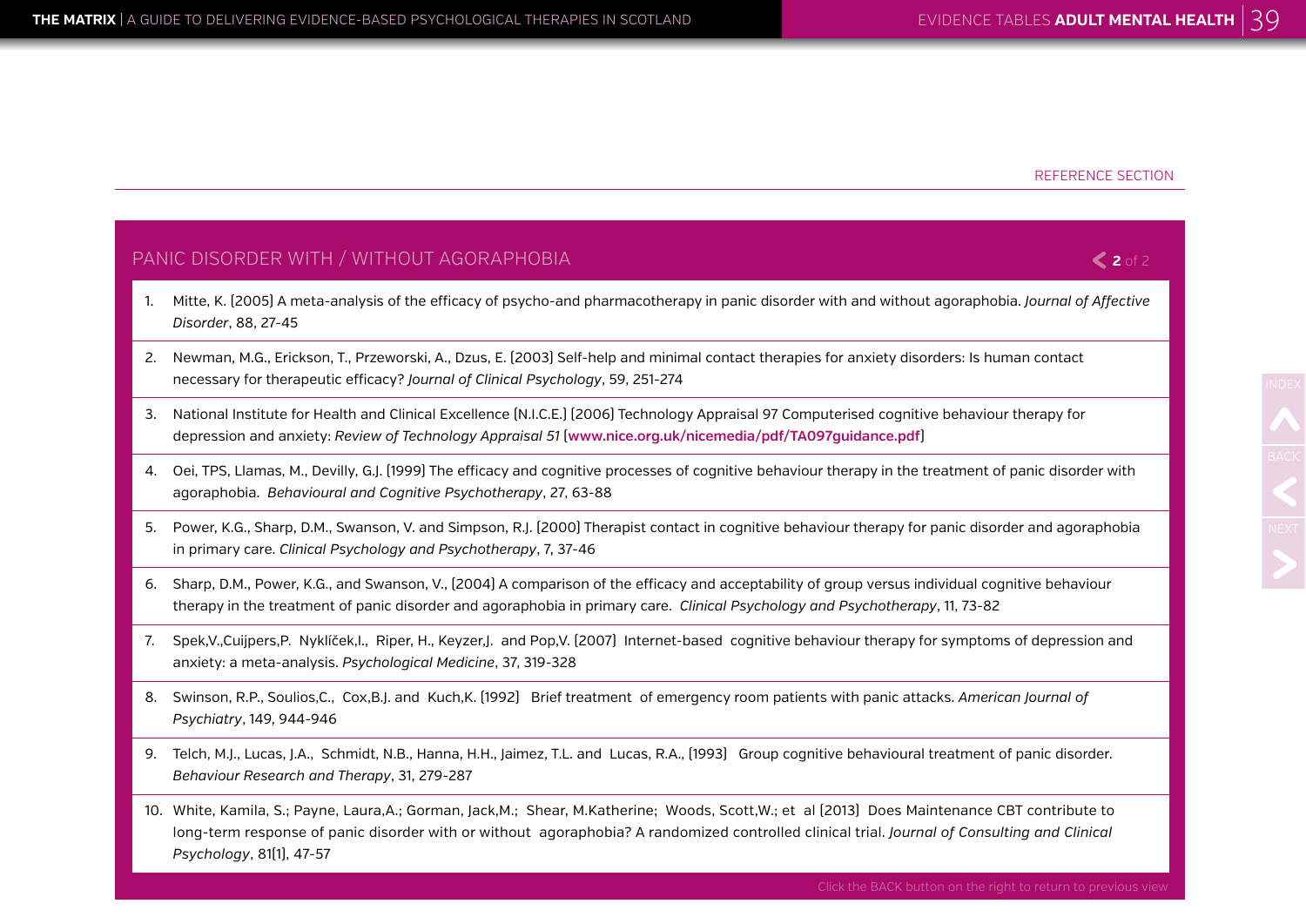REFERENCE SECTION

## PANIC DISORDER WITH / WITHOUT AGORAPHOBIA

1. Mitte, K. (2005) A meta-analysis of the efficacy of psycho-and pharmacotherapy in panic disorder with and without agoraphobia. *Journal of Affective Disorder*, 88, 27-45
2. Newman, M.G., Erickson, T., Przeworski, A., Dzus, E. (2003) Self-help and minimal contact therapies for anxiety disorders: Is human contact necessary for therapeutic efficacy? *Journal of Clinical Psychology*, 59, 251-274
3. National Institute for Health and Clinical Excellence (N.I.C.E.) (2006) Technology Appraisal 97 Computerised cognitive behaviour therapy for depression and anxiety: *Review of Technology Appraisal 51* (**www.nice.org.uk/nicemedia/pdf/TA097guidance.pdf**)
4. Oei, TPS, Llamas, M., Devilly, G.J. (1999) The efficacy and cognitive processes of cognitive behaviour therapy in the treatment of panic disorder with agoraphobia. *Behavioural and Cognitive Psychotherapy*, 27, 63-88
5. Power, K.G., Sharp, D.M., Swanson, V. and Simpson, R.J. (2000) Therapist contact in cognitive behaviour therapy for panic disorder and agoraphobia in primary care. *Clinical Psychology and Psychotherapy*, 7, 37-46
6. Sharp, D.M., Power, K.G., and Swanson, V., (2004) A comparison of the efficacy and acceptability of group versus individual cognitive behaviour therapy in the treatment of panic disorder and agoraphobia in primary care. *Clinical Psychology and Psychotherapy*, 11, 73-82
7. Spek,V.,Cuijpers,P. Nyklíček,I., Riper, H., Keyzer,J. and Pop,V. (2007) Internet-based cognitive behaviour therapy for symptoms of depression and anxiety: a meta-analysis. *Psychological Medicine*, 37, 319-328
8. Swinson, R.P., Soulios,C., Cox,B.J. and Kuch,K. (1992) Brief treatment of emergency room patients with panic attacks. *American Journal of Psychiatry*, 149, 944-946
9. Telch, M.J., Lucas, J.A., Schmidt, N.B., Hanna, H.H., Jaimez, T.L. and Lucas, R.A., (1993) Group cognitive behavioural treatment of panic disorder. *Behaviour Research and Therapy*, 31, 279-287
10. White, Kamila, S.; Payne, Laura,A.; Gorman, Jack,M.; Shear, M.Katherine; Woods, Scott,W.; et al (2013) Does Maintenance CBT contribute to long-term response of panic disorder with or without agoraphobia? A randomized controlled clinical trial. *Journal of Consulting and Clinical Psychology*, 81(1), 47-57

Click the BACK button on the right to return to previous view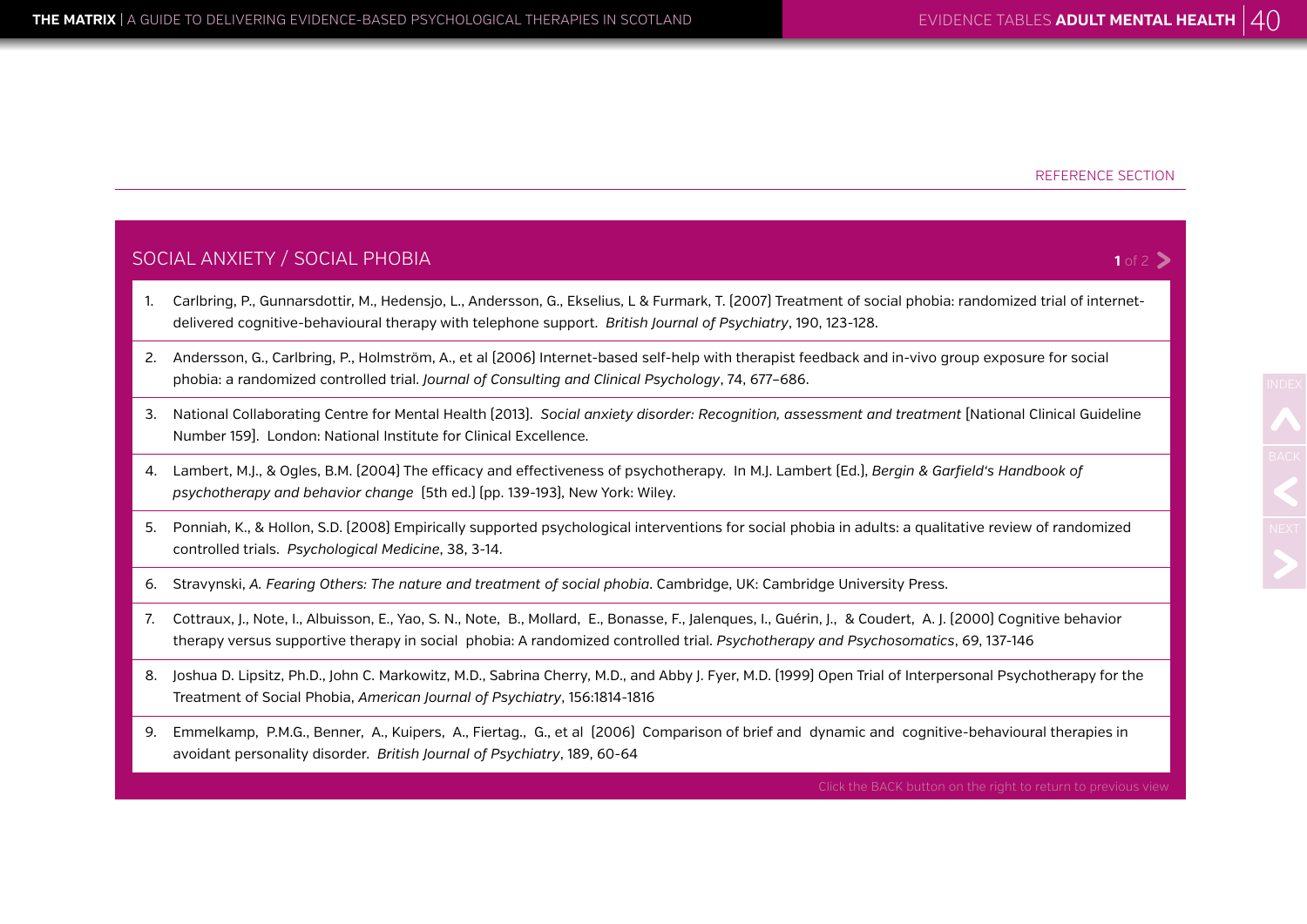REFERENCE SECTION

## SOCIAL ANXIETY / SOCIAL PHOBIA

1. Carlbring, P., Gunnarsdottir, M., Hedensjo, L., Andersson, G., Ekselius, L & Furmark, T. (2007) Treatment of social phobia: randomized trial of internet-delivered cognitive-behavioural therapy with telephone support. *British Journal of Psychiatry*, 190, 123-128.
2. Andersson, G., Carlbring, P., Holmström, A., et al (2006) Internet-based self-help with therapist feedback and in-vivo group exposure for social phobia: a randomized controlled trial. *Journal of Consulting and Clinical Psychology*, 74, 677–686.
3. National Collaborating Centre for Mental Health (2013). *Social anxiety disorder: Recognition, assessment and treatment* [National Clinical Guideline Number 159]. London: National Institute for Clinical Excellence.
4. Lambert, M.J., & Ogles, B.M. (2004) The efficacy and effectiveness of psychotherapy. In M.J. Lambert (Ed.), *Bergin & Garfield's Handbook of psychotherapy and behavior change* (5th ed.) (pp. 139-193), New York: Wiley.
5. Ponniah, K., & Hollon, S.D. (2008) Empirically supported psychological interventions for social phobia in adults: a qualitative review of randomized controlled trials. *Psychological Medicine*, 38, 3-14.
6. Stravynski, *A. Fearing Others: The nature and treatment of social phobia*. Cambridge, UK: Cambridge University Press.
7. Cottraux, J., Note, I., Albuisson, E., Yao, S. N., Note, B., Mollard, E., Bonasse, F., Jalenques, I., Guérin, J., & Coudert, A. J. (2000) Cognitive behavior therapy versus supportive therapy in social phobia: A randomized controlled trial. *Psychotherapy and Psychosomatics*, 69, 137-146
8. Joshua D. Lipsitz, Ph.D., John C. Markowitz, M.D., Sabrina Cherry, M.D., and Abby J. Fyer, M.D. (1999) Open Trial of Interpersonal Psychotherapy for the Treatment of Social Phobia, *American Journal of Psychiatry*, 156:1814-1816
9. Emmelkamp, P.M.G., Benner, A., Kuipers, A., Fiertag., G., et al (2006) Comparison of brief and dynamic and cognitive-behavioural therapies in avoidant personality disorder. *British Journal of Psychiatry*, 189, 60-64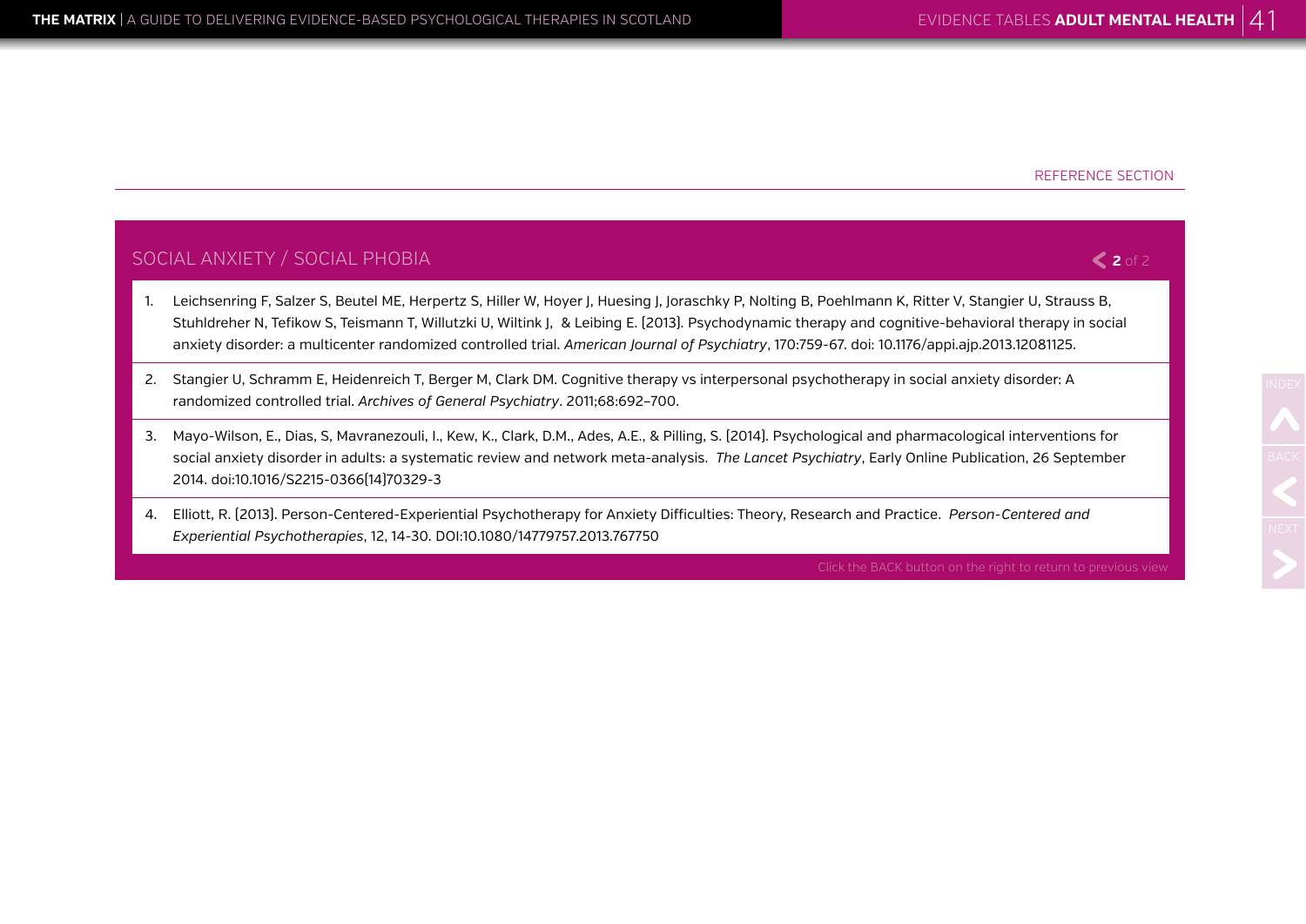REFERENCE SECTION

## SOCIAL ANXIETY / SOCIAL PHOBIA

1. Leichsenring F, Salzer S, Beutel ME, Herpertz S, Hiller W, Hoyer J, Huesing J, Joraschky P, Nolting B, Poehlmann K, Ritter V, Stangier U, Strauss B, Stuhldreher N, Tefikow S, Teismann T, Willutzki U, Wiltink J, & Leibing E. (2013). Psychodynamic therapy and cognitive-behavioral therapy in social anxiety disorder: a multicenter randomized controlled trial. *American Journal of Psychiatry*, 170:759-67. doi: 10.1176/appi.ajp.2013.12081125.
2. Stangier U, Schramm E, Heidenreich T, Berger M, Clark DM. Cognitive therapy vs interpersonal psychotherapy in social anxiety disorder: A randomized controlled trial. *Archives of General Psychiatry*. 2011;68:692–700.
3. Mayo-Wilson, E., Dias, S, Mavranezouli, I., Kew, K., Clark, D.M., Ades, A.E., & Pilling, S. (2014). Psychological and pharmacological interventions for social anxiety disorder in adults: a systematic review and network meta-analysis. *The Lancet Psychiatry*, Early Online Publication, 26 September 2014. doi:10.1016/S2215-0366(14)70329-3
4. Elliott, R. (2013). Person-Centered-Experiential Psychotherapy for Anxiety Difficulties: Theory, Research and Practice. *Person-Centered and Experiential Psychotherapies*, 12, 14-30. DOI:10.1080/14779757.2013.767750

Click the BACK button on the right to return to previous view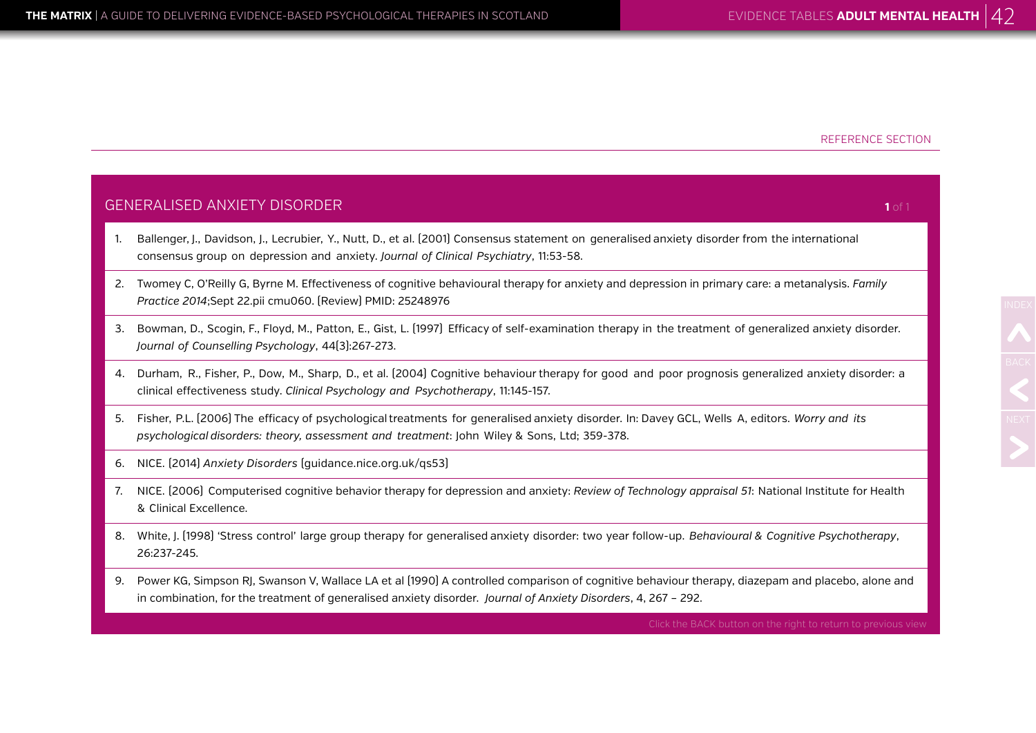REFERENCE SECTION

## GENERALISED ANXIETY DISORDER

1. Ballenger, J., Davidson, J., Lecrubier, Y., Nutt, D., et al. (2001) Consensus statement on generalised anxiety disorder from the international consensus group on depression and anxiety. *Journal of Clinical Psychiatry*, 11:53-58.
2. Twomey C, O'Reilly G, Byrne M. Effectiveness of cognitive behavioural therapy for anxiety and depression in primary care: a metanalysis. *Family Practice 2014*;Sept 22.pii cmu060. [Review] PMID: 25248976
3. Bowman, D., Scogin, F., Floyd, M., Patton, E., Gist, L. (1997) Efficacy of self-examination therapy in the treatment of generalized anxiety disorder. *Journal of Counselling Psychology*, 44(3):267-273.
4. Durham, R., Fisher, P., Dow, M., Sharp, D., et al. (2004) Cognitive behaviour therapy for good and poor prognosis generalized anxiety disorder: a clinical effectiveness study. *Clinical Psychology and Psychotherapy*, 11:145-157.
5. Fisher, P.L. (2006) The efficacy of psychological treatments for generalised anxiety disorder. In: Davey GCL, Wells A, editors. *Worry and its psychological disorders: theory, assessment and treatment*: John Wiley & Sons, Ltd; 359-378.
6. NICE. (2014) *Anxiety Disorders* (guidance.nice.org.uk/qs53)
7. NICE. (2006) Computerised cognitive behavior therapy for depression and anxiety: *Review of Technology appraisal 51*: National Institute for Health & Clinical Excellence.
8. White, J. (1998) 'Stress control' large group therapy for generalised anxiety disorder: two year follow-up. *Behavioural & Cognitive Psychotherapy*, 26:237-245.
9. Power KG, Simpson RJ, Swanson V, Wallace LA et al (1990) A controlled comparison of cognitive behaviour therapy, diazepam and placebo, alone and in combination, for the treatment of generalised anxiety disorder. *Journal of Anxiety Disorders*, 4, 267 – 292.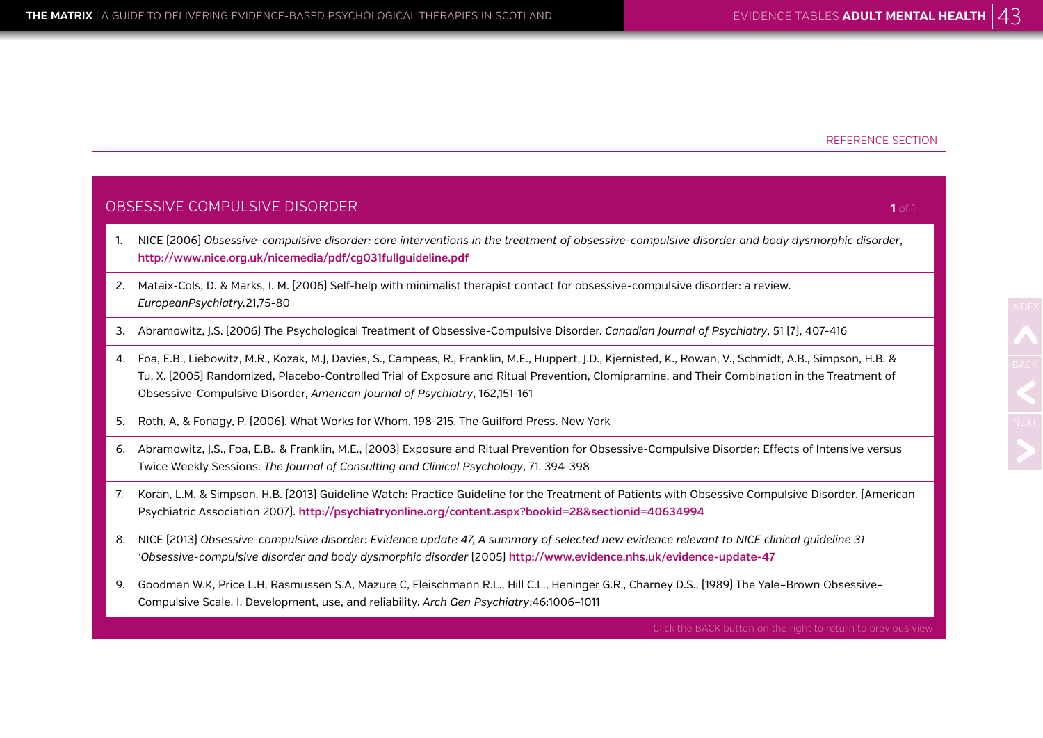REFERENCE SECTION

## OBSESSIVE COMPULSIVE DISORDER

1. NICE [2006] *Obsessive-compulsive disorder: core interventions in the treatment of obsessive-compulsive disorder and body dysmorphic disorder*, **http://www.nice.org.uk/nicemedia/pdf/cg031fullguideline.pdf**
2. Mataix-Cols, D. & Marks, I. M. [2006] Self-help with minimalist therapist contact for obsessive-compulsive disorder: a review. *EuropeanPsychiatry,*21,75-80
3. Abramowitz, J.S. [2006] The Psychological Treatment of Obsessive-Compulsive Disorder. *Canadian Journal of Psychiatry*, 51 [7], 407-416
4. Foa, E.B., Liebowitz, M.R., Kozak, M.J, Davies, S., Campeas, R., Franklin, M.E., Huppert, J.D., Kjernisted, K., Rowan, V., Schmidt, A.B., Simpson, H.B. & Tu, X. [2005] Randomized, Placebo-Controlled Trial of Exposure and Ritual Prevention, Clomipramine, and Their Combination in the Treatment of Obsessive-Compulsive Disorder, *American Journal of Psychiatry*, 162,151-161
5. Roth, A, & Fonagy, P. [2006]. What Works for Whom. 198-215. The Guilford Press. New York
6. Abramowitz, J.S., Foa, E.B., & Franklin, M.E., [2003] Exposure and Ritual Prevention for Obsessive-Compulsive Disorder: Effects of Intensive versus Twice Weekly Sessions. *The Journal of Consulting and Clinical Psychology*, 71. 394-398
7. Koran, L.M. & Simpson, H.B. [2013] Guideline Watch: Practice Guideline for the Treatment of Patients with Obsessive Compulsive Disorder. [American Psychiatric Association 2007]. **http://psychiatryonline.org/content.aspx?bookid=28&sectionid=40634994**
8. NICE [2013] *Obsessive-compulsive disorder: Evidence update 47, A summary of selected new evidence relevant to NICE clinical guideline 31 'Obsessive-compulsive disorder and body dysmorphic disorder* [2005] **http://www.evidence.nhs.uk/evidence-update-47**
9. Goodman W.K, Price L.H, Rasmussen S.A, Mazure C, Fleischmann R.L., Hill C.L., Heninger G.R., Charney D.S., [1989] The Yale–Brown Obsessive–Compulsive Scale. I. Development, use, and reliability. *Arch Gen Psychiatry*;46:1006–1011

Click the BACK button on the right to return to previous view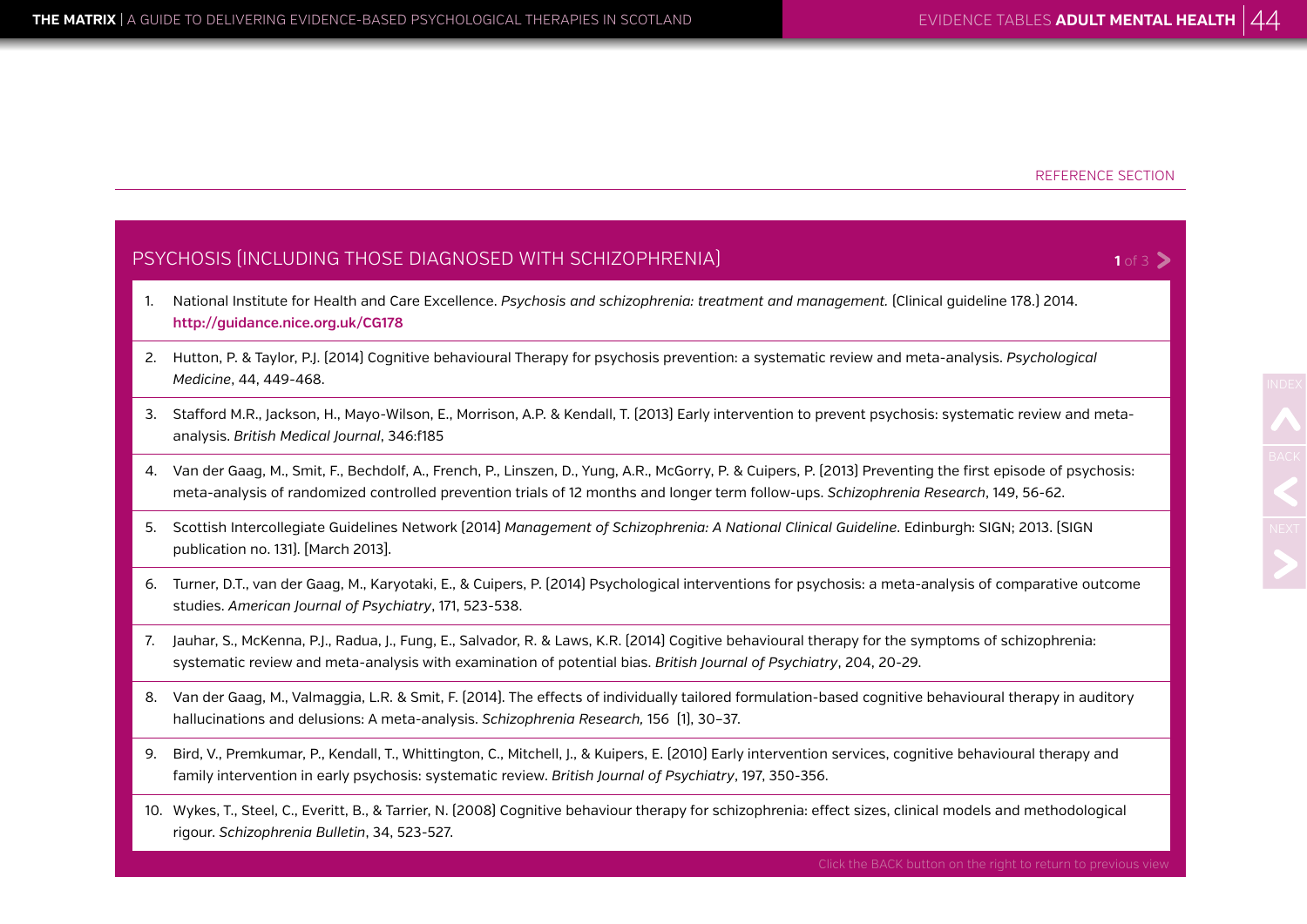REFERENCE SECTION

## PSYCHOSIS (INCLUDING THOSE DIAGNOSED WITH SCHIZOPHRENIA)

1. National Institute for Health and Care Excellence. *Psychosis and schizophrenia: treatment and management.* (Clinical guideline 178.) 2014. **http://guidance.nice.org.uk/CG178**
2. Hutton, P. & Taylor, P.J. (2014) Cognitive behavioural Therapy for psychosis prevention: a systematic review and meta-analysis. *Psychological Medicine*, 44, 449-468.
3. Stafford M.R., Jackson, H., Mayo-Wilson, E., Morrison, A.P. & Kendall, T. (2013) Early intervention to prevent psychosis: systematic review and meta-analysis. *British Medical Journal*, 346:f185
4. Van der Gaag, M., Smit, F., Bechdolf, A., French, P., Linszen, D., Yung, A.R., McGorry, P. & Cuipers, P. (2013) Preventing the first episode of psychosis: meta-analysis of randomized controlled prevention trials of 12 months and longer term follow-ups. *Schizophrenia Research*, 149, 56-62.
5. Scottish Intercollegiate Guidelines Network (2014) *Management of Schizophrenia: A National Clinical Guideline*. Edinburgh: SIGN; 2013. (SIGN publication no. 131). [March 2013].
6. Turner, D.T., van der Gaag, M., Karyotaki, E., & Cuipers, P. (2014) Psychological interventions for psychosis: a meta-analysis of comparative outcome studies. *American Journal of Psychiatry*, 171, 523-538.
7. Jauhar, S., McKenna, P.J., Radua, J., Fung, E., Salvador, R. & Laws, K.R. (2014) Cogitive behavioural therapy for the symptoms of schizophrenia: systematic review and meta-analysis with examination of potential bias. *British Journal of Psychiatry*, 204, 20-29.
8. Van der Gaag, M., Valmaggia, L.R. & Smit, F. (2014). The effects of individually tailored formulation-based cognitive behavioural therapy in auditory hallucinations and delusions: A meta-analysis. *Schizophrenia Research,* 156 (1), 30–37.
9. Bird, V., Premkumar, P., Kendall, T., Whittington, C., Mitchell, J., & Kuipers, E. (2010) Early intervention services, cognitive behavioural therapy and family intervention in early psychosis: systematic review. *British Journal of Psychiatry*, 197, 350-356.
10. Wykes, T., Steel, C., Everitt, B., & Tarrier, N. (2008) Cognitive behaviour therapy for schizophrenia: effect sizes, clinical models and methodological rigour. *Schizophrenia Bulletin*, 34, 523-527.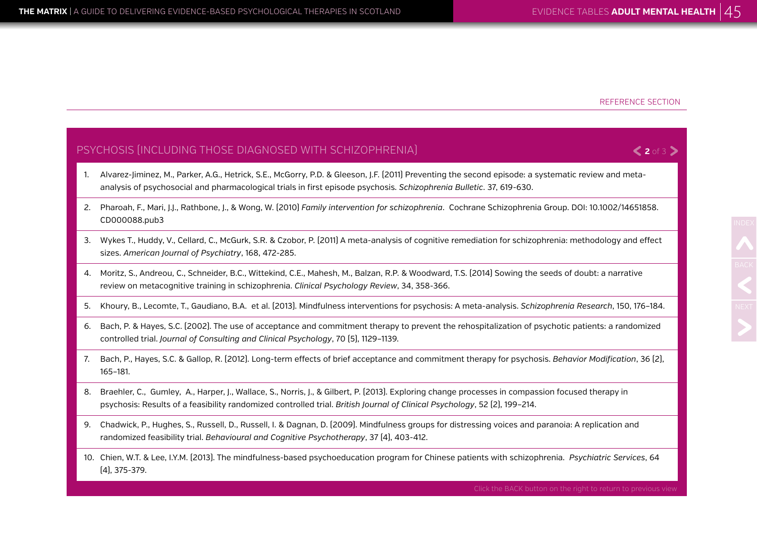REFERENCE SECTION

## PSYCHOSIS (INCLUDING THOSE DIAGNOSED WITH SCHIZOPHRENIA)

1. Alvarez-Jiminez, M., Parker, A.G., Hetrick, S.E., McGorry, P.D. & Gleeson, J.F. (2011) Preventing the second episode: a systematic review and meta-analysis of psychosocial and pharmacological trials in first episode psychosis. *Schizophrenia Bulletic*. 37, 619-630.
2. Pharoah, F., Mari, J.J., Rathbone, J., & Wong, W. (2010) *Family intervention for schizophrenia*. Cochrane Schizophrenia Group. DOI: 10.1002/14651858.CD000088.pub3
3. Wykes T., Huddy, V., Cellard, C., McGurk, S.R. & Czobor, P. (2011) A meta-analysis of cognitive remediation for schizophrenia: methodology and effect sizes. *American Journal of Psychiatry*, 168, 472-285.
4. Moritz, S., Andreou, C., Schneider, B.C., Wittekind, C.E., Mahesh, M., Balzan, R.P. & Woodward, T.S. (2014) Sowing the seeds of doubt: a narrative review on metacognitive training in schizophrenia. *Clinical Psychology Review*, 34, 358-366.
5. Khoury, B., Lecomte, T., Gaudiano, B.A. et al. (2013). Mindfulness interventions for psychosis: A meta-analysis. *Schizophrenia Research*, 150, 176–184.
6. Bach, P. & Hayes, S.C. (2002). The use of acceptance and commitment therapy to prevent the rehospitalization of psychotic patients: a randomized controlled trial. *Journal of Consulting and Clinical Psychology*, 70 (5), 1129–1139.
7. Bach, P., Hayes, S.C. & Gallop, R. (2012). Long-term effects of brief acceptance and commitment therapy for psychosis. *Behavior Modification*, 36 (2), 165–181.
8. Braehler, C., Gumley, A., Harper, J., Wallace, S., Norris, J., & Gilbert, P. (2013). Exploring change processes in compassion focused therapy in psychosis: Results of a feasibility randomized controlled trial. *British Journal of Clinical Psychology*, 52 (2), 199–214.
9. Chadwick, P., Hughes, S., Russell, D., Russell, I. & Dagnan, D. (2009). Mindfulness groups for distressing voices and paranoia: A replication and randomized feasibility trial. *Behavioural and Cognitive Psychotherapy*, 37 (4), 403-412.
10. Chien, W.T. & Lee, I.Y.M. (2013). The mindfulness-based psychoeducation program for Chinese patients with schizophrenia. *Psychiatric Services*, 64 (4), 375-379.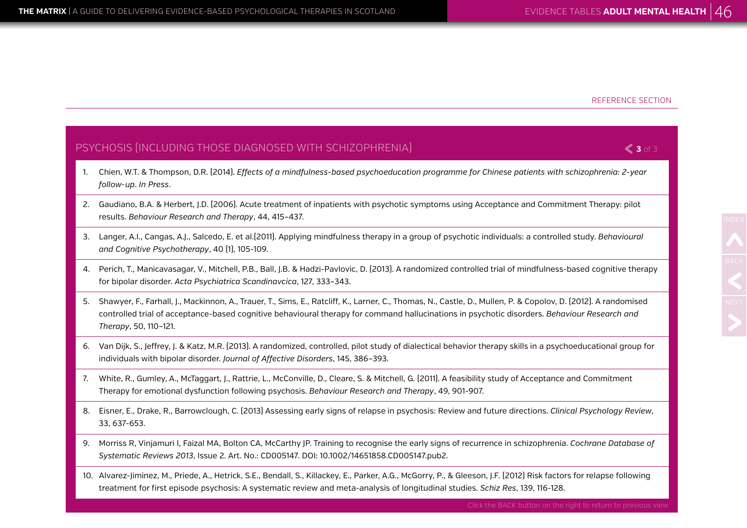REFERENCE SECTION

## PSYCHOSIS (INCLUDING THOSE DIAGNOSED WITH SCHIZOPHRENIA)

1. Chien, W.T. & Thompson, D.R. (2014). *Effects of a mindfulness-based psychoeducation programme for Chinese patients with schizophrenia: 2-year follow-up*. *In Press*.
2. Gaudiano, B.A. & Herbert, J.D. (2006). Acute treatment of inpatients with psychotic symptoms using Acceptance and Commitment Therapy: pilot results. *Behaviour Research and Therapy*, 44, 415–437.
3. Langer, A.I., Cangas, A.J., Salcedo, E. et al.(2011). Applying mindfulness therapy in a group of psychotic individuals: a controlled study. *Behavioural and Cognitive Psychotherapy*, 40 (1), 105-109.
4. Perich, T., Manicavasagar, V., Mitchell, P.B., Ball, J.B. & Hadzi-Pavlovic, D. (2013). A randomized controlled trial of mindfulness-based cognitive therapy for bipolar disorder. *Acta Psychiatrica Scandinavcica*, 127, 333–343.
5. Shawyer, F., Farhall, J., Mackinnon, A., Trauer, T., Sims, E., Ratcliff, K., Larner, C., Thomas, N., Castle, D., Mullen, P. & Copolov, D. (2012). A randomised controlled trial of acceptance-based cognitive behavioural therapy for command hallucinations in psychotic disorders. *Behaviour Research and Therapy*, 50, 110–121.
6. Van Dijk, S., Jeffrey, J. & Katz, M.R. (2013). A randomized, controlled, pilot study of dialectical behavior therapy skills in a psychoeducational group for individuals with bipolar disorder. *Journal of Affective Disorders*, 145, 386–393.
7. White, R., Gumley, A., McTaggart, J., Rattrie, L., McConville, D., Cleare, S. & Mitchell, G. (2011). A feasibility study of Acceptance and Commitment Therapy for emotional dysfunction following psychosis. *Behaviour Research and Therapy*, 49, 901-907.
8. Eisner, E., Drake, R., Barrowclough, C. (2013) Assessing early signs of relapse in psychosis: Review and future directions. *Clinical Psychology Review*, 33, 637-653.
9. Morriss R, Vinjamuri I, Faizal MA, Bolton CA, McCarthy JP. Training to recognise the early signs of recurrence in schizophrenia. *Cochrane Database of Systematic Reviews 2013*, Issue 2. Art. No.: CD005147. DOI: 10.1002/14651858.CD005147.pub2.
10. Alvarez-Jiminez, M., Priede, A., Hetrick, S.E., Bendall, S., Killackey, E., Parker, A.G., McGorry, P., & Gleeson, J.F. (2012) Risk factors for relapse following treatment for first episode psychosis: A systematic review and meta-analysis of longitudinal studies. *Schiz Res*, 139, 116-128.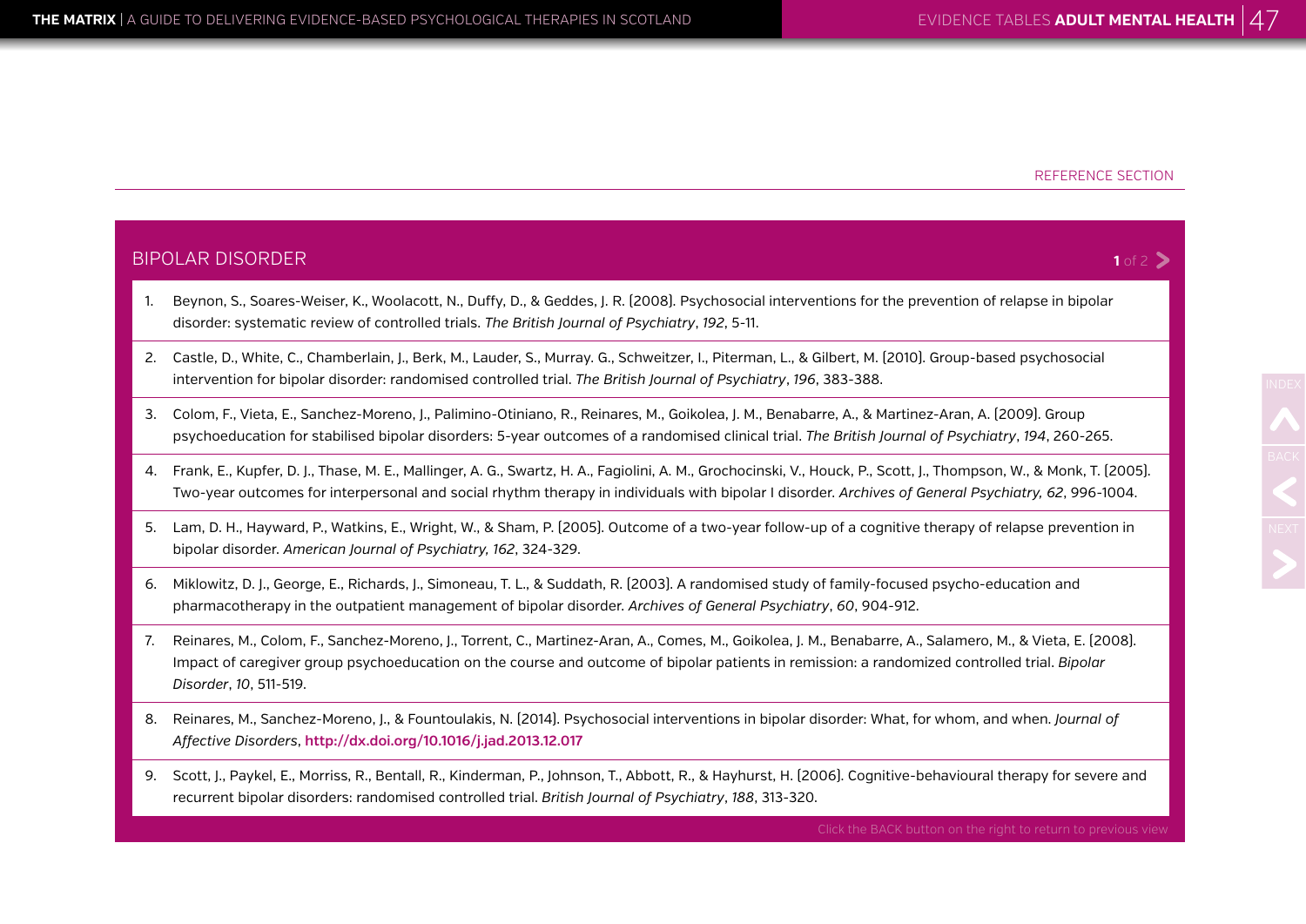REFERENCE SECTION

## BIPOLAR DISORDER

1. Beynon, S., Soares-Weiser, K., Woolacott, N., Duffy, D., & Geddes, J. R. (2008). Psychosocial interventions for the prevention of relapse in bipolar disorder: systematic review of controlled trials. *The British Journal of Psychiatry*, *192*, 5-11.
2. Castle, D., White, C., Chamberlain, J., Berk, M., Lauder, S., Murray. G., Schweitzer, I., Piterman, L., & Gilbert, M. (2010). Group-based psychosocial intervention for bipolar disorder: randomised controlled trial. *The British Journal of Psychiatry*, *196*, 383-388.
3. Colom, F., Vieta, E., Sanchez-Moreno, J., Palimino-Otiniano, R., Reinares, M., Goikolea, J. M., Benabarre, A., & Martinez-Aran, A. (2009). Group psychoeducation for stabilised bipolar disorders: 5-year outcomes of a randomised clinical trial. *The British Journal of Psychiatry*, *194*, 260-265.
4. Frank, E., Kupfer, D. J., Thase, M. E., Mallinger, A. G., Swartz, H. A., Fagiolini, A. M., Grochocinski, V., Houck, P., Scott, J., Thompson, W., & Monk, T. (2005). Two-year outcomes for interpersonal and social rhythm therapy in individuals with bipolar I disorder. *Archives of General Psychiatry, 62*, 996-1004.
5. Lam, D. H., Hayward, P., Watkins, E., Wright, W., & Sham, P. (2005). Outcome of a two-year follow-up of a cognitive therapy of relapse prevention in bipolar disorder. *American Journal of Psychiatry, 162*, 324-329.
6. Miklowitz, D. J., George, E., Richards, J., Simoneau, T. L., & Suddath, R. (2003). A randomised study of family-focused psycho-education and pharmacotherapy in the outpatient management of bipolar disorder. *Archives of General Psychiatry*, *60*, 904-912.
7. Reinares, M., Colom, F., Sanchez-Moreno, J., Torrent, C., Martinez-Aran, A., Comes, M., Goikolea, J. M., Benabarre, A., Salamero, M., & Vieta, E. (2008). Impact of caregiver group psychoeducation on the course and outcome of bipolar patients in remission: a randomized controlled trial. *Bipolar Disorder*, *10*, 511-519.
8. Reinares, M., Sanchez-Moreno, J., & Fountoulakis, N. (2014). Psychosocial interventions in bipolar disorder: What, for whom, and when. *Journal of Affective Disorders*, **http://dx.doi.org/10.1016/j.jad.2013.12.017**
9. Scott, J., Paykel, E., Morriss, R., Bentall, R., Kinderman, P., Johnson, T., Abbott, R., & Hayhurst, H. (2006). Cognitive-behavioural therapy for severe and recurrent bipolar disorders: randomised controlled trial. *British Journal of Psychiatry*, *188*, 313-320.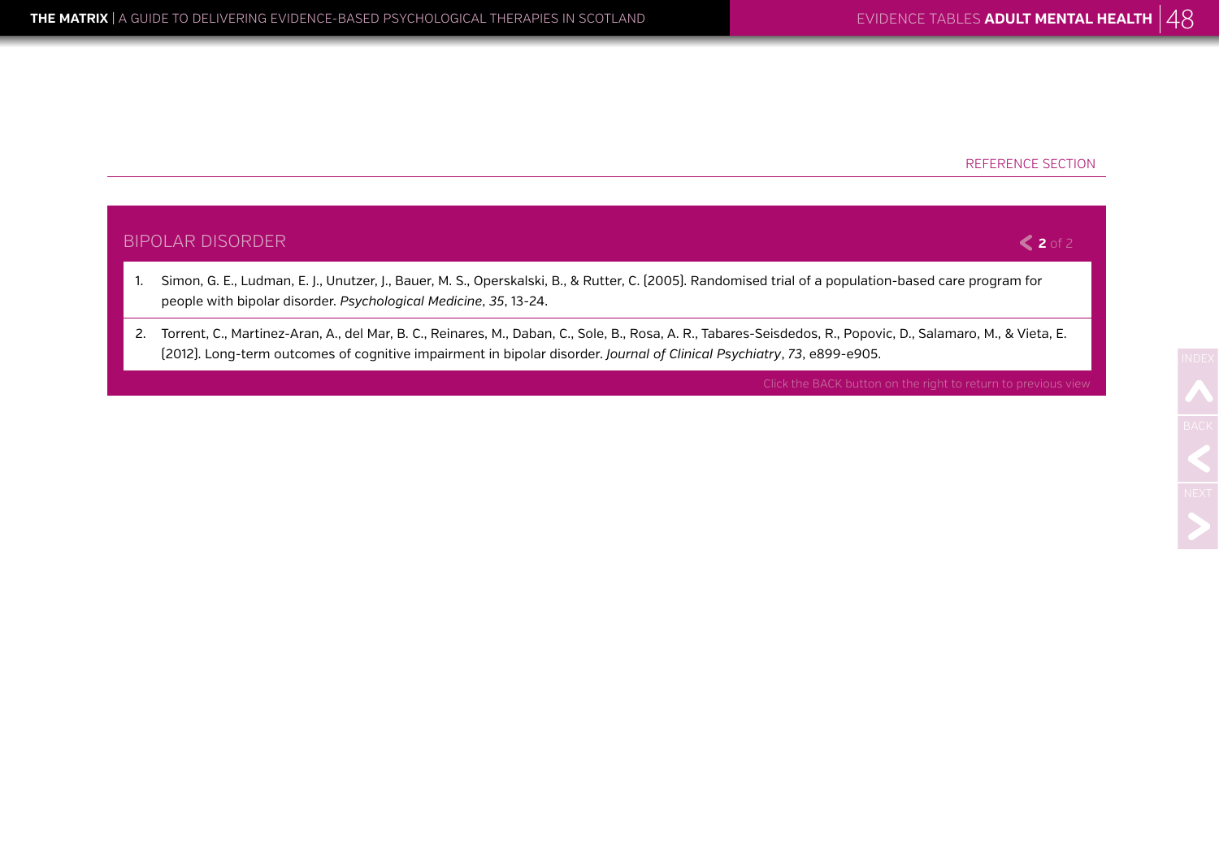REFERENCE SECTION

## BIPOLAR DISORDER

1. Simon, G. E., Ludman, E. J., Unutzer, J., Bauer, M. S., Operskalski, B., & Rutter, C. (2005). Randomised trial of a population-based care program for people with bipolar disorder. *Psychological Medicine*, *35*, 13-24.
2. Torrent, C., Martinez-Aran, A., del Mar, B. C., Reinares, M., Daban, C., Sole, B., Rosa, A. R., Tabares-Seisdedos, R., Popovic, D., Salamaro, M., & Vieta, E. (2012). Long-term outcomes of cognitive impairment in bipolar disorder. *Journal of Clinical Psychiatry*, *73*, e899-e905.

Click the BACK button on the right to return to previous view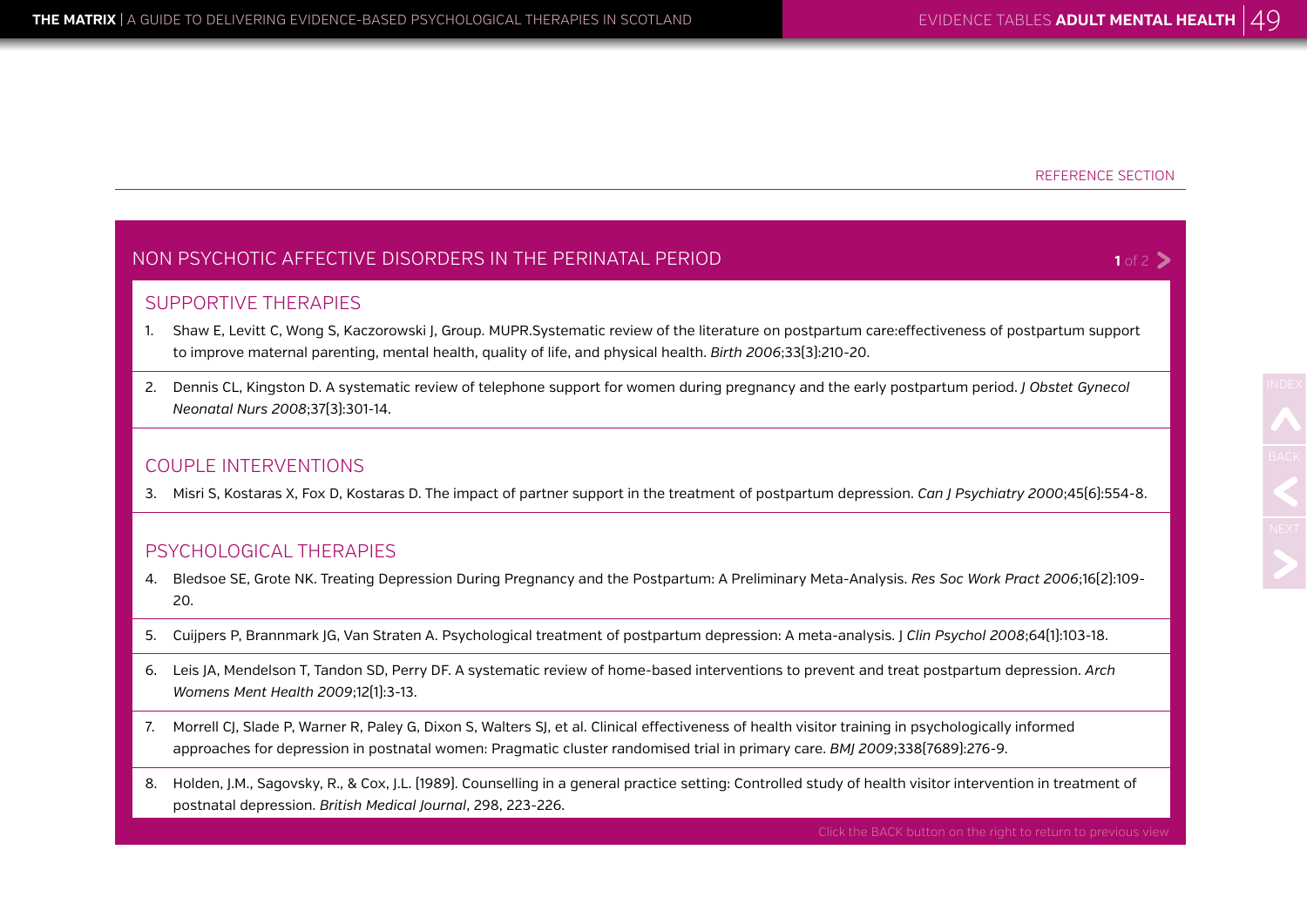REFERENCE SECTION

## NON PSYCHOTIC AFFECTIVE DISORDERS IN THE PERINATAL PERIOD

### SUPPORTIVE THERAPIES

1. Shaw E, Levitt C, Wong S, Kaczorowski J, Group. MUPR.Systematic review of the literature on postpartum care:effectiveness of postpartum support to improve maternal parenting, mental health, quality of life, and physical health. *Birth 2006*;33[3]:210-20.
2. Dennis CL, Kingston D. A systematic review of telephone support for women during pregnancy and the early postpartum period. *J Obstet Gynecol Neonatal Nurs 2008*;37[3]:301-14.

### COUPLE INTERVENTIONS

3. Misri S, Kostaras X, Fox D, Kostaras D. The impact of partner support in the treatment of postpartum depression. *Can J Psychiatry 2000*;45[6]:554-8.

### PSYCHOLOGICAL THERAPIES

4. Bledsoe SE, Grote NK. Treating Depression During Pregnancy and the Postpartum: A Preliminary Meta-Analysis. *Res Soc Work Pract 2006*;16[2]:109-20.
5. Cuijpers P, Brannmark JG, Van Straten A. Psychological treatment of postpartum depression: A meta-analysis. J *Clin Psychol 2008*;64[1]:103-18.
6. Leis JA, Mendelson T, Tandon SD, Perry DF. A systematic review of home-based interventions to prevent and treat postpartum depression. *Arch Womens Ment Health 2009*;12[1]:3-13.
7. Morrell CJ, Slade P, Warner R, Paley G, Dixon S, Walters SJ, et al. Clinical effectiveness of health visitor training in psychologically informed approaches for depression in postnatal women: Pragmatic cluster randomised trial in primary care. *BMJ 2009*;338[7689]:276-9.
8. Holden, J.M., Sagovsky, R., & Cox, J.L. [1989]. Counselling in a general practice setting: Controlled study of health visitor intervention in treatment of postnatal depression. *British Medical Journal*, 298, 223-226.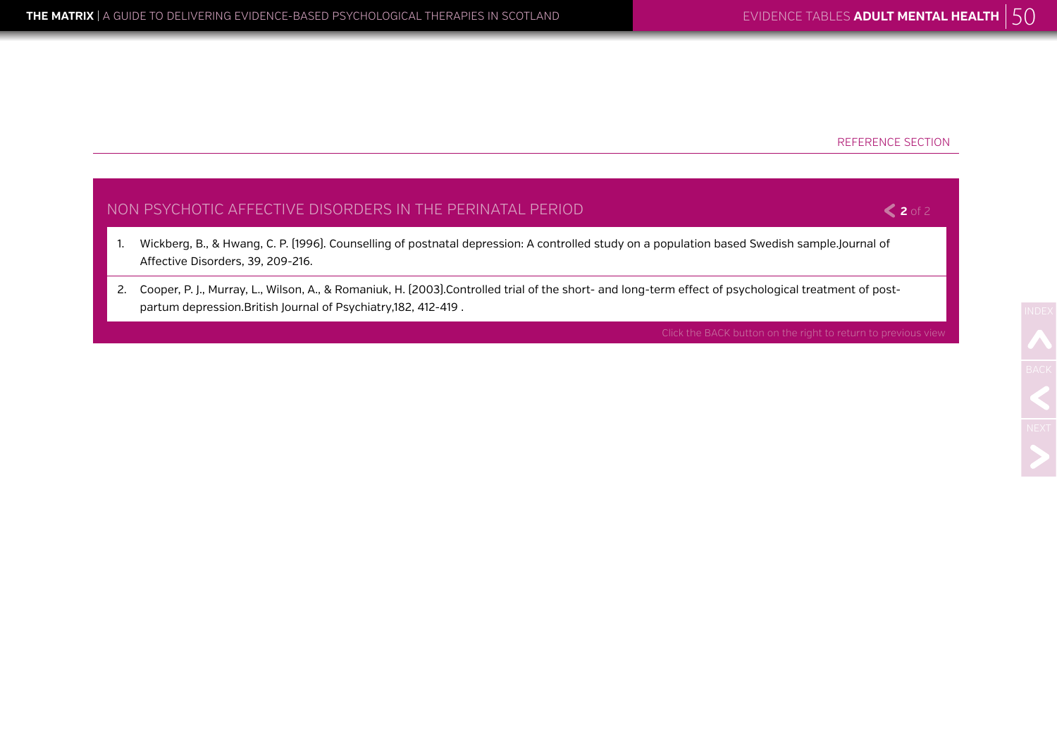REFERENCE SECTION

## NON PSYCHOTIC AFFECTIVE DISORDERS IN THE PERINATAL PERIOD

1. Wickberg, B., & Hwang, C. P. (1996). Counselling of postnatal depression: A controlled study on a population based Swedish sample.Journal of Affective Disorders, 39, 209-216.
2. Cooper, P. J., Murray, L., Wilson, A., & Romaniuk, H. (2003).Controlled trial of the short- and long-term effect of psychological treatment of post-partum depression.British Journal of Psychiatry,182, 412-419 .

Click the BACK button on the right to return to previous view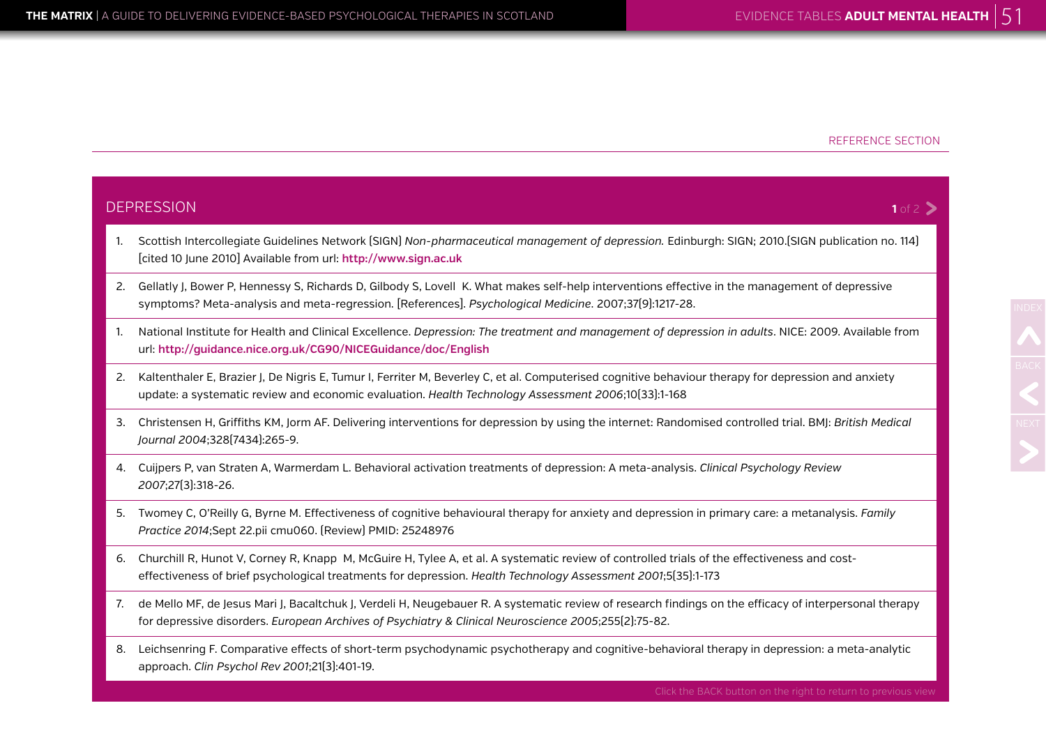REFERENCE SECTION

## DEPRESSION

1. Scottish Intercollegiate Guidelines Network [SIGN] *Non-pharmaceutical management of depression.* Edinburgh: SIGN; 2010.[SIGN publication no. 114] [cited 10 June 2010] Available from url: **http://www.sign.ac.uk**
2. Gellatly J, Bower P, Hennessy S, Richards D, Gilbody S, Lovell K. What makes self-help interventions effective in the management of depressive symptoms? Meta-analysis and meta-regression. [References]. *Psychological Medicine*. 2007;37(9):1217-28.

1. National Institute for Health and Clinical Excellence. *Depression: The treatment and management of depression in adults*. NICE: 2009. Available from url: **http://guidance.nice.org.uk/CG90/NICEGuidance/doc/English**
2. Kaltenthaler E, Brazier J, De Nigris E, Tumur I, Ferriter M, Beverley C, et al. Computerised cognitive behaviour therapy for depression and anxiety update: a systematic review and economic evaluation. *Health Technology Assessment 2006*;10(33):1-168
3. Christensen H, Griffiths KM, Jorm AF. Delivering interventions for depression by using the internet: Randomised controlled trial. BMJ: *British Medical Journal 2004*;328(7434):265-9.
4. Cuijpers P, van Straten A, Warmerdam L. Behavioral activation treatments of depression: A meta-analysis. *Clinical Psychology Review 2007*;27(3):318-26.
5. Twomey C, O'Reilly G, Byrne M. Effectiveness of cognitive behavioural therapy for anxiety and depression in primary care: a metanalysis. *Family Practice 2014*;Sept 22.pii cmu060. [Review] PMID: 25248976
6. Churchill R, Hunot V, Corney R, Knapp M, McGuire H, Tylee A, et al. A systematic review of controlled trials of the effectiveness and cost-effectiveness of brief psychological treatments for depression. *Health Technology Assessment 2001*;5(35):1-173
7. de Mello MF, de Jesus Mari J, Bacaltchuk J, Verdeli H, Neugebauer R. A systematic review of research findings on the efficacy of interpersonal therapy for depressive disorders. *European Archives of Psychiatry & Clinical Neuroscience 2005*;255(2):75-82.
8. Leichsenring F. Comparative effects of short-term psychodynamic psychotherapy and cognitive-behavioral therapy in depression: a meta-analytic approach. *Clin Psychol Rev 2001*;21(3):401-19.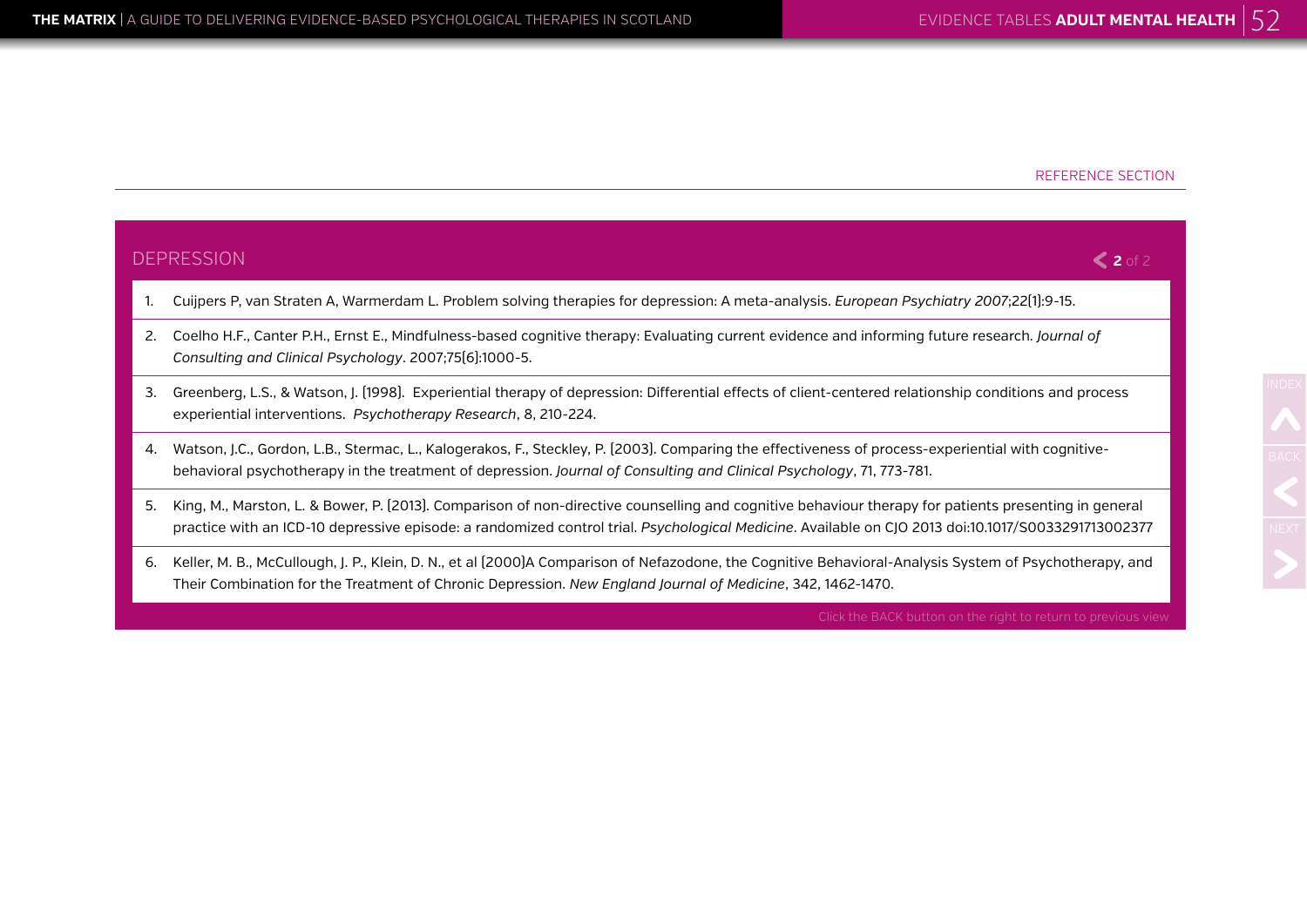REFERENCE SECTION

## DEPRESSION

1. Cuijpers P, van Straten A, Warmerdam L. Problem solving therapies for depression: A meta-analysis. *European Psychiatry 2007*;22(1):9-15.
2. Coelho H.F., Canter P.H., Ernst E., Mindfulness-based cognitive therapy: Evaluating current evidence and informing future research. *Journal of Consulting and Clinical Psychology*. 2007;75(6):1000-5.
3. Greenberg, L.S., & Watson, J. (1998). Experiential therapy of depression: Differential effects of client-centered relationship conditions and process experiential interventions. *Psychotherapy Research*, 8, 210-224.
4. Watson, J.C., Gordon, L.B., Stermac, L., Kalogerakos, F., Steckley, P. (2003). Comparing the effectiveness of process-experiential with cognitive-behavioral psychotherapy in the treatment of depression. *Journal of Consulting and Clinical Psychology*, 71, 773-781.
5. King, M., Marston, L. & Bower, P. (2013). Comparison of non-directive counselling and cognitive behaviour therapy for patients presenting in general practice with an ICD-10 depressive episode: a randomized control trial. *Psychological Medicine*. Available on CJO 2013 doi:10.1017/S0033291713002377
6. Keller, M. B., McCullough, J. P., Klein, D. N., et al (2000)A Comparison of Nefazodone, the Cognitive Behavioral-Analysis System of Psychotherapy, and Their Combination for the Treatment of Chronic Depression. *New England Journal of Medicine*, 342, 1462-1470.

Click the BACK button on the right to return to previous view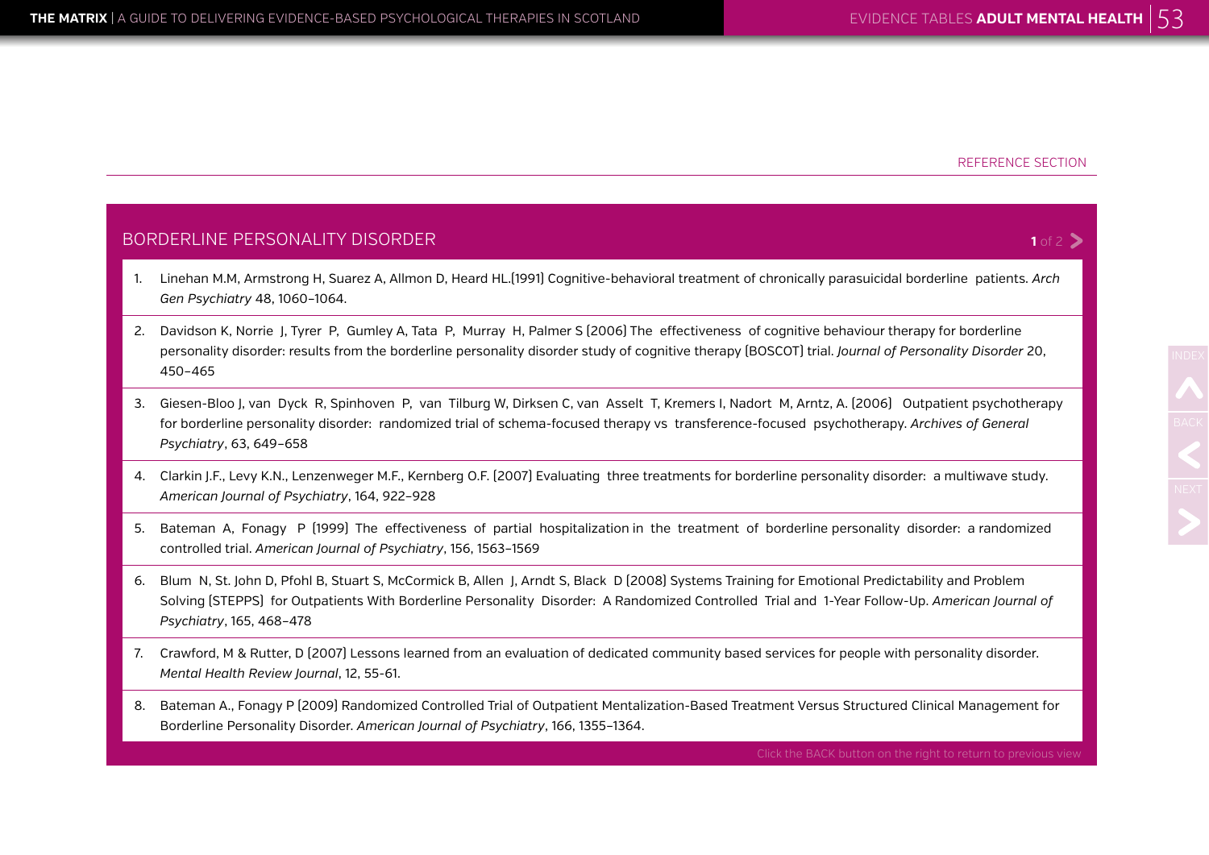REFERENCE SECTION

## BORDERLINE PERSONALITY DISORDER

1. Linehan M.M, Armstrong H, Suarez A, Allmon D, Heard HL.(1991) Cognitive-behavioral treatment of chronically parasuicidal borderline patients. *Arch Gen Psychiatry* 48, 1060–1064.
2. Davidson K, Norrie J, Tyrer P, Gumley A, Tata P, Murray H, Palmer S (2006) The effectiveness of cognitive behaviour therapy for borderline personality disorder: results from the borderline personality disorder study of cognitive therapy (BOSCOT) trial. *Journal of Personality Disorder* 20, 450–465
3. Giesen-Bloo J, van Dyck R, Spinhoven P, van Tilburg W, Dirksen C, van Asselt T, Kremers I, Nadort M, Arntz, A. (2006) Outpatient psychotherapy for borderline personality disorder: randomized trial of schema-focused therapy vs transference-focused psychotherapy. *Archives of General Psychiatry*, 63, 649–658
4. Clarkin J.F., Levy K.N., Lenzenweger M.F., Kernberg O.F. (2007) Evaluating three treatments for borderline personality disorder: a multiwave study. *American Journal of Psychiatry*, 164, 922–928
5. Bateman A, Fonagy P (1999) The effectiveness of partial hospitalization in the treatment of borderline personality disorder: a randomized controlled trial. *American Journal of Psychiatry*, 156, 1563–1569
6. Blum N, St. John D, Pfohl B, Stuart S, McCormick B, Allen J, Arndt S, Black D (2008) Systems Training for Emotional Predictability and Problem Solving (STEPPS) for Outpatients With Borderline Personality Disorder: A Randomized Controlled Trial and 1-Year Follow-Up. *American Journal of Psychiatry*, 165, 468–478
7. Crawford, M & Rutter, D (2007) Lessons learned from an evaluation of dedicated community based services for people with personality disorder. *Mental Health Review Journal*, 12, 55-61.
8. Bateman A., Fonagy P (2009) Randomized Controlled Trial of Outpatient Mentalization-Based Treatment Versus Structured Clinical Management for Borderline Personality Disorder. *American Journal of Psychiatry*, 166, 1355–1364.

Click the BACK button on the right to return to previous view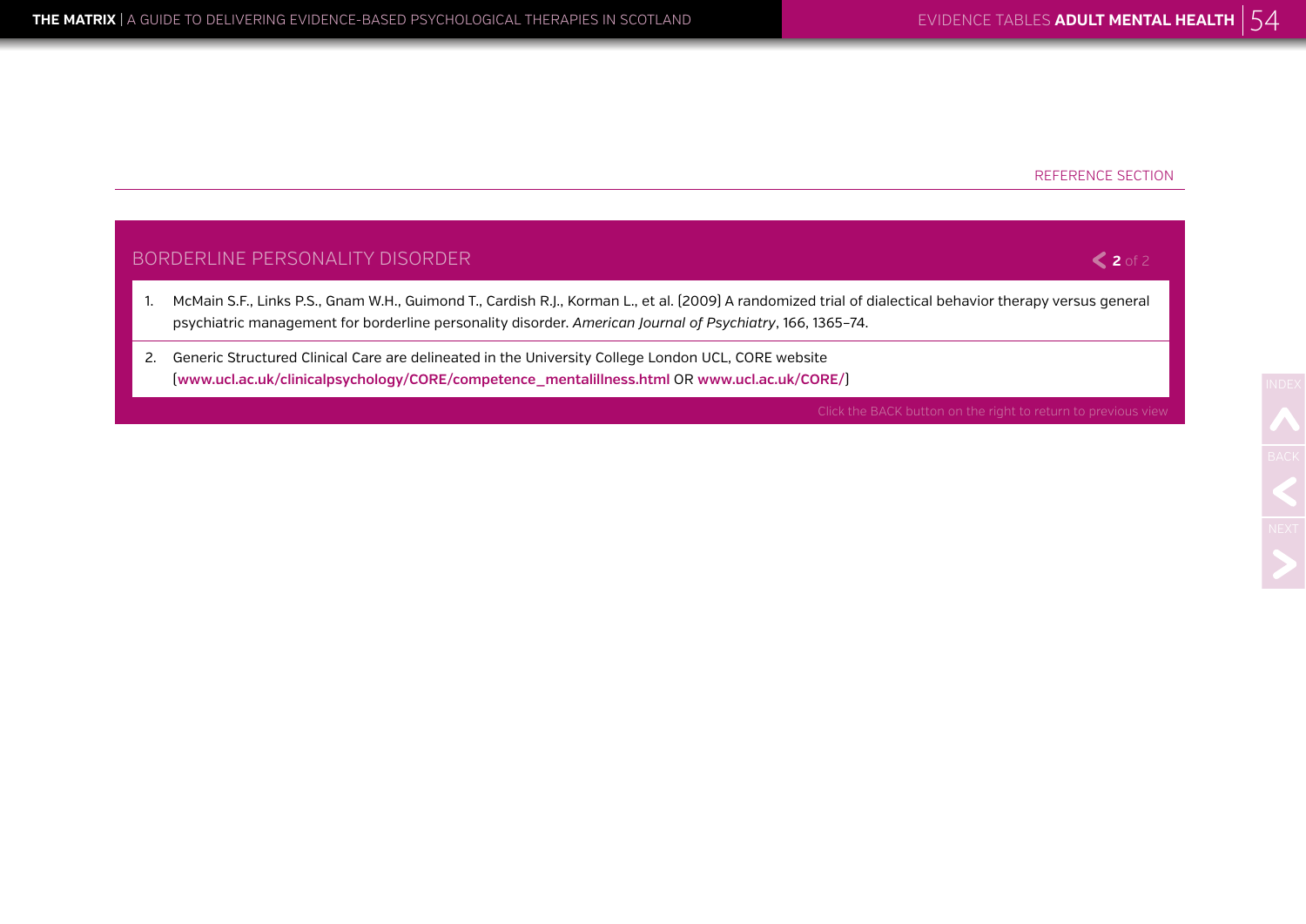REFERENCE SECTION

## BORDERLINE PERSONALITY DISORDER

1. McMain S.F., Links P.S., Gnam W.H., Guimond T., Cardish R.J., Korman L., et al. (2009) A randomized trial of dialectical behavior therapy versus general psychiatric management for borderline personality disorder. *American Journal of Psychiatry*, 166, 1365–74.
2. Generic Structured Clinical Care are delineated in the University College London UCL, CORE website [**www.ucl.ac.uk/clinicalpsychology/CORE/competence_mentalillness.html** OR **www.ucl.ac.uk/CORE/**]

Click the BACK button on the right to return to previous view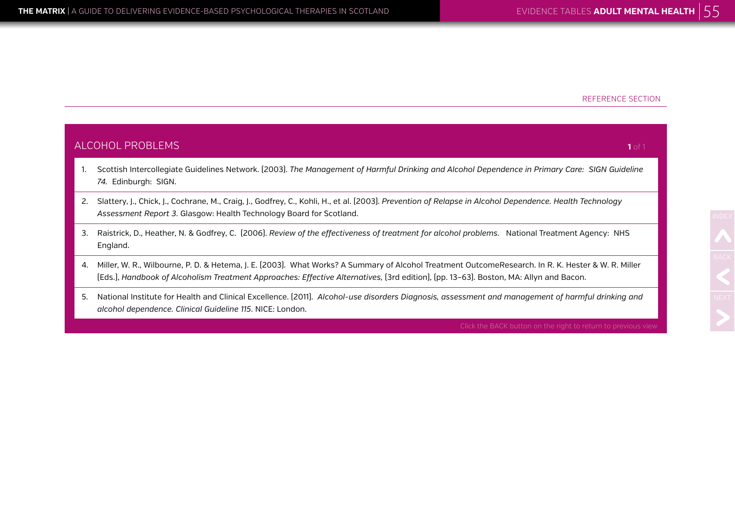REFERENCE SECTION

## ALCOHOL PROBLEMS

1. Scottish Intercollegiate Guidelines Network. (2003). *The Management of Harmful Drinking and Alcohol Dependence in Primary Care: SIGN Guideline 74.* Edinburgh: SIGN.
2. Slattery, J., Chick, J., Cochrane, M., Craig, J., Godfrey, C., Kohli, H., et al. (2003). *Prevention of Relapse in Alcohol Dependence. Health Technology Assessment Report 3*. Glasgow: Health Technology Board for Scotland.
3. Raistrick, D., Heather, N. & Godfrey, C. (2006). *Review of the effectiveness of treatment for alcohol problems*. National Treatment Agency: NHS England.
4. Miller, W. R., Wilbourne, P. D. & Hetema, J. E. (2003). What Works? A Summary of Alcohol Treatment OutcomeResearch. In R. K. Hester & W. R. Miller (Eds.), *Handbook of Alcoholism Treatment Approaches: Effective Alternatives,* (3rd edition), (pp. 13–63). Boston, MA: Allyn and Bacon.
5. National Institute for Health and Clinical Excellence. (2011). *Alcohol-use disorders Diagnosis, assessment and management of harmful drinking and alcohol dependence. Clinical Guideline 115*. NICE: London.

Click the BACK button on the right to return to previous view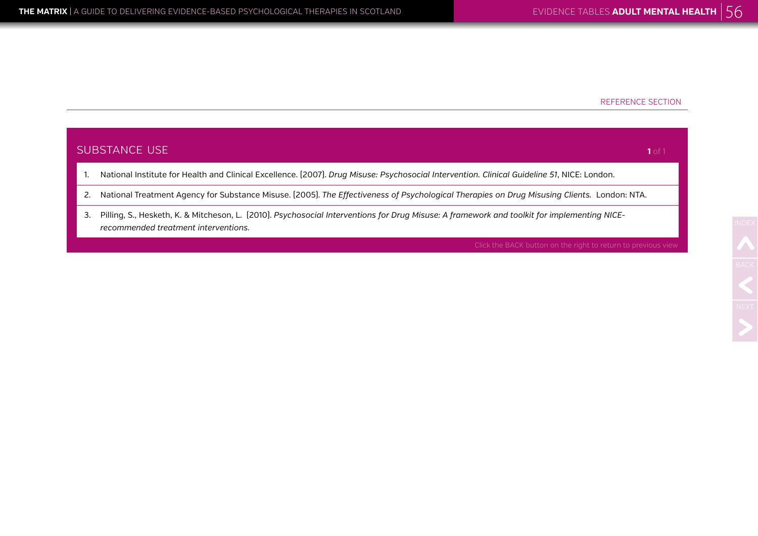REFERENCE SECTION

## SUBSTANCE USE

1. National Institute for Health and Clinical Excellence. (2007). *Drug Misuse: Psychosocial Intervention. Clinical Guideline 51*, NICE: London.
2. National Treatment Agency for Substance Misuse. (2005). *The Effectiveness of Psychological Therapies on Drug Misusing Clients.* London: NTA.
3. Pilling, S., Hesketh, K. & Mitcheson, L. (2010). *Psychosocial Interventions for Drug Misuse: A framework and toolkit for implementing NICE-recommended treatment interventions.*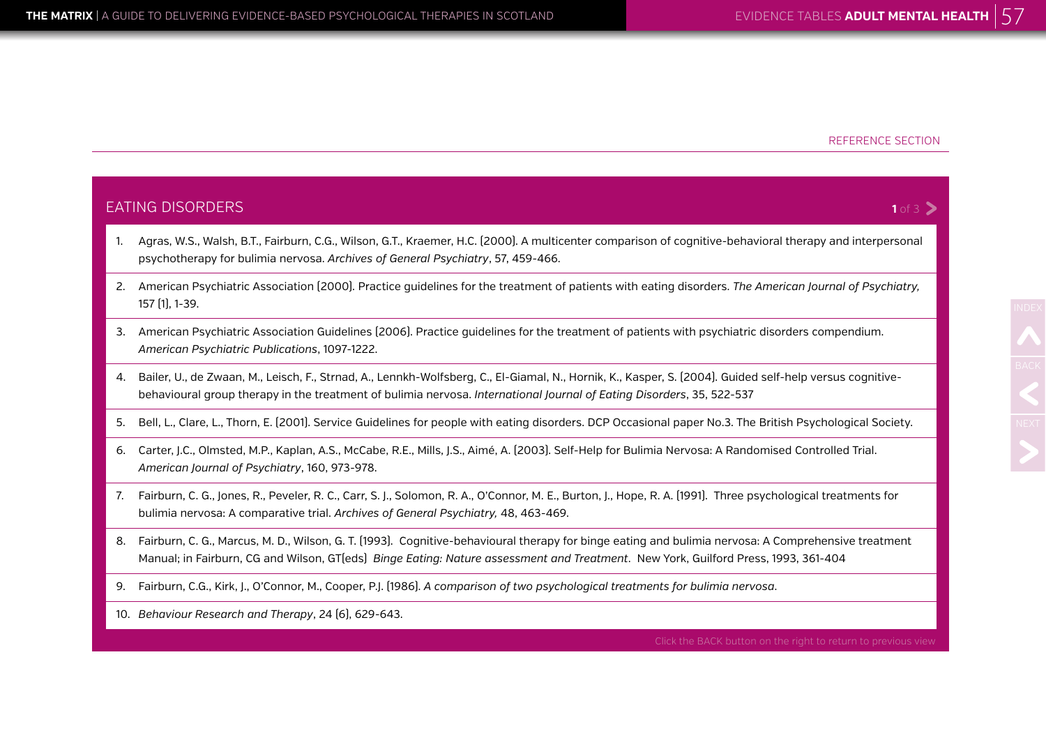REFERENCE SECTION

## EATING DISORDERS

1. Agras, W.S., Walsh, B.T., Fairburn, C.G., Wilson, G.T., Kraemer, H.C. (2000). A multicenter comparison of cognitive-behavioral therapy and interpersonal psychotherapy for bulimia nervosa. *Archives of General Psychiatry*, 57, 459-466.
2. American Psychiatric Association (2000). Practice guidelines for the treatment of patients with eating disorders. *The American Journal of Psychiatry,* 157 (1), 1-39.
3. American Psychiatric Association Guidelines (2006). Practice guidelines for the treatment of patients with psychiatric disorders compendium. *American Psychiatric Publications*, 1097-1222.
4. Bailer, U., de Zwaan, M., Leisch, F., Strnad, A., Lennkh-Wolfsberg, C., El-Giamal, N., Hornik, K., Kasper, S. (2004). Guided self-help versus cognitive-behavioural group therapy in the treatment of bulimia nervosa. *International Journal of Eating Disorders*, 35, 522-537
5. Bell, L., Clare, L., Thorn, E. (2001). Service Guidelines for people with eating disorders. DCP Occasional paper No.3. The British Psychological Society.
6. Carter, J.C., Olmsted, M.P., Kaplan, A.S., McCabe, R.E., Mills, J.S., Aimé, A. (2003). Self-Help for Bulimia Nervosa: A Randomised Controlled Trial. *American Journal of Psychiatry*, 160, 973-978.
7. Fairburn, C. G., Jones, R., Peveler, R. C., Carr, S. J., Solomon, R. A., O'Connor, M. E., Burton, J., Hope, R. A. (1991). Three psychological treatments for bulimia nervosa: A comparative trial. *Archives of General Psychiatry,* 48, 463-469.
8. Fairburn, C. G., Marcus, M. D., Wilson, G. T. (1993). Cognitive-behavioural therapy for binge eating and bulimia nervosa: A Comprehensive treatment Manual; in Fairburn, CG and Wilson, GT(eds) *Binge Eating: Nature assessment and Treatment*. New York, Guilford Press, 1993, 361-404
9. Fairburn, C.G., Kirk, J., O'Connor, M., Cooper, P.J. (1986). *A comparison of two psychological treatments for bulimia nervosa*.
10. *Behaviour Research and Therapy*, 24 (6), 629-643.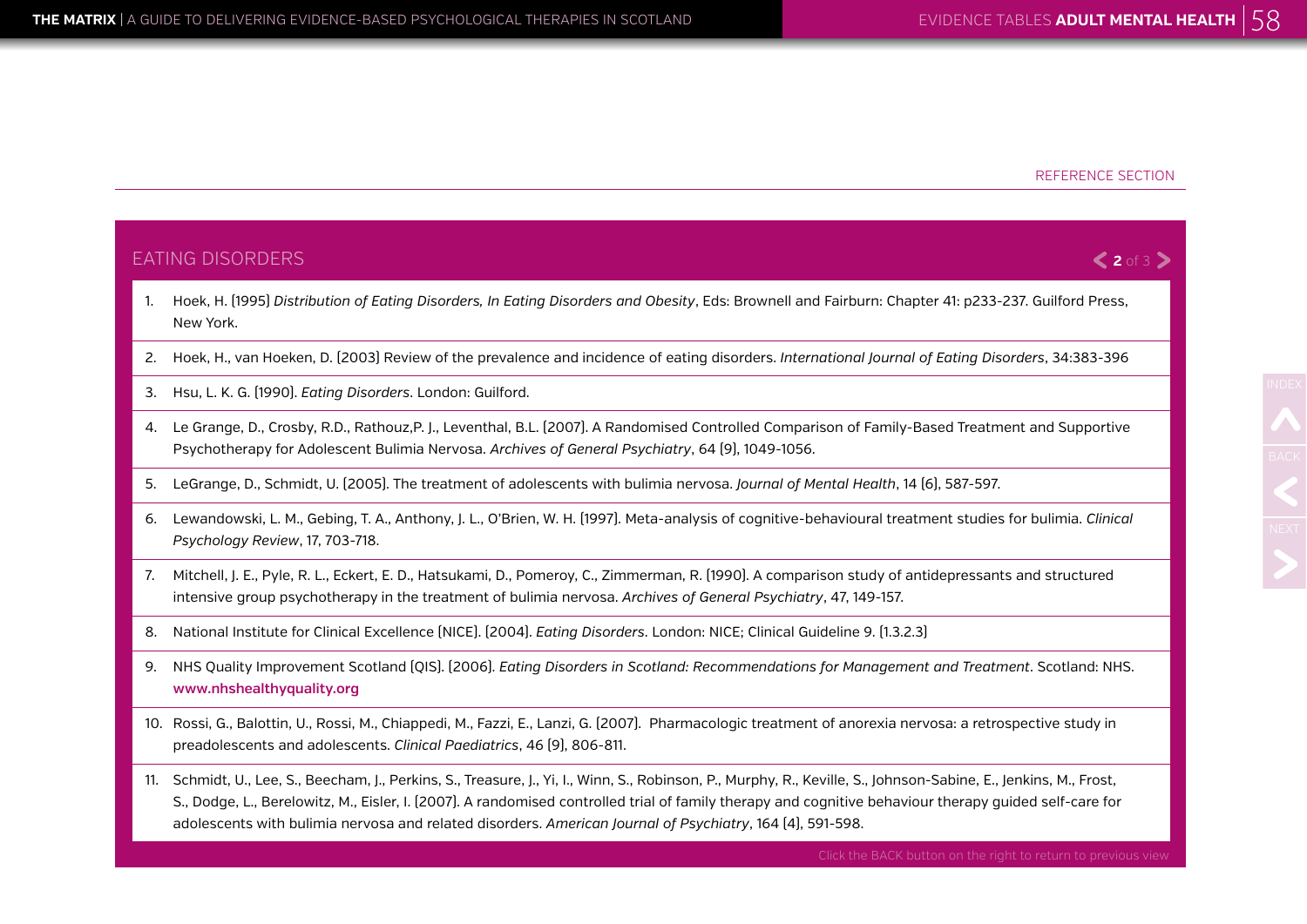REFERENCE SECTION

## EATING DISORDERS

1. Hoek, H. (1995) *Distribution of Eating Disorders, In Eating Disorders and Obesity*, Eds: Brownell and Fairburn: Chapter 41: p233-237. Guilford Press, New York.
2. Hoek, H., van Hoeken, D. (2003) Review of the prevalence and incidence of eating disorders. *International Journal of Eating Disorders*, 34:383-396
3. Hsu, L. K. G. (1990). *Eating Disorders*. London: Guilford.
4. Le Grange, D., Crosby, R.D., Rathouz,P. J., Leventhal, B.L. (2007). A Randomised Controlled Comparison of Family-Based Treatment and Supportive Psychotherapy for Adolescent Bulimia Nervosa. *Archives of General Psychiatry*, 64 (9), 1049-1056.
5. LeGrange, D., Schmidt, U. (2005). The treatment of adolescents with bulimia nervosa. *Journal of Mental Health*, 14 (6), 587-597.
6. Lewandowski, L. M., Gebing, T. A., Anthony, J. L., O'Brien, W. H. (1997). Meta-analysis of cognitive-behavioural treatment studies for bulimia. *Clinical Psychology Review*, 17, 703-718.
7. Mitchell, J. E., Pyle, R. L., Eckert, E. D., Hatsukami, D., Pomeroy, C., Zimmerman, R. (1990). A comparison study of antidepressants and structured intensive group psychotherapy in the treatment of bulimia nervosa. *Archives of General Psychiatry*, 47, 149-157.
8. National Institute for Clinical Excellence (NICE). (2004). *Eating Disorders*. London: NICE; Clinical Guideline 9. (1.3.2.3)
9. NHS Quality Improvement Scotland (QIS). (2006). *Eating Disorders in Scotland: Recommendations for Management and Treatment*. Scotland: NHS. **www.nhshealthyquality.org**
10. Rossi, G., Balottin, U., Rossi, M., Chiappedi, M., Fazzi, E., Lanzi, G. (2007). Pharmacologic treatment of anorexia nervosa: a retrospective study in preadolescents and adolescents. *Clinical Paediatrics*, 46 (9), 806-811.
11. Schmidt, U., Lee, S., Beecham, J., Perkins, S., Treasure, J., Yi, I., Winn, S., Robinson, P., Murphy, R., Keville, S., Johnson-Sabine, E., Jenkins, M., Frost, S., Dodge, L., Berelowitz, M., Eisler, I. (2007). A randomised controlled trial of family therapy and cognitive behaviour therapy guided self-care for adolescents with bulimia nervosa and related disorders. *American Journal of Psychiatry*, 164 (4), 591-598.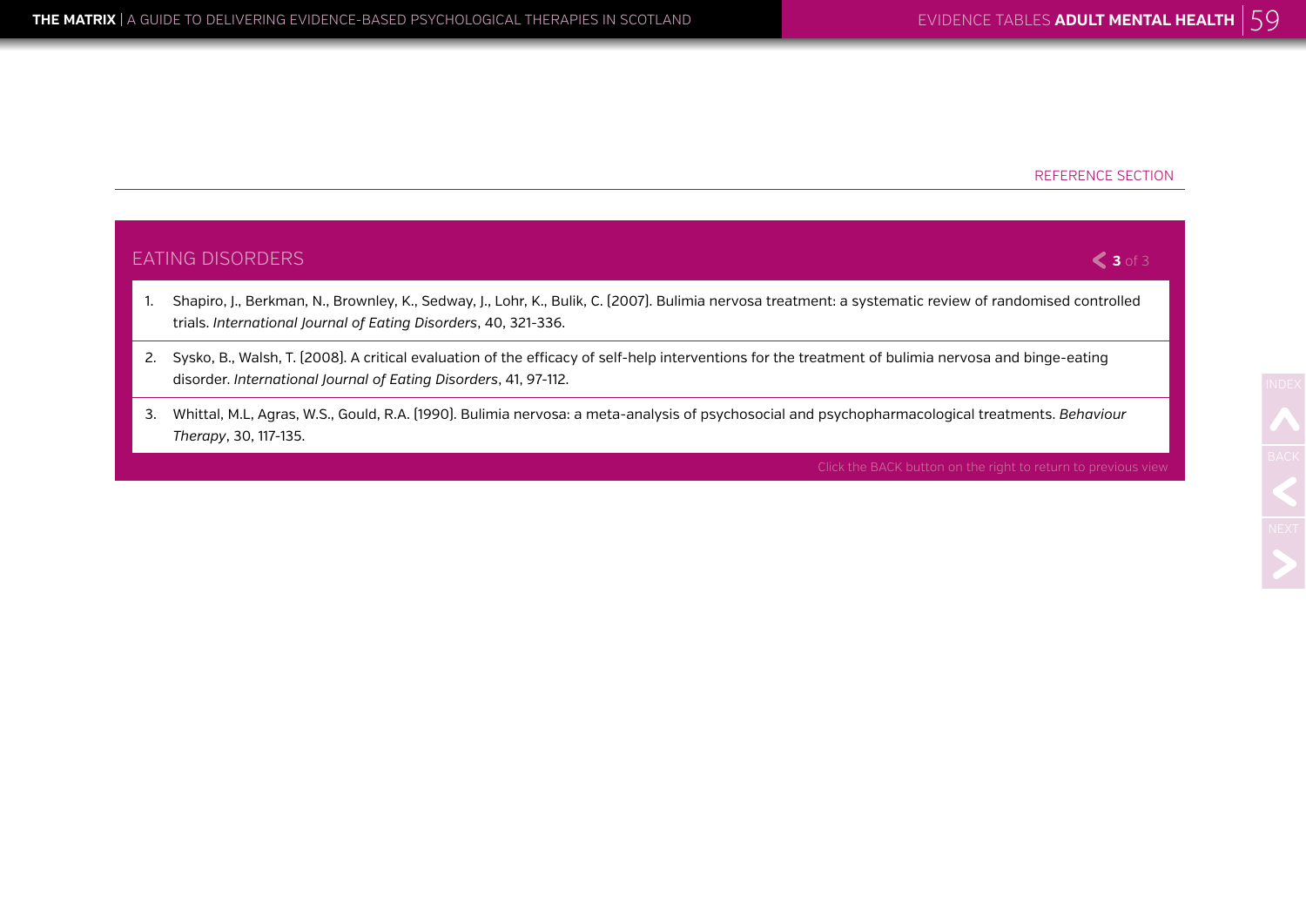REFERENCE SECTION

## EATING DISORDERS

1. Shapiro, J., Berkman, N., Brownley, K., Sedway, J., Lohr, K., Bulik, C. (2007). Bulimia nervosa treatment: a systematic review of randomised controlled trials. *International Journal of Eating Disorders*, 40, 321-336.
2. Sysko, B., Walsh, T. (2008). A critical evaluation of the efficacy of self-help interventions for the treatment of bulimia nervosa and binge-eating disorder. *International Journal of Eating Disorders*, 41, 97-112.
3. Whittal, M.L, Agras, W.S., Gould, R.A. (1990). Bulimia nervosa: a meta-analysis of psychosocial and psychopharmacological treatments. *Behaviour Therapy*, 30, 117-135.

Click the BACK button on the right to return to previous view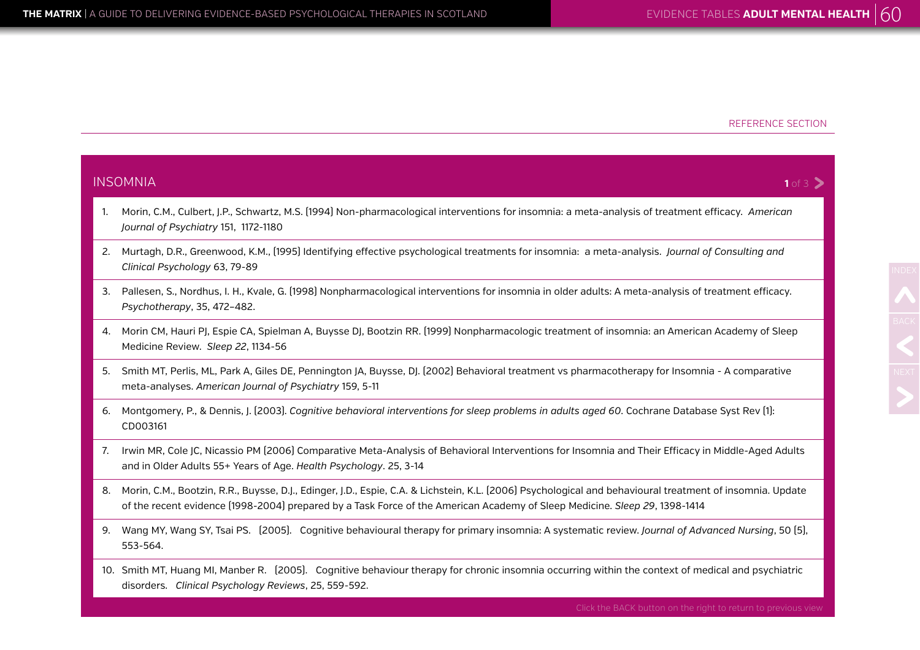REFERENCE SECTION

## INSOMNIA

1. Morin, C.M., Culbert, J.P., Schwartz, M.S. (1994) Non-pharmacological interventions for insomnia: a meta-analysis of treatment efficacy. *American Journal of Psychiatry* 151, 1172-1180
2. Murtagh, D.R., Greenwood, K.M., (1995) Identifying effective psychological treatments for insomnia: a meta-analysis. *Journal of Consulting and Clinical Psychology* 63, 79-89
3. Pallesen, S., Nordhus, I. H., Kvale, G. (1998) Nonpharmacological interventions for insomnia in older adults: A meta-analysis of treatment efficacy. *Psychotherapy*, 35, 472–482.
4. Morin CM, Hauri PJ, Espie CA, Spielman A, Buysse DJ, Bootzin RR. (1999) Nonpharmacologic treatment of insomnia: an American Academy of Sleep Medicine Review. *Sleep 22*, 1134-56
5. Smith MT, Perlis, ML, Park A, Giles DE, Pennington JA, Buysse, DJ. (2002) Behavioral treatment vs pharmacotherapy for Insomnia - A comparative meta-analyses. *American Journal of Psychiatry* 159, 5-11
6. Montgomery, P., & Dennis, J. (2003). *Cognitive behavioral interventions for sleep problems in adults aged 60*. Cochrane Database Syst Rev (1): CD003161
7. Irwin MR, Cole JC, Nicassio PM (2006) Comparative Meta-Analysis of Behavioral Interventions for Insomnia and Their Efficacy in Middle-Aged Adults and in Older Adults 55+ Years of Age. *Health Psychology*. 25, 3-14
8. Morin, C.M., Bootzin, R.R., Buysse, D.J., Edinger, J.D., Espie, C.A. & Lichstein, K.L. (2006) Psychological and behavioural treatment of insomnia. Update of the recent evidence (1998-2004) prepared by a Task Force of the American Academy of Sleep Medicine. *Sleep 29*, 1398-1414
9. Wang MY, Wang SY, Tsai PS. (2005). Cognitive behavioural therapy for primary insomnia: A systematic review. *Journal of Advanced Nursing*, 50 (5), 553-564.
10. Smith MT, Huang MI, Manber R. (2005). Cognitive behaviour therapy for chronic insomnia occurring within the context of medical and psychiatric disorders. *Clinical Psychology Reviews*, 25, 559-592.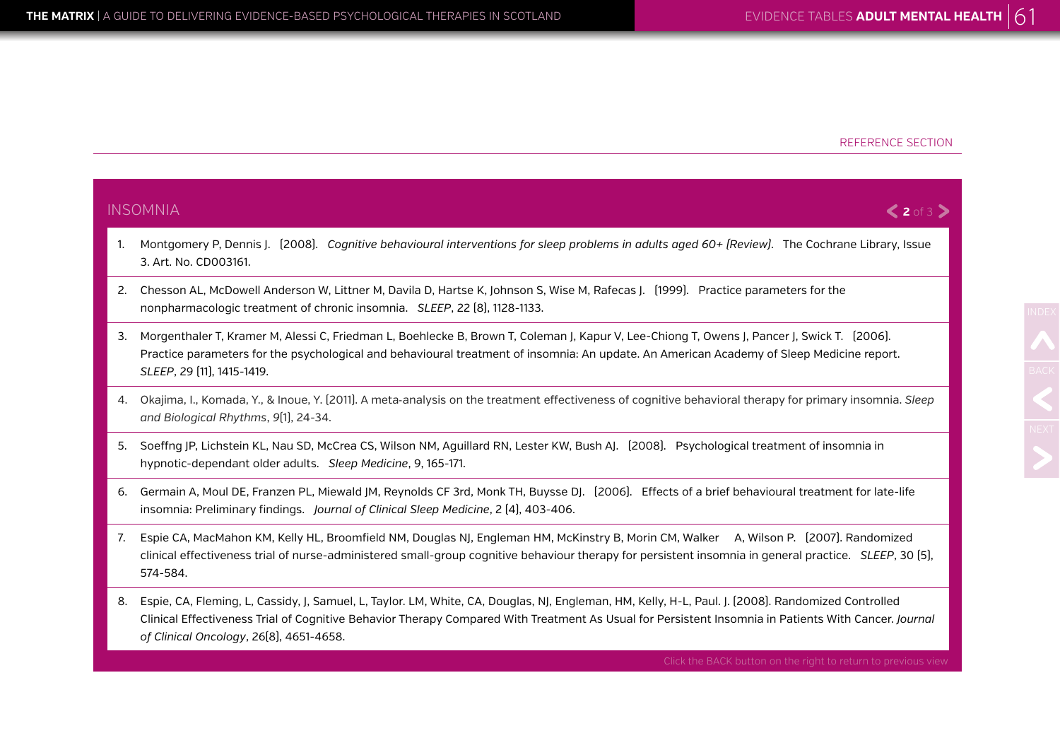REFERENCE SECTION

## INSOMNIA

1. Montgomery P, Dennis J. (2008). *Cognitive behavioural interventions for sleep problems in adults aged 60+ (Review).* The Cochrane Library, Issue 3. Art. No. CD003161.
2. Chesson AL, McDowell Anderson W, Littner M, Davila D, Hartse K, Johnson S, Wise M, Rafecas J. (1999). Practice parameters for the nonpharmacologic treatment of chronic insomnia. *SLEEP*, 22 (8), 1128-1133.
3. Morgenthaler T, Kramer M, Alessi C, Friedman L, Boehlecke B, Brown T, Coleman J, Kapur V, Lee-Chiong T, Owens J, Pancer J, Swick T. (2006). Practice parameters for the psychological and behavioural treatment of insomnia: An update. An American Academy of Sleep Medicine report. *SLEEP*, 29 (11), 1415-1419.
4. Okajima, I., Komada, Y., & Inoue, Y. (2011). A meta-analysis on the treatment effectiveness of cognitive behavioral therapy for primary insomnia. *Sleep and Biological Rhythms*, *9*(1), 24-34.
5. Soeffng JP, Lichstein KL, Nau SD, McCrea CS, Wilson NM, Aguillard RN, Lester KW, Bush AJ. (2008). Psychological treatment of insomnia in hypnotic-dependant older adults. *Sleep Medicine*, 9, 165-171.
6. Germain A, Moul DE, Franzen PL, Miewald JM, Reynolds CF 3rd, Monk TH, Buysse DJ. (2006). Effects of a brief behavioural treatment for late-life insomnia: Preliminary findings. *Journal of Clinical Sleep Medicine*, 2 (4), 403-406.
7. Espie CA, MacMahon KM, Kelly HL, Broomfield NM, Douglas NJ, Engleman HM, McKinstry B, Morin CM, Walker A, Wilson P. (2007). Randomized clinical effectiveness trial of nurse-administered small-group cognitive behaviour therapy for persistent insomnia in general practice. *SLEEP*, 30 (5), 574-584.
8. Espie, CA, Fleming, L, Cassidy, J, Samuel, L, Taylor. LM, White, CA, Douglas, NJ, Engleman, HM, Kelly, H-L, Paul. J. (2008). Randomized Controlled Clinical Effectiveness Trial of Cognitive Behavior Therapy Compared With Treatment As Usual for Persistent Insomnia in Patients With Cancer. *Journal of Clinical Oncology*, 26(8), 4651-4658.

Click the BACK button on the right to return to previous view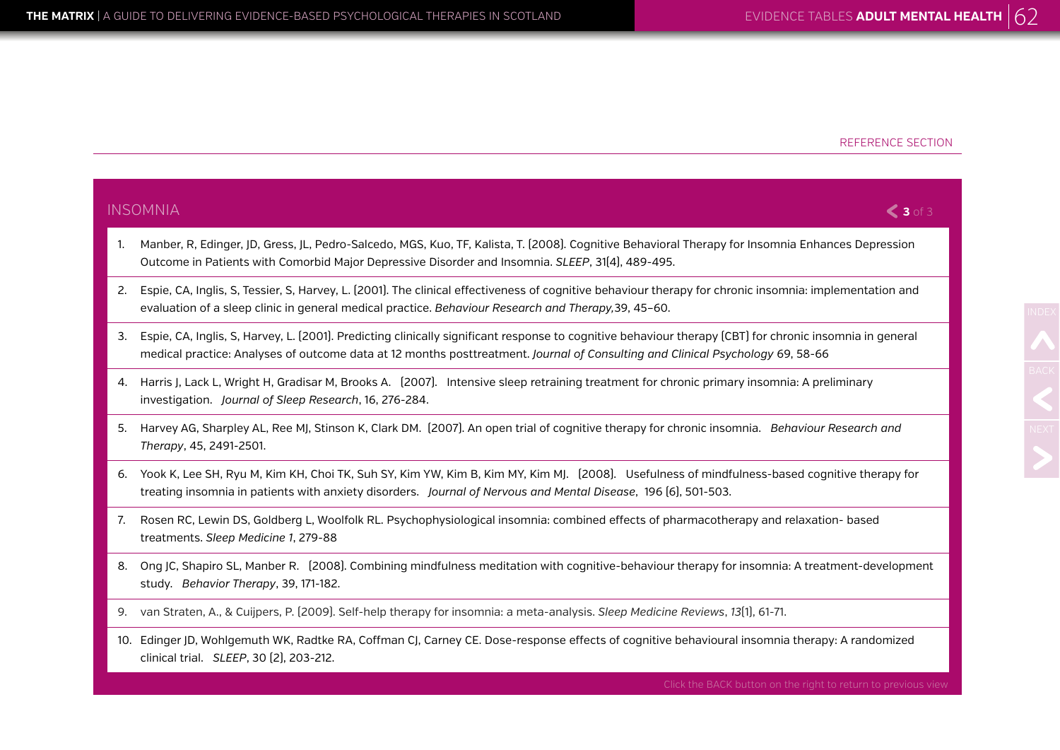REFERENCE SECTION

## INSOMNIA

1. Manber, R, Edinger, JD, Gress, JL, Pedro-Salcedo, MGS, Kuo, TF, Kalista, T. (2008). Cognitive Behavioral Therapy for Insomnia Enhances Depression Outcome in Patients with Comorbid Major Depressive Disorder and Insomnia. *SLEEP*, 31(4), 489-495.
2. Espie, CA, Inglis, S, Tessier, S, Harvey, L. (2001). The clinical effectiveness of cognitive behaviour therapy for chronic insomnia: implementation and evaluation of a sleep clinic in general medical practice. *Behaviour Research and Therapy,*39, 45–60.
3. Espie, CA, Inglis, S, Harvey, L. (2001). Predicting clinically significant response to cognitive behaviour therapy (CBT) for chronic insomnia in general medical practice: Analyses of outcome data at 12 months posttreatment. *Journal of Consulting and Clinical Psychology* 69, 58-66
4. Harris J, Lack L, Wright H, Gradisar M, Brooks A. (2007). Intensive sleep retraining treatment for chronic primary insomnia: A preliminary investigation. *Journal of Sleep Research*, 16, 276-284.
5. Harvey AG, Sharpley AL, Ree MJ, Stinson K, Clark DM. (2007). An open trial of cognitive therapy for chronic insomnia. *Behaviour Research and Therapy*, 45, 2491-2501.
6. Yook K, Lee SH, Ryu M, Kim KH, Choi TK, Suh SY, Kim YW, Kim B, Kim MY, Kim MJ. (2008). Usefulness of mindfulness-based cognitive therapy for treating insomnia in patients with anxiety disorders. *Journal of Nervous and Mental Disease*, 196 (6), 501-503.
7. Rosen RC, Lewin DS, Goldberg L, Woolfolk RL. Psychophysiological insomnia: combined effects of pharmacotherapy and relaxation- based treatments. *Sleep Medicine 1*, 279-88
8. Ong JC, Shapiro SL, Manber R. (2008). Combining mindfulness meditation with cognitive-behaviour therapy for insomnia: A treatment-development study. *Behavior Therapy*, 39, 171-182.
9. van Straten, A., & Cuijpers, P. (2009). Self-help therapy for insomnia: a meta-analysis. *Sleep Medicine Reviews*, *13*(1), 61-71.
10. Edinger JD, Wohlgemuth WK, Radtke RA, Coffman CJ, Carney CE. Dose-response effects of cognitive behavioural insomnia therapy: A randomized clinical trial. *SLEEP*, 30 (2), 203-212.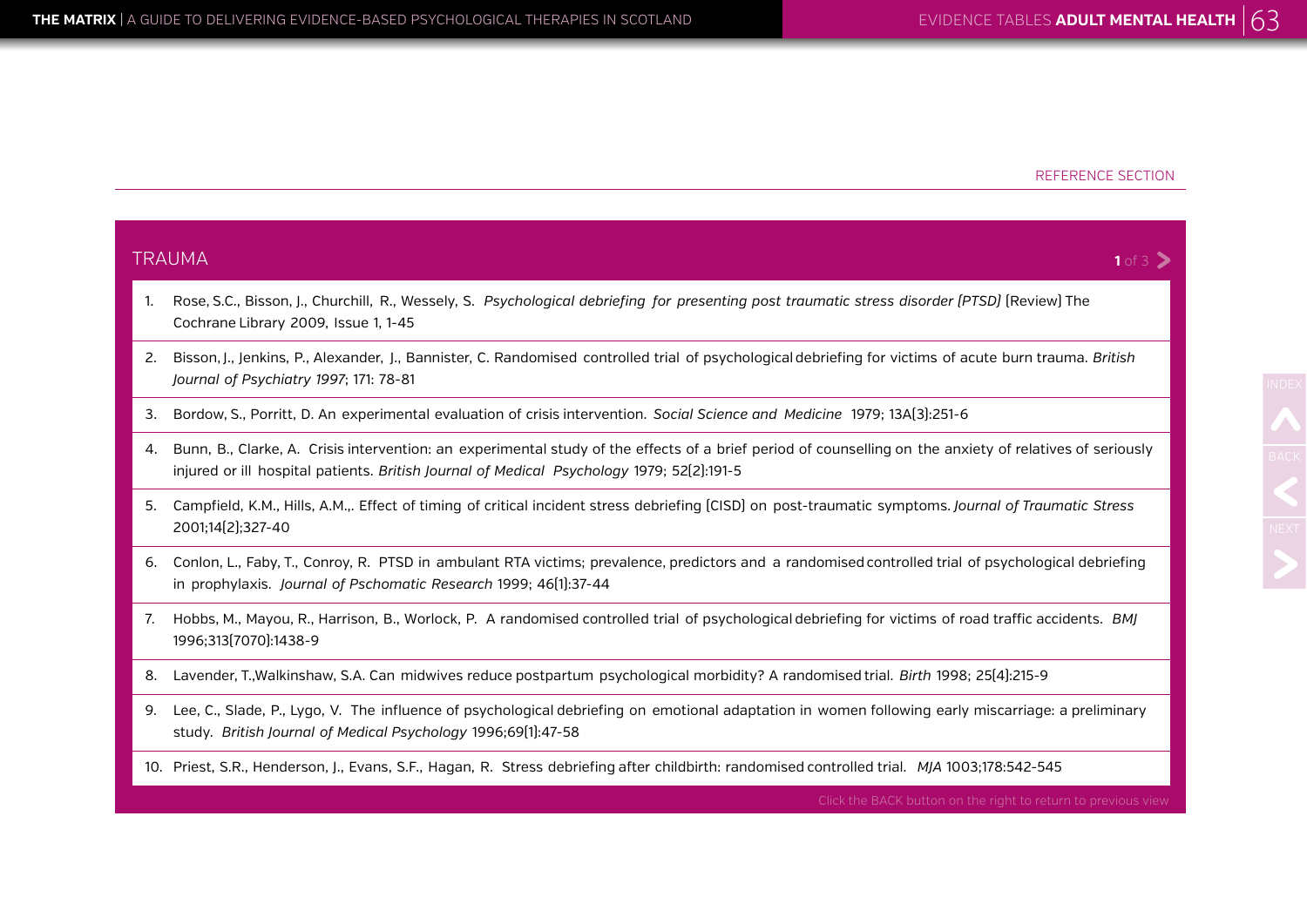REFERENCE SECTION

## TRAUMA

1. Rose, S.C., Bisson, J., Churchill, R., Wessely, S. *Psychological debriefing for presenting post traumatic stress disorder (PTSD)* (Review) The Cochrane Library 2009, Issue 1, 1-45
2. Bisson, J., Jenkins, P., Alexander, J., Bannister, C. Randomised controlled trial of psychological debriefing for victims of acute burn trauma. *British Journal of Psychiatry 1997*; 171: 78-81
3. Bordow, S., Porritt, D. An experimental evaluation of crisis intervention. *Social Science and Medicine* 1979; 13A(3):251-6
4. Bunn, B., Clarke, A. Crisis intervention: an experimental study of the effects of a brief period of counselling on the anxiety of relatives of seriously injured or ill hospital patients. *British Journal of Medical Psychology* 1979; 52(2):191-5
5. Campfield, K.M., Hills, A.M.,. Effect of timing of critical incident stress debriefing (CISD) on post-traumatic symptoms. *Journal of Traumatic Stress* 2001;14(2);327-40
6. Conlon, L., Faby, T., Conroy, R. PTSD in ambulant RTA victims; prevalence, predictors and a randomised controlled trial of psychological debriefing in prophylaxis. *Journal of Pschomatic Research* 1999; 46(1):37-44
7. Hobbs, M., Mayou, R., Harrison, B., Worlock, P. A randomised controlled trial of psychological debriefing for victims of road traffic accidents. *BMJ* 1996;313(7070):1438-9
8. Lavender, T.,Walkinshaw, S.A. Can midwives reduce postpartum psychological morbidity? A randomised trial. *Birth* 1998; 25(4):215-9
9. Lee, C., Slade, P., Lygo, V. The influence of psychological debriefing on emotional adaptation in women following early miscarriage: a preliminary study. *British Journal of Medical Psychology* 1996;69(1):47-58
10. Priest, S.R., Henderson, J., Evans, S.F., Hagan, R. Stress debriefing after childbirth: randomised controlled trial. *MJA* 1003;178:542-545

Click the BACK button on the right to return to previous view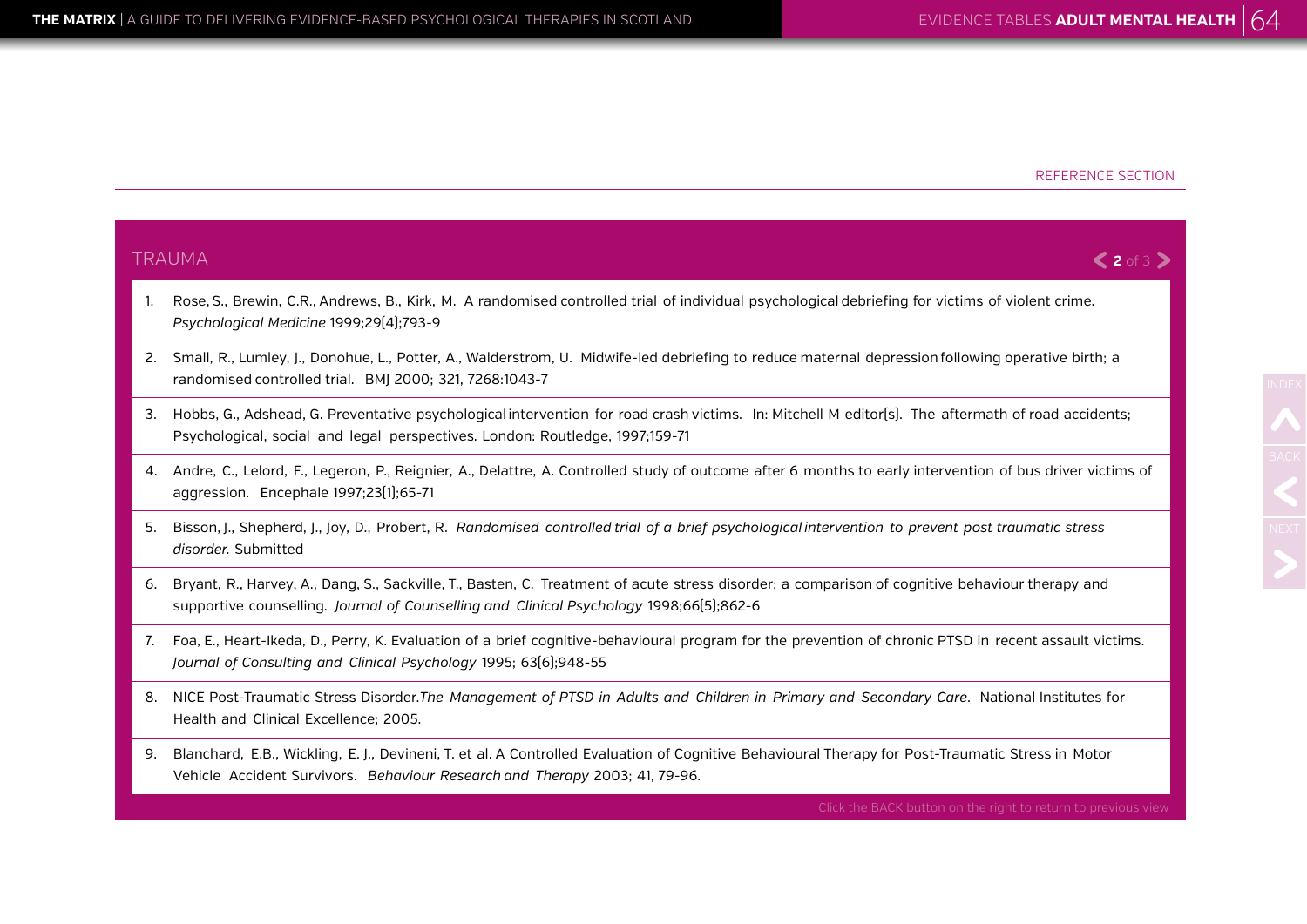REFERENCE SECTION

## TRAUMA

1. Rose, S., Brewin, C.R., Andrews, B., Kirk, M. A randomised controlled trial of individual psychological debriefing for victims of violent crime. *Psychological Medicine* 1999;29(4);793-9
2. Small, R., Lumley, J., Donohue, L., Potter, A., Walderstrom, U. Midwife-led debriefing to reduce maternal depression following operative birth; a randomised controlled trial. BMJ 2000; 321, 7268:1043-7
3. Hobbs, G., Adshead, G. Preventative psychological intervention for road crash victims. In: Mitchell M editor(s). The aftermath of road accidents; Psychological, social and legal perspectives. London: Routledge, 1997;159-71
4. Andre, C., Lelord, F., Legeron, P., Reignier, A., Delattre, A. Controlled study of outcome after 6 months to early intervention of bus driver victims of aggression. Encephale 1997;23(1);65-71
5. Bisson, J., Shepherd, J., Joy, D., Probert, R. *Randomised controlled trial of a brief psychological intervention to prevent post traumatic stress disorder.* Submitted
6. Bryant, R., Harvey, A., Dang, S., Sackville, T., Basten, C. Treatment of acute stress disorder; a comparison of cognitive behaviour therapy and supportive counselling. *Journal of Counselling and Clinical Psychology* 1998;66(5);862-6
7. Foa, E., Heart-Ikeda, D., Perry, K. Evaluation of a brief cognitive-behavioural program for the prevention of chronic PTSD in recent assault victims. *Journal of Consulting and Clinical Psychology* 1995; 63(6);948-55
8. NICE Post-Traumatic Stress Disorder.*The Management of PTSD in Adults and Children in Primary and Secondary Care*. National Institutes for Health and Clinical Excellence; 2005.
9. Blanchard, E.B., Wickling, E. J., Devineni, T. et al. A Controlled Evaluation of Cognitive Behavioural Therapy for Post-Traumatic Stress in Motor Vehicle Accident Survivors. *Behaviour Research and Therapy* 2003; 41, 79-96.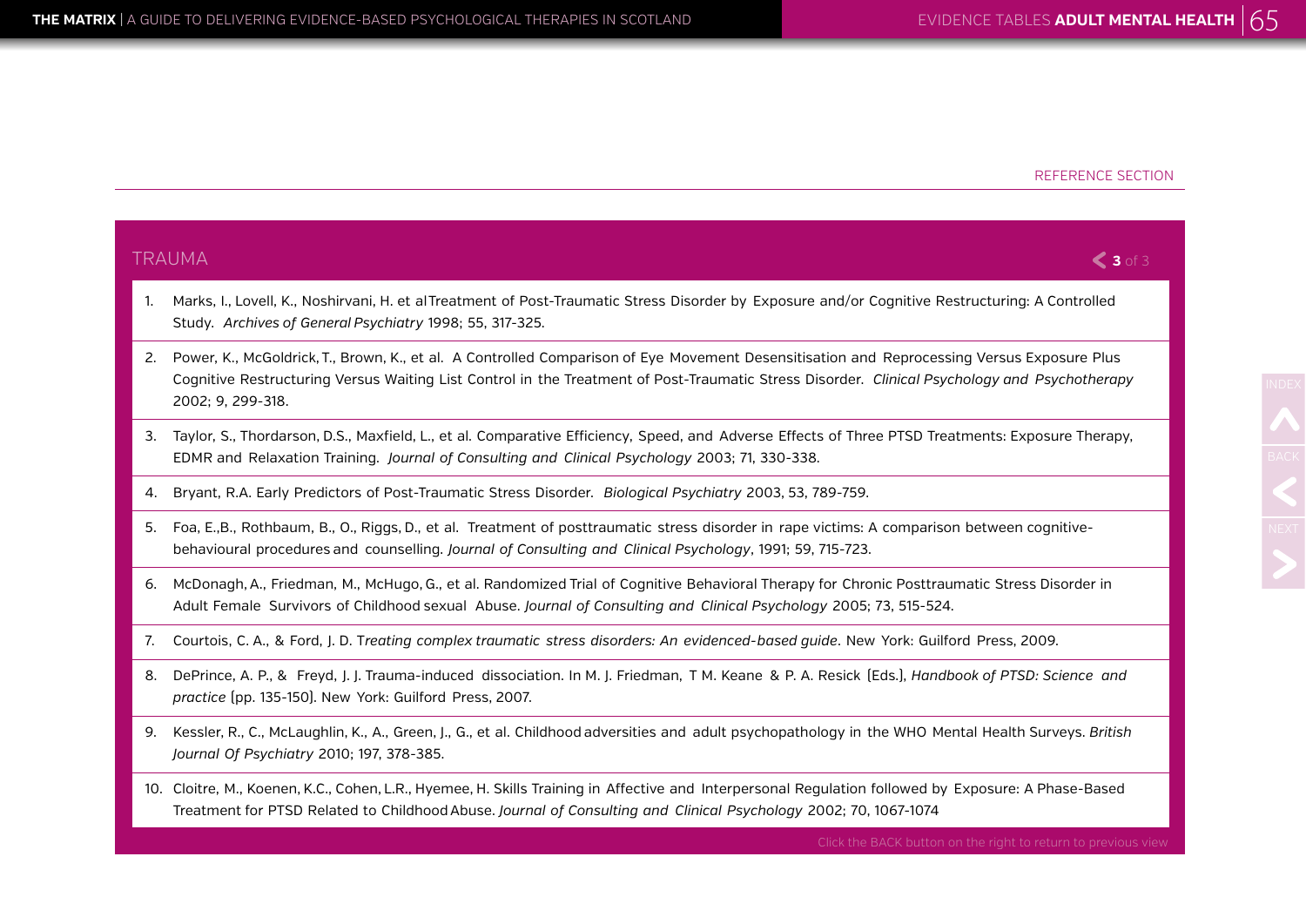REFERENCE SECTION

## TRAUMA

3 of 3

1. Marks, I., Lovell, K., Noshirvani, H. et al Treatment of Post-Traumatic Stress Disorder by Exposure and/or Cognitive Restructuring: A Controlled Study. *Archives of General Psychiatry* 1998; 55, 317-325.
2. Power, K., McGoldrick, T., Brown, K., et al. A Controlled Comparison of Eye Movement Desensitisation and Reprocessing Versus Exposure Plus Cognitive Restructuring Versus Waiting List Control in the Treatment of Post-Traumatic Stress Disorder. *Clinical Psychology and Psychotherapy* 2002; 9, 299-318.
3. Taylor, S., Thordarson, D.S., Maxfield, L., et al. Comparative Efficiency, Speed, and Adverse Effects of Three PTSD Treatments: Exposure Therapy, EDMR and Relaxation Training. *Journal of Consulting and Clinical Psychology* 2003; 71, 330-338.
4. Bryant, R.A. Early Predictors of Post-Traumatic Stress Disorder. *Biological Psychiatry* 2003, 53, 789-759.
5. Foa, E.,B., Rothbaum, B., O., Riggs, D., et al. Treatment of posttraumatic stress disorder in rape victims: A comparison between cognitive-behavioural procedures and counselling. *Journal of Consulting and Clinical Psychology*, 1991; 59, 715-723.
6. McDonagh, A., Friedman, M., McHugo, G., et al. Randomized Trial of Cognitive Behavioral Therapy for Chronic Posttraumatic Stress Disorder in Adult Female Survivors of Childhood sexual Abuse. *Journal of Consulting and Clinical Psychology* 2005; 73, 515-524.
7. Courtois, C. A., & Ford, J. D. T*reating complex traumatic stress disorders: An evidenced-based guide*. New York: Guilford Press, 2009.
8. DePrince, A. P., & Freyd, J. J. Trauma-induced dissociation. In M. J. Friedman, T M. Keane & P. A. Resick (Eds.), *Handbook of PTSD: Science and practice* (pp. 135-150). New York: Guilford Press, 2007.
9. Kessler, R., C., McLaughlin, K., A., Green, J., G., et al. Childhood adversities and adult psychopathology in the WHO Mental Health Surveys. *British Journal Of Psychiatry* 2010; 197, 378-385.
10. Cloitre, M., Koenen, K.C., Cohen, L.R., Hyemee, H. Skills Training in Affective and Interpersonal Regulation followed by Exposure: A Phase-Based Treatment for PTSD Related to Childhood Abuse. *Journal of Consulting and Clinical Psychology* 2002; 70, 1067-1074

Click the BACK button on the right to return to previous view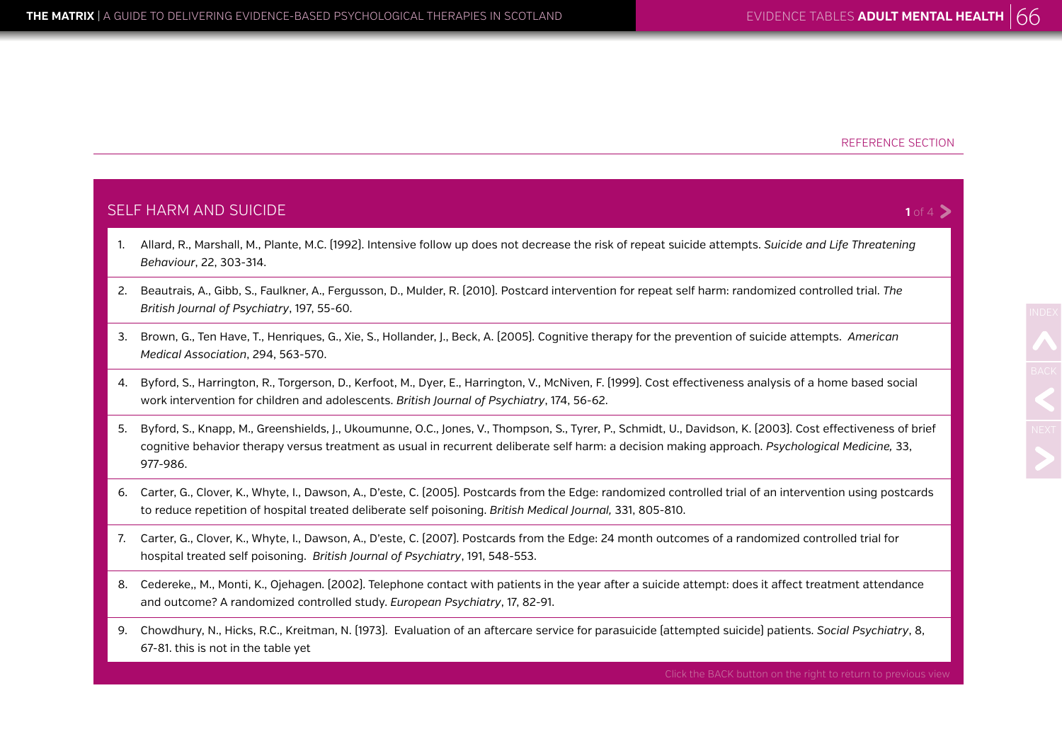REFERENCE SECTION

## SELF HARM AND SUICIDE

1. Allard, R., Marshall, M., Plante, M.C. (1992). Intensive follow up does not decrease the risk of repeat suicide attempts. *Suicide and Life Threatening Behaviour*, 22, 303-314.
2. Beautrais, A., Gibb, S., Faulkner, A., Fergusson, D., Mulder, R. (2010). Postcard intervention for repeat self harm: randomized controlled trial. *The British Journal of Psychiatry*, 197, 55-60.
3. Brown, G., Ten Have, T., Henriques, G., Xie, S., Hollander, J., Beck, A. (2005). Cognitive therapy for the prevention of suicide attempts. *American Medical Association*, 294, 563-570.
4. Byford, S., Harrington, R., Torgerson, D., Kerfoot, M., Dyer, E., Harrington, V., McNiven, F. (1999). Cost effectiveness analysis of a home based social work intervention for children and adolescents. *British Journal of Psychiatry*, 174, 56-62.
5. Byford, S., Knapp, M., Greenshields, J., Ukoumunne, O.C., Jones, V., Thompson, S., Tyrer, P., Schmidt, U., Davidson, K. (2003). Cost effectiveness of brief cognitive behavior therapy versus treatment as usual in recurrent deliberate self harm: a decision making approach. *Psychological Medicine,* 33, 977-986.
6. Carter, G., Clover, K., Whyte, I., Dawson, A., D'este, C. (2005). Postcards from the Edge: randomized controlled trial of an intervention using postcards to reduce repetition of hospital treated deliberate self poisoning. *British Medical Journal,* 331, 805-810.
7. Carter, G., Clover, K., Whyte, I., Dawson, A., D'este, C. (2007). Postcards from the Edge: 24 month outcomes of a randomized controlled trial for hospital treated self poisoning. *British Journal of Psychiatry*, 191, 548-553.
8. Cedereke,, M., Monti, K., Ojehagen. (2002). Telephone contact with patients in the year after a suicide attempt: does it affect treatment attendance and outcome? A randomized controlled study. *European Psychiatry*, 17, 82-91.
9. Chowdhury, N., Hicks, R.C., Kreitman, N. (1973). Evaluation of an aftercare service for parasuicide (attempted suicide) patients. *Social Psychiatry*, 8, 67-81. this is not in the table yet

Click the BACK button on the right to return to previous view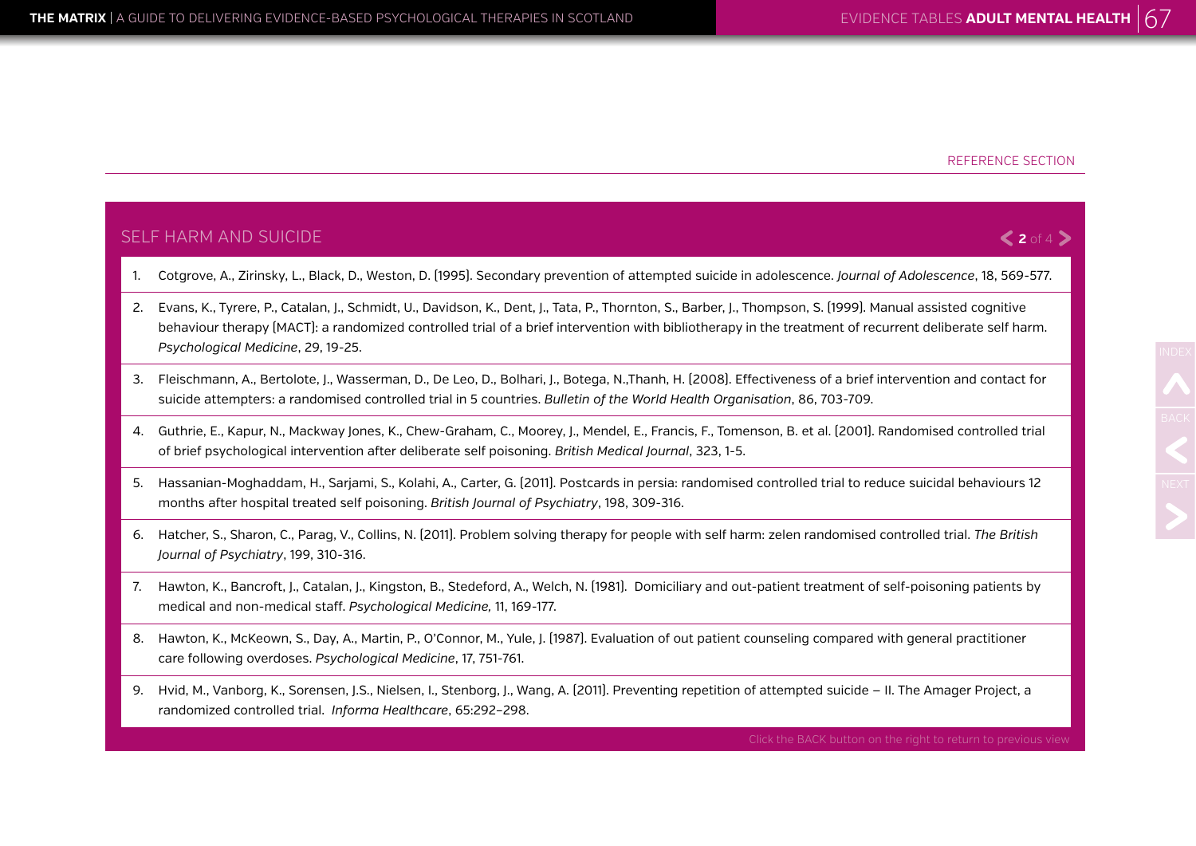REFERENCE SECTION

## SELF HARM AND SUICIDE

1. Cotgrove, A., Zirinsky, L., Black, D., Weston, D. (1995). Secondary prevention of attempted suicide in adolescence. *Journal of Adolescence*, 18, 569-577.
2. Evans, K., Tyrere, P., Catalan, J., Schmidt, U., Davidson, K., Dent, J., Tata, P., Thornton, S., Barber, J., Thompson, S. (1999). Manual assisted cognitive behaviour therapy (MACT): a randomized controlled trial of a brief intervention with bibliotherapy in the treatment of recurrent deliberate self harm. *Psychological Medicine*, 29, 19-25.
3. Fleischmann, A., Bertolote, J., Wasserman, D., De Leo, D., Bolhari, J., Botega, N.,Thanh, H. (2008). Effectiveness of a brief intervention and contact for suicide attempters: a randomised controlled trial in 5 countries. *Bulletin of the World Health Organisation*, 86, 703-709.
4. Guthrie, E., Kapur, N., Mackway Jones, K., Chew-Graham, C., Moorey, J., Mendel, E., Francis, F., Tomenson, B. et al. (2001). Randomised controlled trial of brief psychological intervention after deliberate self poisoning. *British Medical Journal*, 323, 1-5.
5. Hassanian-Moghaddam, H., Sarjami, S., Kolahi, A., Carter, G. (2011). Postcards in persia: randomised controlled trial to reduce suicidal behaviours 12 months after hospital treated self poisoning. *British Journal of Psychiatry*, 198, 309-316.
6. Hatcher, S., Sharon, C., Parag, V., Collins, N. (2011). Problem solving therapy for people with self harm: zelen randomised controlled trial. *The British Journal of Psychiatry*, 199, 310-316.
7. Hawton, K., Bancroft, J., Catalan, J., Kingston, B., Stedeford, A., Welch, N. (1981). Domiciliary and out-patient treatment of self-poisoning patients by medical and non-medical staff. *Psychological Medicine,* 11, 169-177.
8. Hawton, K., McKeown, S., Day, A., Martin, P., O'Connor, M., Yule, J. (1987). Evaluation of out patient counseling compared with general practitioner care following overdoses. *Psychological Medicine*, 17, 751-761.
9. Hvid, M., Vanborg, K., Sorensen, J.S., Nielsen, I., Stenborg, J., Wang, A. (2011). Preventing repetition of attempted suicide – II. The Amager Project, a randomized controlled trial. *Informa Healthcare*, 65:292–298.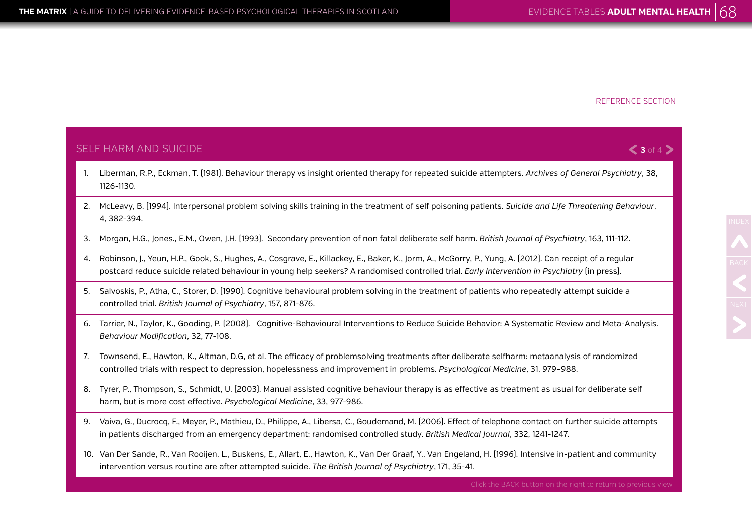REFERENCE SECTION

## SELF HARM AND SUICIDE

1. Liberman, R.P., Eckman, T. (1981). Behaviour therapy vs insight oriented therapy for repeated suicide attempters. *Archives of General Psychiatry*, 38, 1126-1130.
2. McLeavy, B. (1994). Interpersonal problem solving skills training in the treatment of self poisoning patients. *Suicide and Life Threatening Behaviour*, 4, 382-394.
3. Morgan, H.G., Jones., E.M., Owen, J.H. (1993). Secondary prevention of non fatal deliberate self harm. *British Journal of Psychiatry*, 163, 111-112.
4. Robinson, J., Yeun, H.P., Gook, S., Hughes, A., Cosgrave, E., Killackey, E., Baker, K., Jorm, A., McGorry, P., Yung, A. (2012). Can receipt of a regular postcard reduce suicide related behaviour in young help seekers? A randomised controlled trial. *Early Intervention in Psychiatry* (in press).
5. Salvoskis, P., Atha, C., Storer, D. (1990). Cognitive behavioural problem solving in the treatment of patients who repeatedly attempt suicide a controlled trial. *British Journal of Psychiatry*, 157, 871-876.
6. Tarrier, N., Taylor, K., Gooding, P. (2008). Cognitive-Behavioural Interventions to Reduce Suicide Behavior: A Systematic Review and Meta-Analysis. *Behaviour Modification*, 32, 77-108.
7. Townsend, E., Hawton, K., Altman, D.G, et al. The efficacy of problemsolving treatments after deliberate selfharm: metaanalysis of randomized controlled trials with respect to depression, hopelessness and improvement in problems. *Psychological Medicine*, 31, 979–988.
8. Tyrer, P., Thompson, S., Schmidt, U. (2003). Manual assisted cognitive behaviour therapy is as effective as treatment as usual for deliberate self harm, but is more cost effective. *Psychological Medicine*, 33, 977-986.
9. Vaiva, G., Ducrocq, F., Meyer, P., Mathieu, D., Philippe, A., Libersa, C., Goudemand, M. (2006). Effect of telephone contact on further suicide attempts in patients discharged from an emergency department: randomised controlled study. *British Medical Journal*, 332, 1241-1247.
10. Van Der Sande, R., Van Rooijen, L., Buskens, E., Allart, E., Hawton, K., Van Der Graaf, Y., Van Engeland, H. (1996). Intensive in-patient and community intervention versus routine are after attempted suicide. *The British Journal of Psychiatry*, 171, 35-41.

Click the BACK button on the right to return to previous view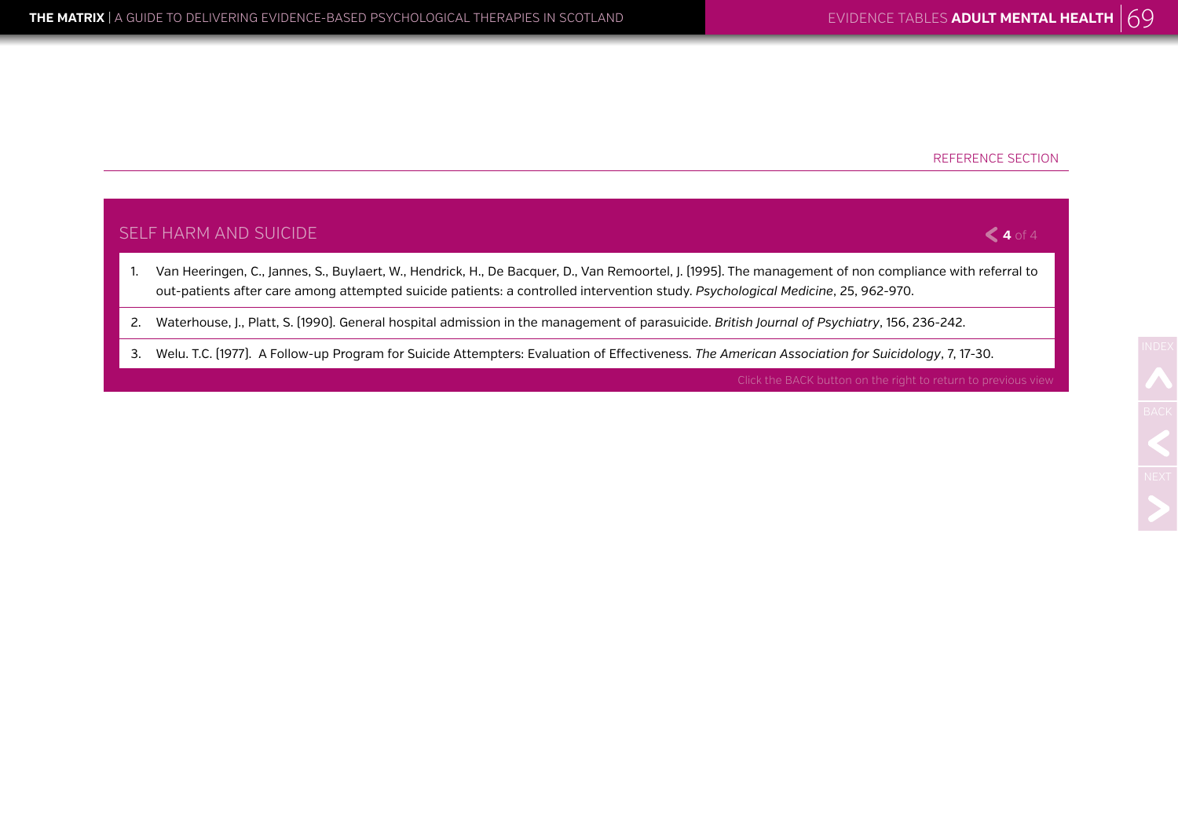REFERENCE SECTION

## SELF HARM AND SUICIDE

1. Van Heeringen, C., Jannes, S., Buylaert, W., Hendrick, H., De Bacquer, D., Van Remoortel, J. (1995). The management of non compliance with referral to out-patients after care among attempted suicide patients: a controlled intervention study. *Psychological Medicine*, 25, 962-970.
2. Waterhouse, J., Platt, S. (1990). General hospital admission in the management of parasuicide. *British Journal of Psychiatry*, 156, 236-242.
3. Welu. T.C. (1977). A Follow-up Program for Suicide Attempters: Evaluation of Effectiveness. *The American Association for Suicidology*, 7, 17-30.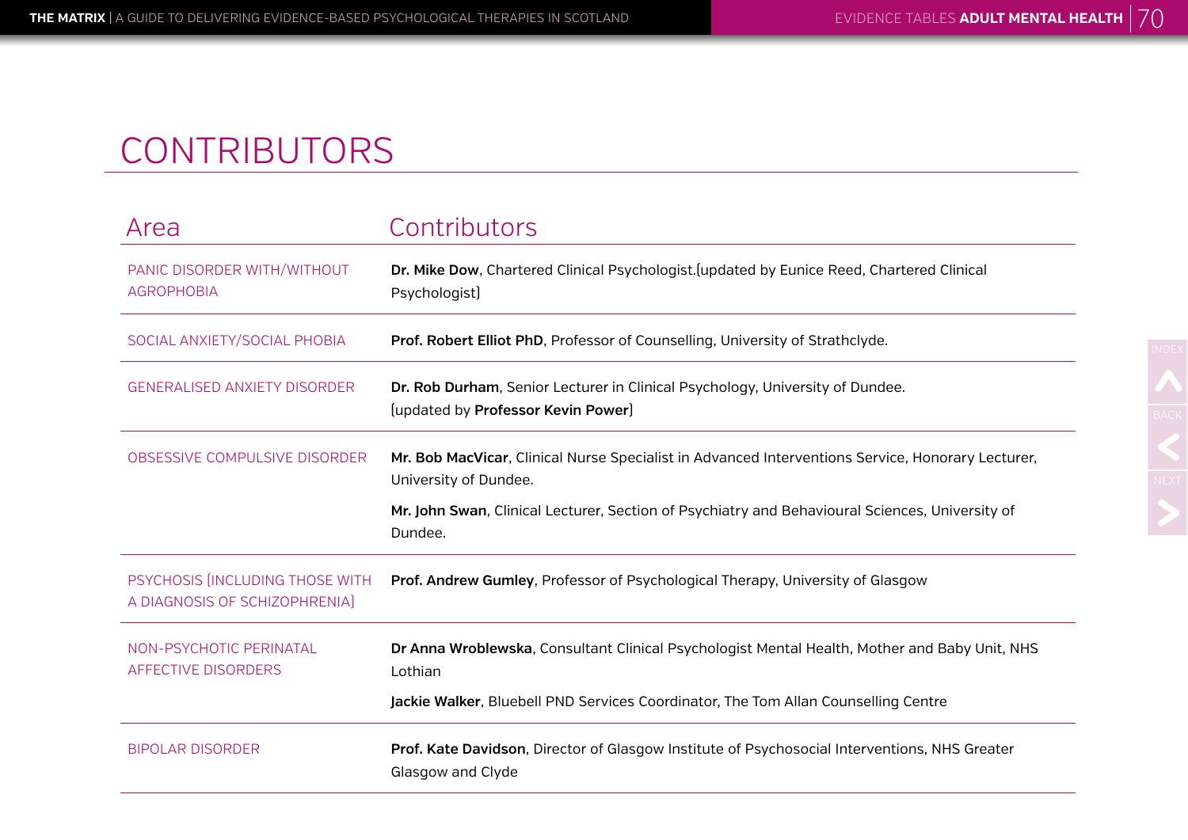# CONTRIBUTORS

| Area | Contributors |
|---|---|
| PANIC DISORDER WITH/WITHOUT AGROPHOBIA | **Dr. Mike Dow**, Chartered Clinical Psychologist.(updated by Eunice Reed, Chartered Clinical Psychologist) |
| SOCIAL ANXIETY/SOCIAL PHOBIA | **Prof. Robert Elliot PhD**, Professor of Counselling, University of Strathclyde. |
| GENERALISED ANXIETY DISORDER | **Dr. Rob Durham**, Senior Lecturer in Clinical Psychology, University of Dundee. (updated by **Professor Kevin Power**) |
| OBSESSIVE COMPULSIVE DISORDER | **Mr. Bob MacVicar**, Clinical Nurse Specialist in Advanced Interventions Service, Honorary Lecturer, University of Dundee.<br>**Mr. John Swan**, Clinical Lecturer, Section of Psychiatry and Behavioural Sciences, University of Dundee. |
| PSYCHOSIS (INCLUDING THOSE WITH A DIAGNOSIS OF SCHIZOPHRENIA) | **Prof. Andrew Gumley**, Professor of Psychological Therapy, University of Glasgow |
| NON-PSYCHOTIC PERINATAL AFFECTIVE DISORDERS | **Dr Anna Wroblewska**, Consultant Clinical Psychologist Mental Health, Mother and Baby Unit, NHS Lothian<br>**Jackie Walker**, Bluebell PND Services Coordinator, The Tom Allan Counselling Centre |
| BIPOLAR DISORDER | **Prof. Kate Davidson**, Director of Glasgow Institute of Psychosocial Interventions, NHS Greater Glasgow and Clyde |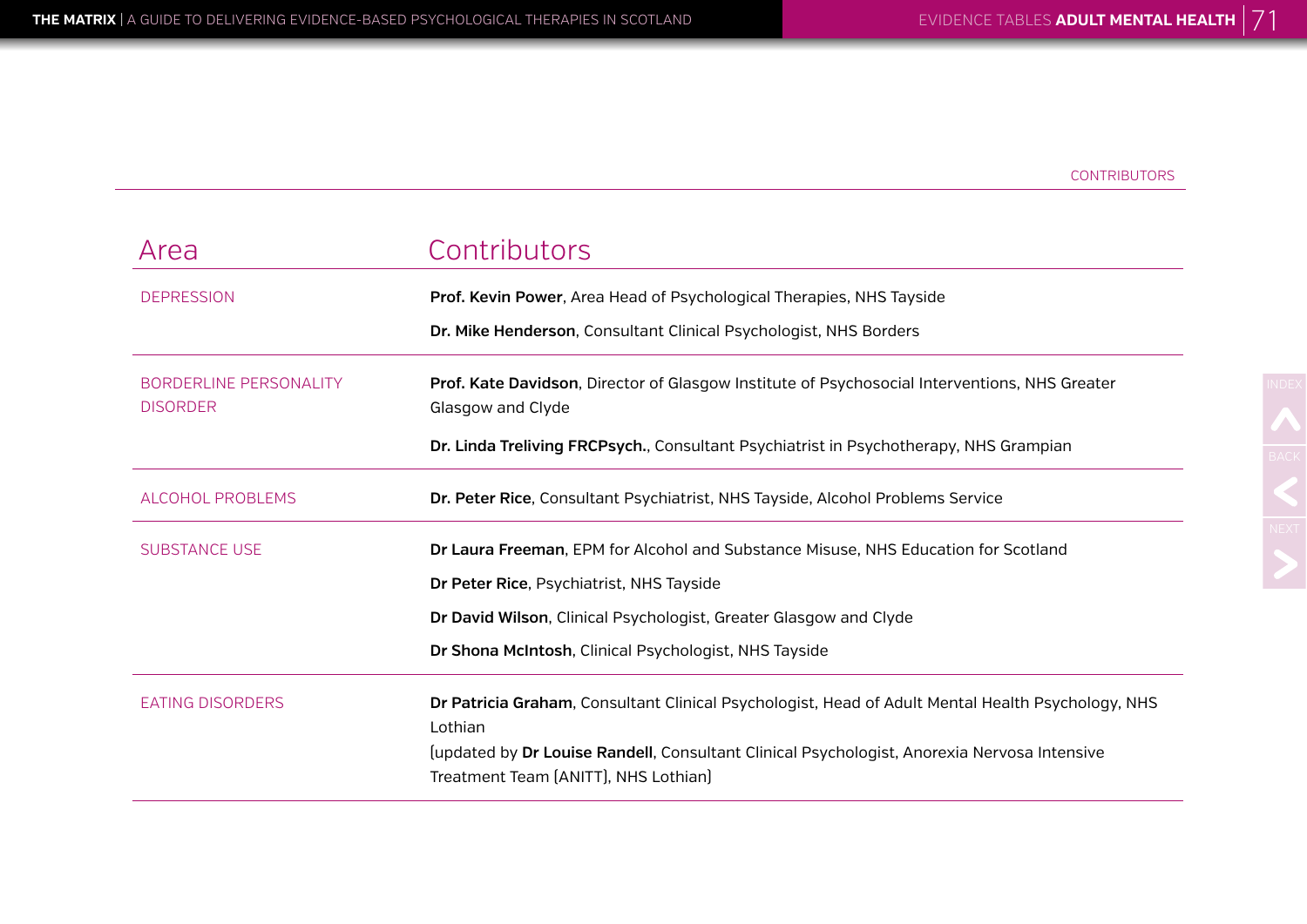CONTRIBUTORS

| Area | Contributors |
| --- | --- |
| DEPRESSION | **Prof. Kevin Power**, Area Head of Psychological Therapies, NHS Tayside<br>**Dr. Mike Henderson**, Consultant Clinical Psychologist, NHS Borders |
| BORDERLINE PERSONALITY DISORDER | **Prof. Kate Davidson**, Director of Glasgow Institute of Psychosocial Interventions, NHS Greater Glasgow and Clyde<br>**Dr. Linda Treliving FRCPsych.**, Consultant Psychiatrist in Psychotherapy, NHS Grampian |
| ALCOHOL PROBLEMS | **Dr. Peter Rice**, Consultant Psychiatrist, NHS Tayside, Alcohol Problems Service |
| SUBSTANCE USE | **Dr Laura Freeman**, EPM for Alcohol and Substance Misuse, NHS Education for Scotland<br>**Dr Peter Rice**, Psychiatrist, NHS Tayside<br>**Dr David Wilson**, Clinical Psychologist, Greater Glasgow and Clyde<br>**Dr Shona McIntosh**, Clinical Psychologist, NHS Tayside |
| EATING DISORDERS | **Dr Patricia Graham**, Consultant Clinical Psychologist, Head of Adult Mental Health Psychology, NHS Lothian<br>(updated by **Dr Louise Randell**, Consultant Clinical Psychologist, Anorexia Nervosa Intensive Treatment Team (ANITT), NHS Lothian) |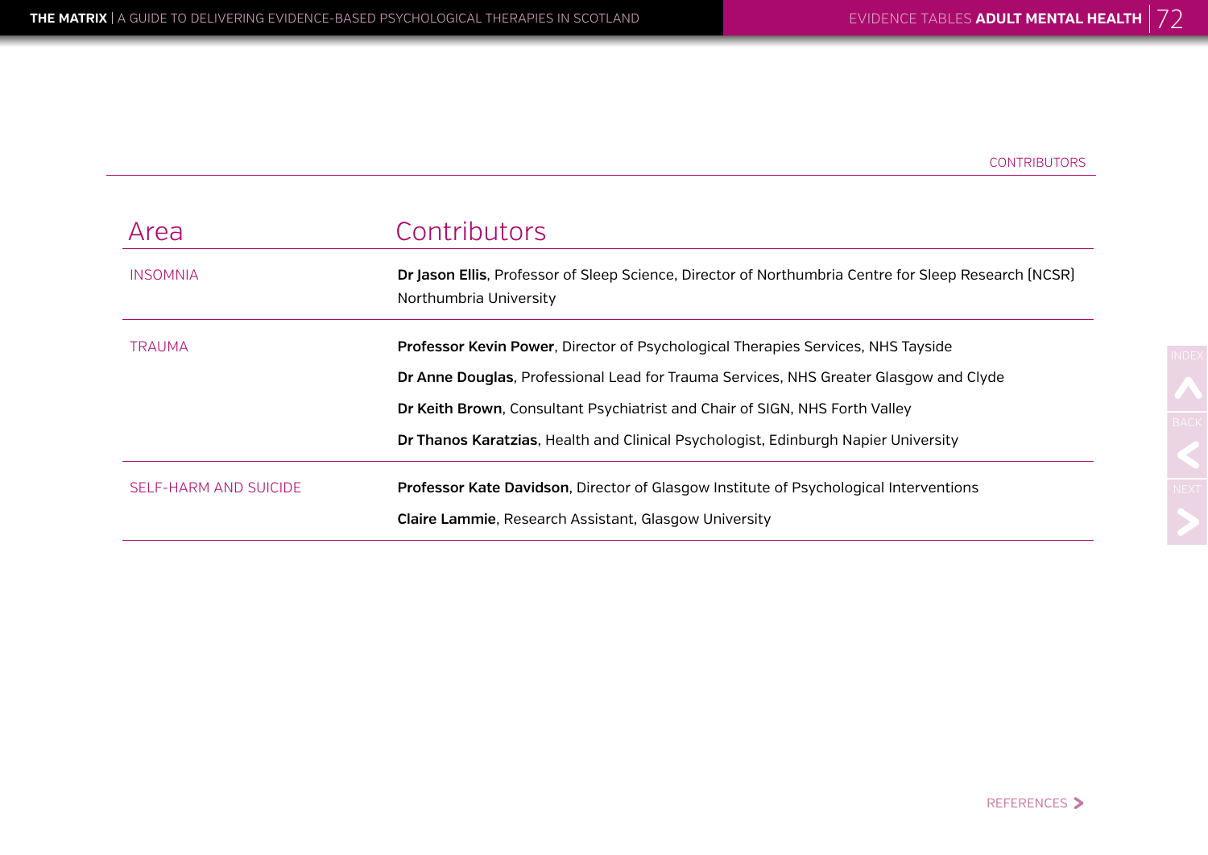CONTRIBUTORS

| Area | Contributors |
|---|---|
| INSOMNIA | **Dr Jason Ellis**, Professor of Sleep Science, Director of Northumbria Centre for Sleep Research (NCSR) Northumbria University |
| TRAUMA | **Professor Kevin Power**, Director of Psychological Therapies Services, NHS Tayside |
| | **Dr Anne Douglas**, Professional Lead for Trauma Services, NHS Greater Glasgow and Clyde |
| | **Dr Keith Brown**, Consultant Psychiatrist and Chair of SIGN, NHS Forth Valley |
| | **Dr Thanos Karatzias**, Health and Clinical Psychologist, Edinburgh Napier University |
| SELF-HARM AND SUICIDE | **Professor Kate Davidson**, Director of Glasgow Institute of Psychological Interventions |
| | **Claire Lammie**, Research Assistant, Glasgow University |

REFERENCES >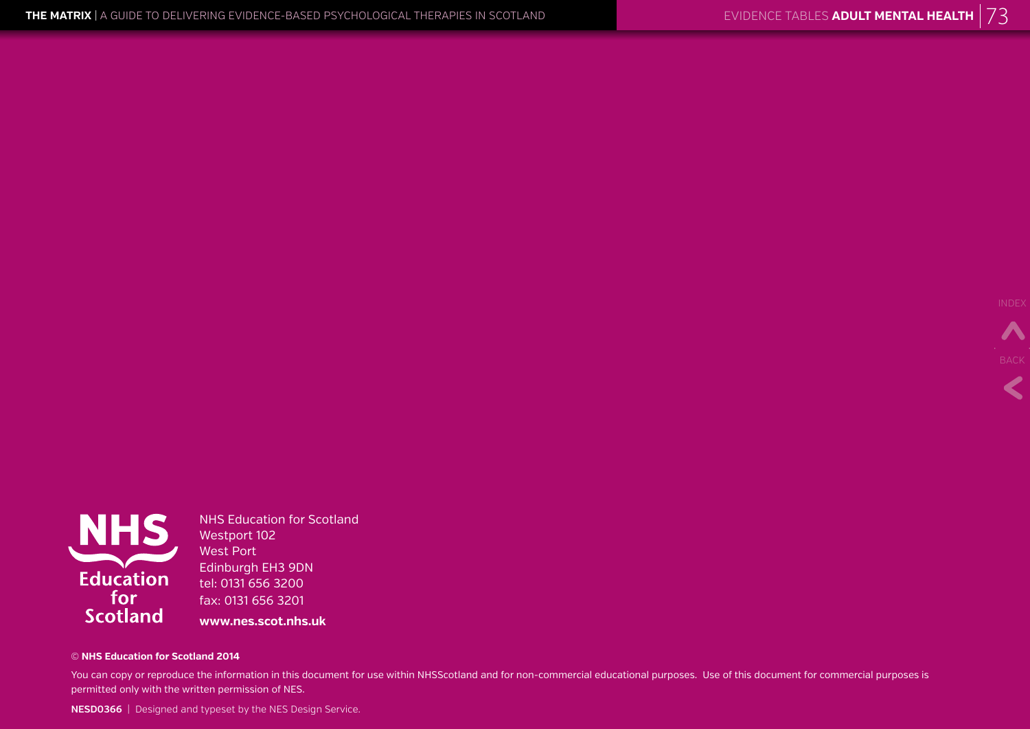NHS Education for Scotland
Westport 102
West Port
Edinburgh EH3 9DN
tel: 0131 656 3200
fax: 0131 656 3201

**www.nes.scot.nhs.uk**

© **NHS Education for Scotland 2014**

You can copy or reproduce the information in this document for use within NHSScotland and for non-commercial educational purposes. Use of this document for commercial purposes is permitted only with the written permission of NES.

**NESD0366** | Designed and typeset by the NES Design Service.